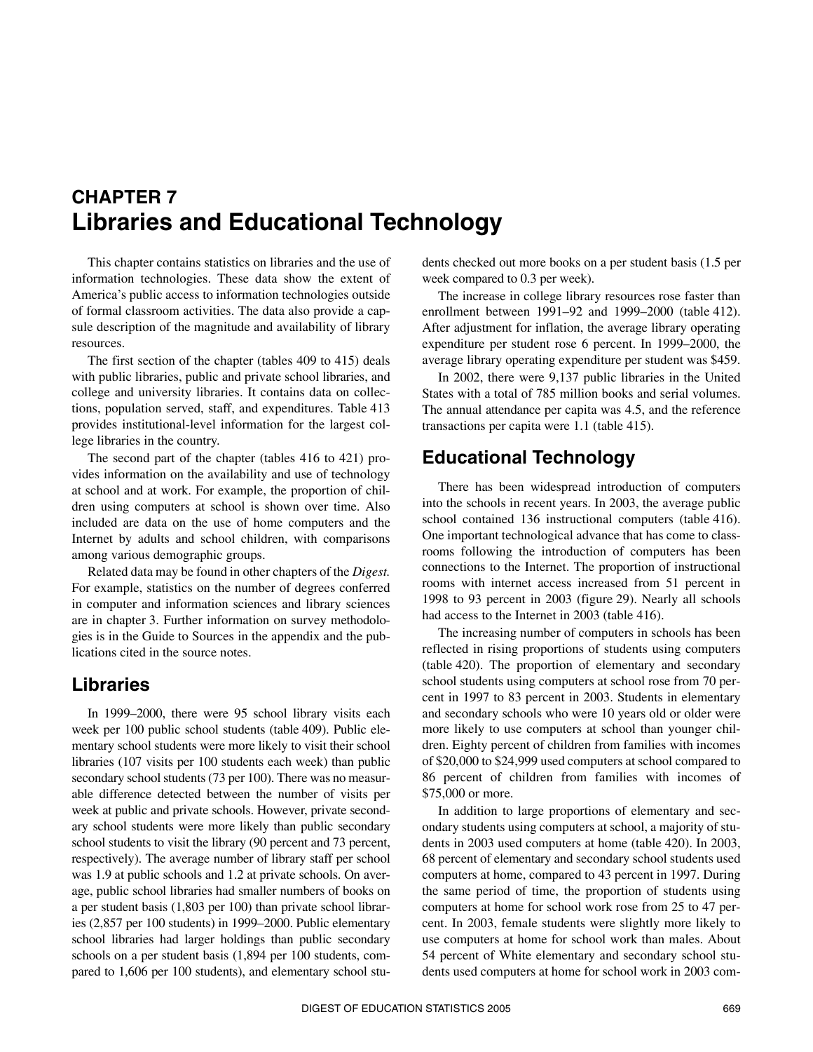# CHAPTER 7
# Libraries and Educational Technology

This chapter contains statistics on libraries and the use of information technologies. These data show the extent of America's public access to information technologies outside of formal classroom activities. The data also provide a capsule description of the magnitude and availability of library resources.

The first section of the chapter (tables 409 to 415) deals with public libraries, public and private school libraries, and college and university libraries. It contains data on collections, population served, staff, and expenditures. Table 413 provides institutional-level information for the largest college libraries in the country.

The second part of the chapter (tables 416 to 421) provides information on the availability and use of technology at school and at work. For example, the proportion of children using computers at school is shown over time. Also included are data on the use of home computers and the Internet by adults and school children, with comparisons among various demographic groups.

Related data may be found in other chapters of the *Digest.* For example, statistics on the number of degrees conferred in computer and information sciences and library sciences are in chapter 3. Further information on survey methodologies is in the Guide to Sources in the appendix and the publications cited in the source notes.

## Libraries

In 1999–2000, there were 95 school library visits each week per 100 public school students (table 409). Public elementary school students were more likely to visit their school libraries (107 visits per 100 students each week) than public secondary school students (73 per 100). There was no measurable difference detected between the number of visits per week at public and private schools. However, private secondary school students were more likely than public secondary school students to visit the library (90 percent and 73 percent, respectively). The average number of library staff per school was 1.9 at public schools and 1.2 at private schools. On average, public school libraries had smaller numbers of books on a per student basis (1,803 per 100) than private school libraries (2,857 per 100 students) in 1999–2000. Public elementary school libraries had larger holdings than public secondary schools on a per student basis (1,894 per 100 students, compared to 1,606 per 100 students), and elementary school students checked out more books on a per student basis (1.5 per week compared to 0.3 per week).

The increase in college library resources rose faster than enrollment between 1991–92 and 1999–2000 (table 412). After adjustment for inflation, the average library operating expenditure per student rose 6 percent. In 1999–2000, the average library operating expenditure per student was $459.

In 2002, there were 9,137 public libraries in the United States with a total of 785 million books and serial volumes. The annual attendance per capita was 4.5, and the reference transactions per capita were 1.1 (table 415).

## Educational Technology

There has been widespread introduction of computers into the schools in recent years. In 2003, the average public school contained 136 instructional computers (table 416). One important technological advance that has come to classrooms following the introduction of computers has been connections to the Internet. The proportion of instructional rooms with internet access increased from 51 percent in 1998 to 93 percent in 2003 (figure 29). Nearly all schools had access to the Internet in 2003 (table 416).

The increasing number of computers in schools has been reflected in rising proportions of students using computers (table 420). The proportion of elementary and secondary school students using computers at school rose from 70 percent in 1997 to 83 percent in 2003. Students in elementary and secondary schools who were 10 years old or older were more likely to use computers at school than younger children. Eighty percent of children from families with incomes of $20,000 to $24,999 used computers at school compared to 86 percent of children from families with incomes of $75,000 or more.

In addition to large proportions of elementary and secondary students using computers at school, a majority of students in 2003 used computers at home (table 420). In 2003, 68 percent of elementary and secondary school students used computers at home, compared to 43 percent in 1997. During the same period of time, the proportion of students using computers at home for school work rose from 25 to 47 percent. In 2003, female students were slightly more likely to use computers at home for school work than males. About 54 percent of White elementary and secondary school students used computers at home for school work in 2003 com-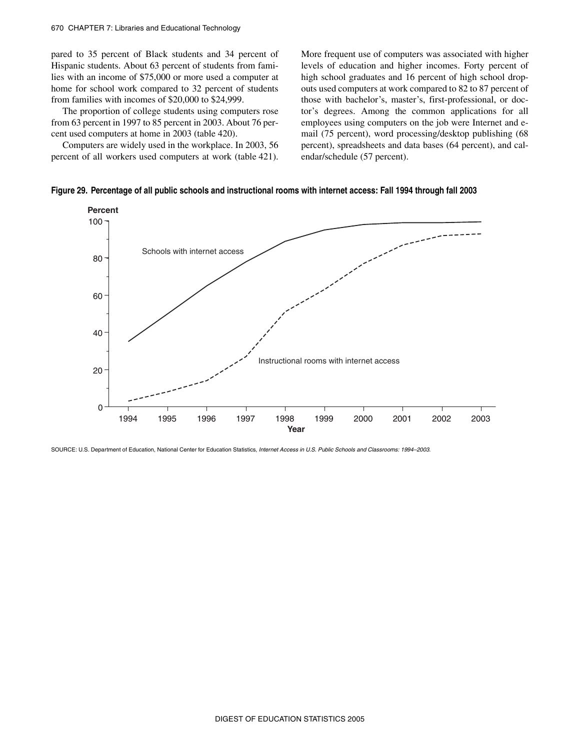pared to 35 percent of Black students and 34 percent of Hispanic students. About 63 percent of students from families with an income of $75,000 or more used a computer at home for school work compared to 32 percent of students from families with incomes of $20,000 to $24,999.

The proportion of college students using computers rose from 63 percent in 1997 to 85 percent in 2003. About 76 percent used computers at home in 2003 (table 420).

Computers are widely used in the workplace. In 2003, 56 percent of all workers used computers at work (table 421). More frequent use of computers was associated with higher levels of education and higher incomes. Forty percent of high school graduates and 16 percent of high school dropouts used computers at work compared to 82 to 87 percent of those with bachelor's, master's, first-professional, or doctor's degrees. Among the common applications for all employees using computers on the job were Internet and e-mail (75 percent), word processing/desktop publishing (68 percent), spreadsheets and data bases (64 percent), and calendar/schedule (57 percent).

**Figure 29. Percentage of all public schools and instructional rooms with internet access: Fall 1994 through fall 2003**

SOURCE: U.S. Department of Education, National Center for Education Statistics, *Internet Access in U.S. Public Schools and Classrooms: 1994–2003.*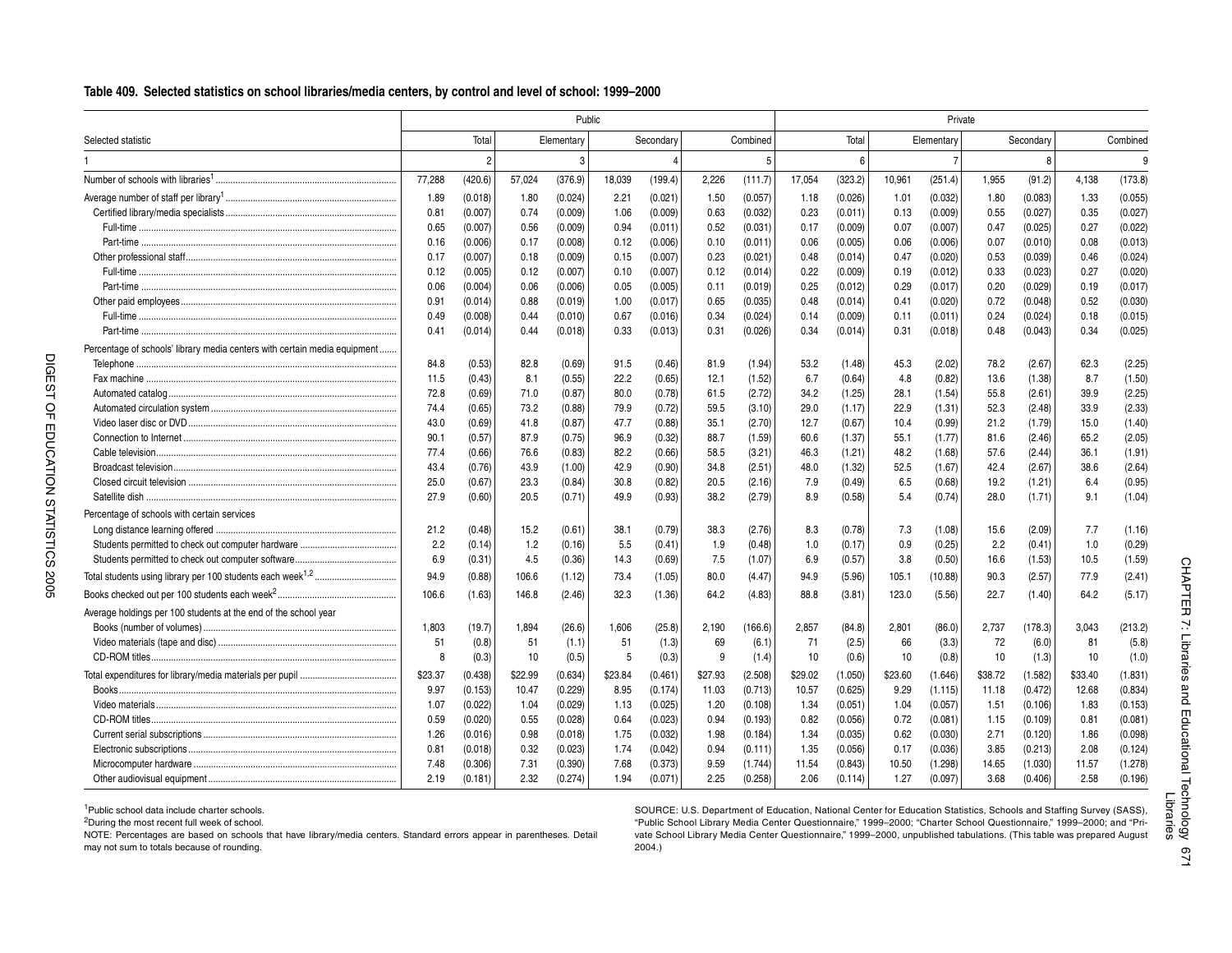## Table 409. Selected statistics on school libraries/media centers, by control and level of school: 1999–2000

| Selected statistic | Public | | | | | | | | Private | | | | | | | |
|---|---|---|---|---|---|---|---|---|---|---|---|---|---|---|---|---|
| | Total | | Elementary | | Secondary | | Combined | | Total | | Elementary | | Secondary | | Combined | |
| 1 | 2 | | 3 | | 4 | | 5 | | 6 | | 7 | | 8 | | 9 | |
| Number of schools with libraries[1] | 77,288 | (420.6) | 57,024 | (376.9) | 18,039 | (199.4) | 2,226 | (111.7) | 17,054 | (323.2) | 10,961 | (251.4) | 1,955 | (91.2) | 4,138 | (173.8) |
| Average number of staff per library[1] | 1.89 | (0.018) | 1.80 | (0.024) | 2.21 | (0.021) | 1.50 | (0.057) | 1.18 | (0.026) | 1.01 | (0.032) | 1.80 | (0.083) | 1.33 | (0.055) |
| Certified library/media specialists | 0.81 | (0.007) | 0.74 | (0.009) | 1.06 | (0.009) | 0.63 | (0.032) | 0.23 | (0.011) | 0.13 | (0.009) | 0.55 | (0.027) | 0.35 | (0.027) |
| Full-time | 0.65 | (0.007) | 0.56 | (0.009) | 0.94 | (0.011) | 0.52 | (0.031) | 0.17 | (0.009) | 0.07 | (0.007) | 0.47 | (0.025) | 0.27 | (0.022) |
| Part-time | 0.16 | (0.006) | 0.17 | (0.008) | 0.12 | (0.006) | 0.10 | (0.011) | 0.06 | (0.005) | 0.06 | (0.006) | 0.07 | (0.010) | 0.08 | (0.013) |
| Other professional staff | 0.17 | (0.007) | 0.18 | (0.009) | 0.15 | (0.007) | 0.23 | (0.021) | 0.48 | (0.014) | 0.47 | (0.020) | 0.53 | (0.039) | 0.46 | (0.024) |
| Full-time | 0.12 | (0.005) | 0.12 | (0.007) | 0.10 | (0.007) | 0.12 | (0.014) | 0.22 | (0.009) | 0.19 | (0.012) | 0.33 | (0.023) | 0.27 | (0.020) |
| Part-time | 0.06 | (0.004) | 0.06 | (0.006) | 0.05 | (0.005) | 0.11 | (0.019) | 0.25 | (0.012) | 0.29 | (0.017) | 0.20 | (0.029) | 0.19 | (0.017) |
| Other paid employees | 0.91 | (0.014) | 0.88 | (0.019) | 1.00 | (0.017) | 0.65 | (0.035) | 0.48 | (0.014) | 0.41 | (0.020) | 0.72 | (0.048) | 0.52 | (0.030) |
| Full-time | 0.49 | (0.008) | 0.44 | (0.010) | 0.67 | (0.016) | 0.34 | (0.024) | 0.14 | (0.009) | 0.11 | (0.011) | 0.24 | (0.024) | 0.18 | (0.015) |
| Part-time | 0.41 | (0.014) | 0.44 | (0.018) | 0.33 | (0.013) | 0.31 | (0.026) | 0.34 | (0.014) | 0.31 | (0.018) | 0.48 | (0.043) | 0.34 | (0.025) |
| Percentage of schools' library media centers with certain media equipment | | | | | | | | | | | | | | | | |
| Telephone | 84.8 | (0.53) | 82.8 | (0.69) | 91.5 | (0.46) | 81.9 | (1.94) | 53.2 | (1.48) | 45.3 | (2.02) | 78.2 | (2.67) | 62.3 | (2.25) |
| Fax machine | 11.5 | (0.43) | 8.1 | (0.55) | 22.2 | (0.65) | 12.1 | (1.52) | 6.7 | (0.64) | 4.8 | (0.82) | 13.6 | (1.38) | 8.7 | (1.50) |
| Automated catalog | 72.8 | (0.69) | 71.0 | (0.87) | 80.0 | (0.78) | 61.5 | (2.72) | 34.2 | (1.25) | 28.1 | (1.54) | 55.8 | (2.61) | 39.9 | (2.25) |
| Automated circulation system | 74.4 | (0.65) | 73.2 | (0.88) | 79.9 | (0.72) | 59.5 | (3.10) | 29.0 | (1.17) | 22.9 | (1.31) | 52.3 | (2.48) | 33.9 | (2.33) |
| Video laser disc or DVD | 43.0 | (0.69) | 41.8 | (0.87) | 47.7 | (0.88) | 35.1 | (2.70) | 12.7 | (0.67) | 10.4 | (0.99) | 21.2 | (1.79) | 15.0 | (1.40) |
| Connection to Internet | 90.1 | (0.57) | 87.9 | (0.75) | 96.9 | (0.32) | 88.7 | (1.59) | 60.6 | (1.37) | 55.1 | (1.77) | 81.6 | (2.46) | 65.2 | (2.05) |
| Cable television | 77.4 | (0.66) | 76.6 | (0.83) | 82.2 | (0.66) | 58.5 | (3.21) | 46.3 | (1.21) | 48.2 | (1.68) | 57.6 | (2.44) | 36.1 | (1.91) |
| Broadcast television | 43.4 | (0.76) | 43.9 | (1.00) | 42.9 | (0.90) | 34.8 | (2.51) | 48.0 | (1.32) | 52.5 | (1.67) | 42.4 | (2.67) | 38.6 | (2.64) |
| Closed circuit television | 25.0 | (0.67) | 23.3 | (0.84) | 30.8 | (0.82) | 20.5 | (2.16) | 7.9 | (0.49) | 6.5 | (0.68) | 19.2 | (1.21) | 6.4 | (0.95) |
| Satellite dish | 27.9 | (0.60) | 20.5 | (0.71) | 49.9 | (0.93) | 38.2 | (2.79) | 8.9 | (0.58) | 5.4 | (0.74) | 28.0 | (1.71) | 9.1 | (1.04) |
| Percentage of schools with certain services | | | | | | | | | | | | | | | | |
| Long distance learning offered | 21.2 | (0.48) | 15.2 | (0.61) | 38.1 | (0.79) | 38.3 | (2.76) | 8.3 | (0.78) | 7.3 | (1.08) | 15.6 | (2.09) | 7.7 | (1.16) |
| Students permitted to check out computer hardware | 2.2 | (0.14) | 1.2 | (0.16) | 5.5 | (0.41) | 1.9 | (0.48) | 1.0 | (0.17) | 0.9 | (0.25) | 2.2 | (0.41) | 1.0 | (0.29) |
| Students permitted to check out computer software | 6.9 | (0.31) | 4.5 | (0.36) | 14.3 | (0.69) | 7.5 | (1.07) | 6.9 | (0.57) | 3.8 | (0.50) | 16.6 | (1.53) | 10.5 | (1.59) |
| Total students using library per 100 students each week[1,2] | 94.9 | (0.88) | 106.6 | (1.12) | 73.4 | (1.05) | 80.0 | (4.47) | 94.9 | (5.96) | 105.1 | (10.88) | 90.3 | (2.57) | 77.9 | (2.41) |
| Books checked out per 100 students each week[2] | 106.6 | (1.63) | 146.8 | (2.46) | 32.3 | (1.36) | 64.2 | (4.83) | 88.8 | (3.81) | 123.0 | (5.56) | 22.7 | (1.40) | 64.2 | (5.17) |
| Average holdings per 100 students at the end of the school year | | | | | | | | | | | | | | | | |
| Books (number of volumes) | 1,803 | (19.7) | 1,894 | (26.6) | 1,606 | (25.8) | 2,190 | (166.6) | 2,857 | (84.8) | 2,801 | (86.0) | 2,737 | (178.3) | 3,043 | (213.2) |
| Video materials (tape and disc) | 51 | (0.8) | 51 | (1.1) | 51 | (1.3) | 69 | (6.1) | 71 | (2.5) | 66 | (3.3) | 72 | (6.0) | 81 | (5.8) |
| CD-ROM titles | 8 | (0.3) | 10 | (0.5) | 5 | (0.3) | 9 | (1.4) | 10 | (0.6) | 10 | (0.8) | 10 | (1.3) | 10 | (1.0) |
| Total expenditures for library/media materials per pupil | $23.37 | (0.438) | $22.99 | (0.634) | $23.84 | (0.461) | $27.93 | (2.508) | $29.02 | (1.050) | $23.60 | (1.646) | $38.72 | (1.582) | $33.40 | (1.831) |
| Books | 9.97 | (0.153) | 10.47 | (0.229) | 8.95 | (0.174) | 11.03 | (0.713) | 10.57 | (0.625) | 9.29 | (1.115) | 11.18 | (0.472) | 12.68 | (0.834) |
| Video materials | 1.07 | (0.022) | 1.04 | (0.029) | 1.13 | (0.025) | 1.20 | (0.108) | 1.34 | (0.051) | 1.04 | (0.057) | 1.51 | (0.106) | 1.83 | (0.153) |
| CD-ROM titles | 0.59 | (0.020) | 0.55 | (0.028) | 0.64 | (0.023) | 0.94 | (0.193) | 0.82 | (0.056) | 0.72 | (0.081) | 1.15 | (0.109) | 0.81 | (0.081) |
| Current serial subscriptions | 1.26 | (0.016) | 0.98 | (0.018) | 1.75 | (0.032) | 1.98 | (0.184) | 1.34 | (0.035) | 0.62 | (0.030) | 2.71 | (0.120) | 1.86 | (0.098) |
| Electronic subscriptions | 0.81 | (0.018) | 0.32 | (0.023) | 1.74 | (0.042) | 0.94 | (0.111) | 1.35 | (0.056) | 0.17 | (0.036) | 3.85 | (0.213) | 2.08 | (0.124) |
| Microcomputer hardware | 7.48 | (0.306) | 7.31 | (0.390) | 7.68 | (0.373) | 9.59 | (1.744) | 11.54 | (0.843) | 10.50 | (1.298) | 14.65 | (1.030) | 11.57 | (1.278) |
| Other audiovisual equipment | 2.19 | (0.181) | 2.32 | (0.274) | 1.94 | (0.071) | 2.25 | (0.258) | 2.06 | (0.114) | 1.27 | (0.097) | 3.68 | (0.406) | 2.58 | (0.196) |

[1] Public school data include charter schools.

[2] During the most recent full week of school.

NOTE: Percentages are based on schools that have library/media centers. Standard errors appear in parentheses. Detail may not sum to totals because of rounding.

SOURCE: U.S. Department of Education, National Center for Education Statistics, Schools and Staffing Survey (SASS), "Public School Library Media Center Questionnaire," 1999–2000; "Charter School Questionnaire," 1999–2000; and "Private School Library Media Center Questionnaire," 1999–2000, unpublished tabulations. (This table was prepared August 2004.)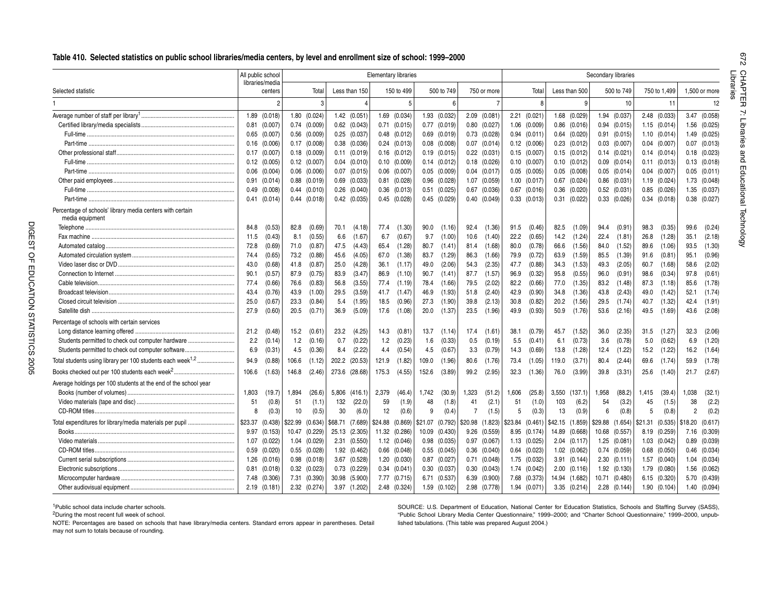## Table 410. Selected statistics on public school libraries/media centers, by level and enrollment size of school: 1999–2000

| Selected statistic | All public school libraries/media centers | Elementary libraries | | | | | Secondary libraries | | | | | |
|---|---|---|---|---|---|---|---|---|---|---|---|---|
| | | Total | Less than 150 | 150 to 499 | 500 to 749 | 750 or more | Total | Less than 500 | 500 to 749 | 750 to 1,499 | 1,500 or more |
| 1 | 2 | 3 | 4 | 5 | 6 | 7 | 8 | 9 | 10 | 11 | 12 |
| Average number of staff per library[1] | 1.89 (0.018) | 1.80 (0.024) | 1.42 (0.051) | 1.69 (0.034) | 1.93 (0.032) | 2.09 (0.081) | 2.21 (0.021) | 1.68 (0.029) | 1.94 (0.037) | 2.48 (0.033) | 3.47 (0.058) |
| Certified library/media specialists | 0.81 (0.007) | 0.74 (0.009) | 0.62 (0.043) | 0.71 (0.015) | 0.77 (0.019) | 0.80 (0.027) | 1.06 (0.009) | 0.86 (0.016) | 0.94 (0.015) | 1.15 (0.014) | 1.56 (0.025) |
| Full-time | 0.65 (0.007) | 0.56 (0.009) | 0.25 (0.037) | 0.48 (0.012) | 0.69 (0.019) | 0.73 (0.028) | 0.94 (0.011) | 0.64 (0.020) | 0.91 (0.015) | 1.10 (0.014) | 1.49 (0.025) |
| Part-time | 0.16 (0.006) | 0.17 (0.008) | 0.38 (0.036) | 0.24 (0.013) | 0.08 (0.008) | 0.07 (0.014) | 0.12 (0.006) | 0.23 (0.012) | 0.03 (0.007) | 0.04 (0.007) | 0.07 (0.013) |
| Other professional staff | 0.17 (0.007) | 0.18 (0.009) | 0.11 (0.019) | 0.16 (0.012) | 0.19 (0.015) | 0.22 (0.031) | 0.15 (0.007) | 0.15 (0.012) | 0.14 (0.021) | 0.14 (0.014) | 0.18 (0.023) |
| Full-time | 0.12 (0.005) | 0.12 (0.007) | 0.04 (0.010) | 0.10 (0.009) | 0.14 (0.012) | 0.18 (0.026) | 0.10 (0.007) | 0.10 (0.012) | 0.09 (0.014) | 0.11 (0.013) | 0.13 (0.018) |
| Part-time | 0.06 (0.004) | 0.06 (0.006) | 0.07 (0.015) | 0.06 (0.007) | 0.05 (0.009) | 0.04 (0.017) | 0.05 (0.005) | 0.05 (0.008) | 0.05 (0.014) | 0.04 (0.007) | 0.05 (0.011) |
| Other paid employees | 0.91 (0.014) | 0.88 (0.019) | 0.69 (0.033) | 0.81 (0.028) | 0.96 (0.028) | 1.07 (0.059) | 1.00 (0.017) | 0.67 (0.024) | 0.86 (0.031) | 1.19 (0.024) | 1.73 (0.048) |
| Full-time | 0.49 (0.008) | 0.44 (0.010) | 0.26 (0.040) | 0.36 (0.013) | 0.51 (0.025) | 0.67 (0.036) | 0.67 (0.016) | 0.36 (0.020) | 0.52 (0.031) | 0.85 (0.026) | 1.35 (0.037) |
| Part-time | 0.41 (0.014) | 0.44 (0.018) | 0.42 (0.035) | 0.45 (0.028) | 0.45 (0.029) | 0.40 (0.049) | 0.33 (0.013) | 0.31 (0.022) | 0.33 (0.026) | 0.34 (0.018) | 0.38 (0.027) |
| Percentage of schools' library media centers with certain media equipment | | | | | | | | | | | |
| Telephone | 84.8 (0.53) | 82.8 (0.69) | 70.1 (4.18) | 77.4 (1.30) | 90.0 (1.16) | 92.4 (1.36) | 91.5 (0.46) | 82.5 (1.09) | 94.4 (0.91) | 98.3 (0.35) | 99.6 (0.24) |
| Fax machine | 11.5 (0.43) | 8.1 (0.55) | 6.6 (1.67) | 6.7 (0.67) | 9.7 (1.00) | 10.6 (1.40) | 22.2 (0.65) | 14.2 (1.24) | 22.4 (1.81) | 26.8 (1.28) | 35.1 (2.18) |
| Automated catalog | 72.8 (0.69) | 71.0 (0.87) | 47.5 (4.43) | 65.4 (1.28) | 80.7 (1.41) | 81.4 (1.68) | 80.0 (0.78) | 66.6 (1.56) | 84.0 (1.52) | 89.6 (1.06) | 93.5 (1.30) |
| Automated circulation system | 74.4 (0.65) | 73.2 (0.88) | 45.6 (4.05) | 67.0 (1.38) | 83.7 (1.29) | 86.3 (1.66) | 79.9 (0.72) | 63.9 (1.59) | 85.5 (1.39) | 91.6 (0.81) | 95.1 (0.96) |
| Video laser disc or DVD | 43.0 (0.68) | 41.8 (0.87) | 25.0 (4.28) | 36.1 (1.17) | 49.0 (2.06) | 54.3 (2.35) | 47.7 (0.88) | 34.3 (1.53) | 49.3 (2.05) | 60.7 (1.68) | 58.6 (2.02) |
| Connection to Internet | 90.1 (0.57) | 87.9 (0.75) | 83.9 (3.47) | 86.9 (1.10) | 90.7 (1.41) | 87.7 (1.57) | 96.9 (0.32) | 95.8 (0.55) | 96.0 (0.91) | 98.6 (0.34) | 97.8 (0.61) |
| Cable television | 77.4 (0.66) | 76.6 (0.83) | 56.8 (3.55) | 77.4 (1.19) | 78.4 (1.66) | 79.5 (2.02) | 82.2 (0.66) | 77.0 (1.35) | 83.2 (1.48) | 87.3 (1.18) | 85.6 (1.78) |
| Broadcast television | 43.4 (0.76) | 43.9 (1.00) | 29.5 (3.59) | 41.7 (1.47) | 46.9 (1.93) | 51.8 (2.40) | 42.9 (0.90) | 34.8 (1.36) | 43.8 (2.43) | 49.0 (1.42) | 52.1 (1.74) |
| Closed circuit television | 25.0 (0.67) | 23.3 (0.84) | 5.4 (1.95) | 18.5 (0.96) | 27.3 (1.90) | 39.8 (2.13) | 30.8 (0.82) | 20.2 (1.56) | 29.5 (1.74) | 40.7 (1.32) | 42.4 (1.91) |
| Satellite dish | 27.9 (0.60) | 20.5 (0.71) | 36.9 (5.09) | 17.6 (1.08) | 20.0 (1.37) | 23.5 (1.96) | 49.9 (0.93) | 50.9 (1.76) | 53.6 (2.16) | 49.5 (1.69) | 43.6 (2.08) |
| Percentage of schools with certain services | | | | | | | | | | | |
| Long distance learning offered | 21.2 (0.48) | 15.2 (0.61) | 23.2 (4.25) | 14.3 (0.81) | 13.7 (1.14) | 17.4 (1.61) | 38.1 (0.79) | 45.7 (1.52) | 36.0 (2.35) | 31.5 (1.27) | 32.3 (2.06) |
| Students permitted to check out computer hardware | 2.2 (0.14) | 1.2 (0.16) | 0.7 (0.22) | 1.2 (0.23) | 1.6 (0.33) | 0.5 (0.19) | 5.5 (0.41) | 6.1 (0.73) | 3.6 (0.78) | 5.0 (0.62) | 6.9 (1.20) |
| Students permitted to check out computer software | 6.9 (0.31) | 4.5 (0.36) | 8.4 (2.22) | 4.4 (0.54) | 4.5 (0.67) | 3.3 (0.79) | 14.3 (0.69) | 13.8 (1.28) | 12.4 (1.22) | 15.2 (1.22) | 16.2 (1.64) |
| Total students using library per 100 students each week[1,2] | 94.9 (0.88) | 106.6 (1.12) | 202.2 (20.53) | 121.9 (1.82) | 109.0 (1.96) | 80.6 (1.76) | 73.4 (1.05) | 119.0 (3.71) | 80.4 (2.44) | 69.6 (1.74) | 59.9 (1.78) |
| Books checked out per 100 students each week[2] | 106.6 (1.63) | 146.8 (2.46) | 273.6 (28.68) | 175.3 (4.55) | 152.6 (3.89) | 99.2 (2.95) | 32.3 (1.36) | 76.0 (3.99) | 39.8 (3.31) | 25.6 (1.40) | 21.7 (2.67) |
| Average holdings per 100 students at the end of the school year | | | | | | | | | | | |
| Books (number of volumes) | 1,803 (19.7) | 1,894 (26.6) | 5,806 (416.1) | 2,379 (46.4) | 1,742 (30.9) | 1,323 (51.2) | 1,606 (25.8) | 3,550 (137.1) | 1,958 (88.2) | 1,415 (39.4) | 1,038 (32.1) |
| Video materials (tape and disc) | 51 (0.8) | 51 (1.1) | 132 (22.0) | 59 (1.9) | 48 (1.8) | 41 (2.1) | 51 (1.0) | 103 (6.2) | 54 (3.2) | 45 (1.5) | 38 (2.2) |
| CD-ROM titles | 8 (0.3) | 10 (0.5) | 30 (6.0) | 12 (0.6) | 9 (0.4) | 7 (1.5) | 5 (0.3) | 13 (0.9) | 6 (0.8) | 5 (0.8) | 2 (0.2) |
| Total expenditures for library/media materials per pupil | $23.37 (0.438) | $22.99 (0.634) | $68.71 (7.689) | $24.88 (0.869) | $21.07 (0.792) | $20.98 (1.823) | $23.84 (0.461) | $42.15 (1.859) | $29.88 (1.654) | $21.31 (0.535) | $18.20 (0.617) |
| Books | 9.97 (0.153) | 10.47 (0.229) | 25.13 (2.305) | 11.32 (0.286) | 10.09 (0.430) | 9.26 (0.559) | 8.95 (0.174) | 14.89 (0.668) | 10.68 (0.557) | 8.19 (0.259) | 7.16 (0.309) |
| Video materials | 1.07 (0.022) | 1.04 (0.029) | 2.31 (0.550) | 1.12 (0.046) | 0.98 (0.035) | 0.97 (0.067) | 1.13 (0.025) | 2.04 (0.117) | 1.25 (0.081) | 1.03 (0.042) | 0.89 (0.039) |
| CD-ROM titles | 0.59 (0.020) | 0.55 (0.028) | 1.92 (0.462) | 0.66 (0.048) | 0.55 (0.045) | 0.36 (0.040) | 0.64 (0.023) | 1.02 (0.062) | 0.74 (0.059) | 0.68 (0.050) | 0.46 (0.034) |
| Current serial subscriptions | 1.26 (0.016) | 0.98 (0.018) | 3.67 (0.528) | 1.20 (0.030) | 0.87 (0.027) | 0.71 (0.048) | 1.75 (0.032) | 3.91 (0.144) | 2.30 (0.111) | 1.57 (0.040) | 1.04 (0.034) |
| Electronic subscriptions | 0.81 (0.018) | 0.32 (0.023) | 0.73 (0.229) | 0.34 (0.041) | 0.30 (0.037) | 0.30 (0.043) | 1.74 (0.042) | 2.00 (0.116) | 1.92 (0.130) | 1.79 (0.080) | 1.56 (0.062) |
| Microcomputer hardware | 7.48 (0.306) | 7.31 (0.390) | 30.98 (5.900) | 7.77 (0.715) | 6.71 (0.537) | 6.39 (0.900) | 7.68 (0.373) | 14.94 (1.682) | 10.71 (0.480) | 6.15 (0.320) | 5.70 (0.439) |
| Other audiovisual equipment | 2.19 (0.181) | 2.32 (0.274) | 3.97 (1.202) | 2.48 (0.324) | 1.59 (0.102) | 2.98 (0.778) | 1.94 (0.071) | 3.35 (0.214) | 2.28 (0.144) | 1.90 (0.104) | 1.40 (0.094) |

[1]Public school data include charter schools.
[2]During the most recent full week of school.
NOTE: Percentages are based on schools that have library/media centers. Standard errors appear in parentheses. Detail may not sum to totals because of rounding.

SOURCE: U.S. Department of Education, National Center for Education Statistics, Schools and Staffing Survey (SASS), "Public School Library Media Center Questionnaire," 1999–2000; and "Charter School Questionnaire," 1999–2000, unpublished tabulations. (This table was prepared August 2004.)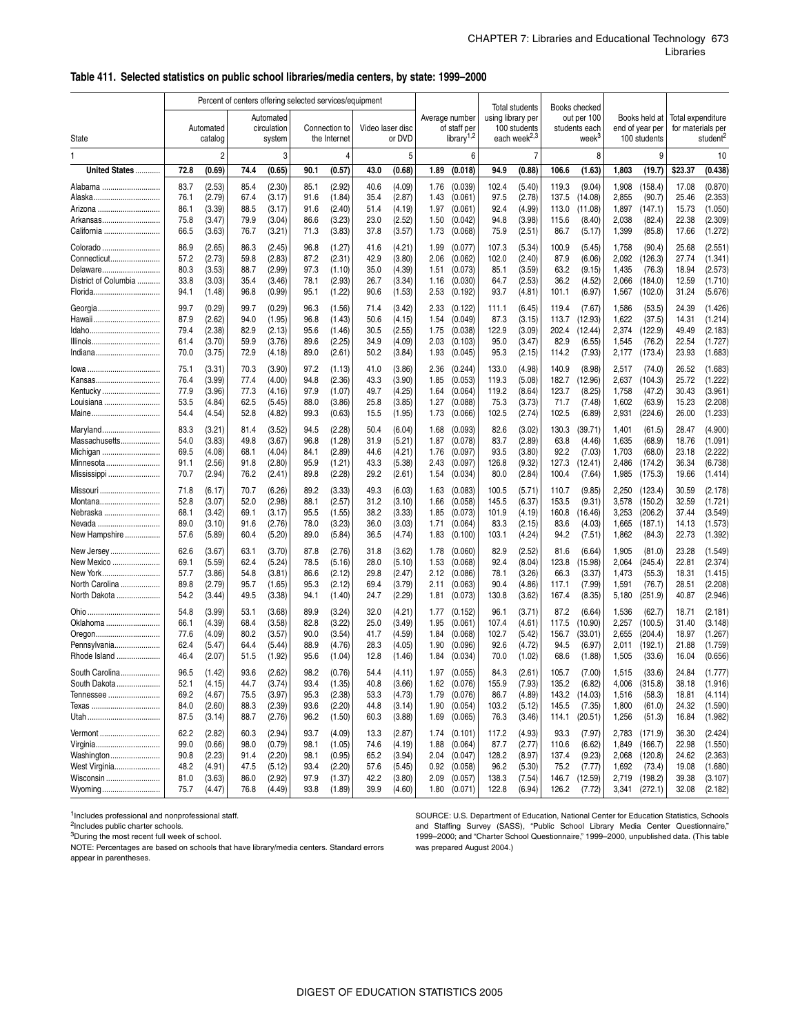**Table 411. Selected statistics on public school libraries/media centers, by state: 1999–2000**

| State | Percent of centers offering selected services/equipment | | | | | | | | Average number of staff per library[1,2] | | Total students using library per 100 students each week[2,3] | | Books checked out per 100 students each week[3] | | Books held at end of year per 100 students | | Total expenditure for materials per student[2] | |
|---|---|---|---|---|---|---|---|---|---|---|---|---|---|---|---|---|---|---|
| | Automated catalog | | Automated circulation system | | Connection to the Internet | | Video laser disc or DVD | | | | | | | | | | | |
| 1 | 2 | | 3 | | 4 | | 5 | | 6 | | 7 | | 8 | | 9 | | 10 | |
| **United States** | **72.8** | **(0.69)** | **74.4** | **(0.65)** | **90.1** | **(0.57)** | **43.0** | **(0.68)** | **1.89** | **(0.018)** | **94.9** | **(0.88)** | **106.6** | **(1.63)** | **1,803** | **(19.7)** | **$23.37** | **(0.438)** |
| Alabama | 83.7 | (2.53) | 85.4 | (2.30) | 85.1 | (2.92) | 40.6 | (4.09) | 1.76 | (0.039) | 102.4 | (5.40) | 119.3 | (9.04) | 1,908 | (158.4) | 17.08 | (0.870) |
| Alaska | 76.1 | (2.79) | 67.4 | (3.17) | 91.6 | (1.84) | 35.4 | (2.87) | 1.43 | (0.061) | 97.5 | (2.78) | 137.5 | (14.08) | 2,855 | (90.7) | 25.46 | (2.353) |
| Arizona | 86.1 | (3.39) | 88.5 | (3.17) | 91.6 | (2.40) | 51.4 | (4.19) | 1.97 | (0.061) | 92.4 | (4.99) | 113.0 | (11.08) | 1,897 | (147.1) | 15.73 | (1.050) |
| Arkansas | 75.8 | (3.47) | 79.9 | (3.04) | 86.6 | (3.23) | 23.0 | (2.52) | 1.50 | (0.042) | 94.8 | (3.98) | 115.6 | (8.40) | 2,038 | (82.4) | 22.38 | (2.309) |
| California | 66.5 | (3.63) | 76.7 | (3.21) | 71.3 | (3.83) | 37.8 | (3.57) | 1.73 | (0.068) | 75.9 | (2.51) | 86.7 | (5.17) | 1,399 | (85.8) | 17.66 | (1.272) |
| Colorado | 86.9 | (2.65) | 86.3 | (2.45) | 96.8 | (1.27) | 41.6 | (4.21) | 1.99 | (0.077) | 107.3 | (5.34) | 100.9 | (5.45) | 1,758 | (90.4) | 25.68 | (2.551) |
| Connecticut | 57.2 | (2.73) | 59.8 | (2.83) | 87.2 | (2.31) | 42.9 | (3.80) | 2.06 | (0.062) | 102.0 | (2.40) | 87.9 | (6.06) | 2,092 | (126.3) | 27.74 | (1.341) |
| Delaware | 80.3 | (3.53) | 88.7 | (2.99) | 97.3 | (1.10) | 35.0 | (4.39) | 1.51 | (0.073) | 85.1 | (3.59) | 63.2 | (9.15) | 1,435 | (76.3) | 18.94 | (2.573) |
| District of Columbia | 33.8 | (3.03) | 35.4 | (3.46) | 78.1 | (2.93) | 26.7 | (3.34) | 1.16 | (0.030) | 64.7 | (2.53) | 36.2 | (4.52) | 2,066 | (184.0) | 12.59 | (1.710) |
| Florida | 94.1 | (1.48) | 96.8 | (0.99) | 95.1 | (1.22) | 90.6 | (1.53) | 2.53 | (0.192) | 93.7 | (4.81) | 101.1 | (6.97) | 1,567 | (102.0) | 31.24 | (5.676) |
| Georgia | 99.7 | (0.29) | 99.7 | (0.29) | 96.3 | (1.56) | 71.4 | (3.42) | 2.33 | (0.122) | 111.1 | (6.45) | 119.4 | (7.67) | 1,586 | (53.5) | 24.39 | (1.426) |
| Hawaii | 87.9 | (2.62) | 94.0 | (1.95) | 96.8 | (1.43) | 50.6 | (4.15) | 1.54 | (0.049) | 87.3 | (3.15) | 113.7 | (12.93) | 1,622 | (37.5) | 14.31 | (1.214) |
| Idaho | 79.4 | (2.38) | 82.9 | (2.13) | 95.6 | (1.46) | 30.5 | (2.55) | 1.75 | (0.038) | 122.9 | (3.09) | 202.4 | (12.44) | 2,374 | (122.9) | 49.49 | (2.183) |
| Illinois | 61.4 | (3.70) | 59.9 | (3.76) | 89.6 | (2.25) | 34.9 | (4.09) | 2.03 | (0.103) | 95.0 | (3.47) | 82.9 | (6.55) | 1,545 | (76.2) | 22.54 | (1.727) |
| Indiana | 70.0 | (3.75) | 72.9 | (4.18) | 89.0 | (2.61) | 50.2 | (3.84) | 1.93 | (0.045) | 95.3 | (2.15) | 114.2 | (7.93) | 2,177 | (173.4) | 23.93 | (1.683) |
| Iowa | 75.1 | (3.31) | 70.3 | (3.90) | 97.2 | (1.13) | 41.0 | (3.86) | 2.36 | (0.244) | 133.0 | (4.98) | 140.9 | (8.98) | 2,517 | (74.0) | 26.52 | (1.683) |
| Kansas | 76.4 | (3.99) | 77.4 | (4.00) | 94.8 | (2.36) | 43.3 | (3.90) | 1.85 | (0.053) | 119.3 | (5.08) | 182.7 | (12.96) | 2,637 | (104.3) | 25.72 | (1.222) |
| Kentucky | 77.9 | (3.96) | 77.3 | (4.16) | 97.9 | (1.07) | 49.7 | (4.25) | 1.64 | (0.064) | 119.2 | (8.64) | 123.7 | (8.25) | 1,758 | (47.2) | 30.43 | (3.961) |
| Louisiana | 53.5 | (4.84) | 62.5 | (5.45) | 88.0 | (3.86) | 25.8 | (3.85) | 1.27 | (0.088) | 75.3 | (3.73) | 71.7 | (7.48) | 1,602 | (63.9) | 15.23 | (2.208) |
| Maine | 54.4 | (4.54) | 52.8 | (4.82) | 99.3 | (0.63) | 15.5 | (1.95) | 1.73 | (0.066) | 102.5 | (2.74) | 102.5 | (6.89) | 2,931 | (224.6) | 26.00 | (1.233) |
| Maryland | 83.3 | (3.21) | 81.4 | (3.52) | 94.5 | (2.28) | 50.4 | (6.04) | 1.68 | (0.093) | 82.6 | (3.02) | 130.3 | (39.71) | 1,401 | (61.5) | 28.47 | (4.900) |
| Massachusetts | 54.0 | (3.83) | 49.8 | (3.67) | 96.8 | (1.28) | 31.9 | (5.21) | 1.87 | (0.078) | 83.7 | (2.89) | 63.8 | (4.46) | 1,635 | (68.9) | 18.76 | (1.091) |
| Michigan | 69.5 | (4.08) | 68.1 | (4.04) | 84.1 | (2.89) | 44.6 | (4.21) | 1.76 | (0.097) | 93.5 | (3.80) | 92.2 | (7.03) | 1,703 | (68.0) | 23.18 | (2.222) |
| Minnesota | 91.1 | (2.56) | 91.8 | (2.80) | 95.9 | (1.21) | 43.3 | (5.38) | 2.43 | (0.097) | 126.8 | (9.32) | 127.3 | (12.41) | 2,486 | (174.2) | 36.34 | (6.738) |
| Mississippi | 70.7 | (2.94) | 76.2 | (2.41) | 89.8 | (2.28) | 29.2 | (2.61) | 1.54 | (0.034) | 80.0 | (2.84) | 100.4 | (7.64) | 1,985 | (175.3) | 19.66 | (1.414) |
| Missouri | 71.8 | (6.17) | 70.7 | (6.26) | 89.2 | (3.33) | 49.3 | (6.03) | 1.63 | (0.083) | 100.5 | (5.71) | 110.7 | (9.85) | 2,250 | (123.4) | 30.59 | (2.178) |
| Montana | 52.8 | (3.07) | 52.0 | (2.98) | 88.1 | (2.57) | 31.2 | (3.10) | 1.66 | (0.058) | 145.5 | (6.37) | 153.5 | (9.31) | 3,578 | (150.2) | 32.59 | (1.721) |
| Nebraska | 68.1 | (3.42) | 69.1 | (3.17) | 95.5 | (1.55) | 38.2 | (3.33) | 1.85 | (0.073) | 101.9 | (4.19) | 160.8 | (16.46) | 3,253 | (206.2) | 37.44 | (3.549) |
| Nevada | 89.0 | (3.10) | 91.6 | (2.76) | 78.0 | (3.23) | 36.0 | (3.03) | 1.71 | (0.064) | 83.3 | (2.15) | 83.6 | (4.03) | 1,665 | (187.1) | 14.13 | (1.573) |
| New Hampshire | 57.6 | (5.89) | 60.4 | (5.20) | 89.0 | (5.84) | 36.5 | (4.74) | 1.83 | (0.100) | 103.1 | (4.24) | 94.2 | (7.51) | 1,862 | (84.3) | 22.73 | (1.392) |
| New Jersey | 62.6 | (3.67) | 63.1 | (3.70) | 87.8 | (2.76) | 31.8 | (3.62) | 1.78 | (0.060) | 82.9 | (2.52) | 81.6 | (6.64) | 1,905 | (81.0) | 23.28 | (1.549) |
| New Mexico | 69.1 | (5.59) | 62.4 | (5.24) | 78.5 | (5.16) | 28.0 | (5.10) | 1.53 | (0.068) | 92.4 | (8.04) | 123.8 | (15.98) | 2,064 | (245.4) | 22.81 | (2.374) |
| New York | 57.7 | (3.86) | 54.8 | (3.81) | 86.6 | (2.12) | 29.8 | (2.47) | 2.12 | (0.086) | 78.1 | (3.26) | 66.3 | (3.37) | 1,473 | (55.3) | 18.31 | (1.415) |
| North Carolina | 89.8 | (2.79) | 95.7 | (1.65) | 95.3 | (2.12) | 69.4 | (3.79) | 2.11 | (0.063) | 90.4 | (4.86) | 117.1 | (7.99) | 1,591 | (76.7) | 28.51 | (2.208) |
| North Dakota | 54.2 | (3.44) | 49.5 | (3.38) | 94.1 | (1.40) | 24.7 | (2.29) | 1.81 | (0.073) | 130.8 | (3.62) | 167.4 | (8.35) | 5,180 | (251.9) | 40.87 | (2.946) |
| Ohio | 54.8 | (3.99) | 53.1 | (3.68) | 89.9 | (3.24) | 32.0 | (4.21) | 1.77 | (0.152) | 96.1 | (3.71) | 87.2 | (6.64) | 1,536 | (62.7) | 18.71 | (2.181) |
| Oklahoma | 66.1 | (4.39) | 68.4 | (3.58) | 82.8 | (3.22) | 25.0 | (3.49) | 1.95 | (0.061) | 107.4 | (4.61) | 117.5 | (10.90) | 2,257 | (100.5) | 31.40 | (3.148) |
| Oregon | 77.6 | (4.09) | 80.2 | (3.57) | 90.0 | (3.54) | 41.7 | (4.59) | 1.84 | (0.068) | 102.7 | (5.42) | 156.7 | (33.01) | 2,655 | (204.4) | 18.97 | (1.267) |
| Pennsylvania | 62.4 | (5.47) | 64.4 | (5.44) | 88.9 | (4.76) | 28.3 | (4.05) | 1.90 | (0.096) | 92.6 | (4.72) | 94.5 | (6.97) | 2,011 | (192.1) | 21.88 | (1.759) |
| Rhode Island | 46.4 | (2.07) | 51.5 | (1.92) | 95.6 | (1.04) | 12.8 | (1.46) | 1.84 | (0.034) | 70.0 | (1.02) | 68.6 | (1.88) | 1,505 | (33.6) | 16.04 | (0.656) |
| South Carolina | 96.5 | (1.42) | 93.6 | (2.62) | 98.2 | (0.76) | 54.4 | (4.11) | 1.97 | (0.055) | 84.3 | (2.61) | 105.7 | (7.00) | 1,515 | (33.6) | 24.84 | (1.777) |
| South Dakota | 52.1 | (4.15) | 44.7 | (3.74) | 93.4 | (1.35) | 40.8 | (3.66) | 1.62 | (0.076) | 155.9 | (7.93) | 135.2 | (6.82) | 4,006 | (315.8) | 38.18 | (1.916) |
| Tennessee | 69.2 | (4.67) | 75.5 | (3.97) | 95.3 | (2.38) | 53.3 | (4.73) | 1.79 | (0.076) | 86.7 | (4.89) | 143.2 | (14.03) | 1,516 | (58.3) | 18.81 | (4.114) |
| Texas | 84.0 | (2.60) | 88.3 | (2.39) | 93.6 | (2.20) | 44.8 | (3.14) | 1.90 | (0.054) | 103.2 | (5.12) | 145.5 | (7.35) | 1,800 | (61.0) | 24.32 | (1.590) |
| Utah | 87.5 | (3.14) | 88.7 | (2.76) | 96.2 | (1.50) | 60.3 | (3.88) | 1.69 | (0.065) | 76.3 | (3.46) | 114.1 | (20.51) | 1,256 | (51.3) | 16.84 | (1.982) |
| Vermont | 62.2 | (2.82) | 60.3 | (2.94) | 93.7 | (4.09) | 13.3 | (2.87) | 1.74 | (0.101) | 117.2 | (4.93) | 93.3 | (7.97) | 2,783 | (171.9) | 36.30 | (2.424) |
| Virginia | 99.0 | (0.66) | 98.0 | (0.79) | 98.1 | (1.05) | 74.6 | (4.19) | 1.88 | (0.064) | 87.7 | (2.77) | 110.6 | (6.62) | 1,849 | (166.7) | 22.98 | (1.550) |
| Washington | 90.8 | (2.23) | 91.4 | (2.20) | 98.1 | (0.95) | 65.2 | (3.94) | 2.04 | (0.047) | 128.2 | (8.97) | 137.4 | (9.23) | 2,068 | (120.8) | 24.62 | (2.363) |
| West Virginia | 48.2 | (4.91) | 47.5 | (5.12) | 93.4 | (2.20) | 57.6 | (5.45) | 0.92 | (0.058) | 96.2 | (5.30) | 75.2 | (7.77) | 1,692 | (73.4) | 19.08 | (1.680) |
| Wisconsin | 81.0 | (3.63) | 86.0 | (2.92) | 97.9 | (1.37) | 42.2 | (3.80) | 2.09 | (0.057) | 138.3 | (7.54) | 146.7 | (12.59) | 2,719 | (198.2) | 39.38 | (3.107) |
| Wyoming | 75.7 | (4.47) | 76.8 | (4.49) | 93.8 | (1.89) | 39.9 | (4.60) | 1.80 | (0.071) | 122.8 | (6.94) | 126.2 | (7.72) | 3,341 | (272.1) | 32.08 | (2.182) |

[1]Includes professional and nonprofessional staff.
[2]Includes public charter schools.
[3]During the most recent full week of school.
NOTE: Percentages are based on schools that have library/media centers. Standard errors appear in parentheses.

SOURCE: U.S. Department of Education, National Center for Education Statistics, Schools and Staffing Survey (SASS), "Public School Library Media Center Questionnaire," 1999–2000; and "Charter School Questionnaire," 1999–2000, unpublished data. (This table was prepared August 2004.)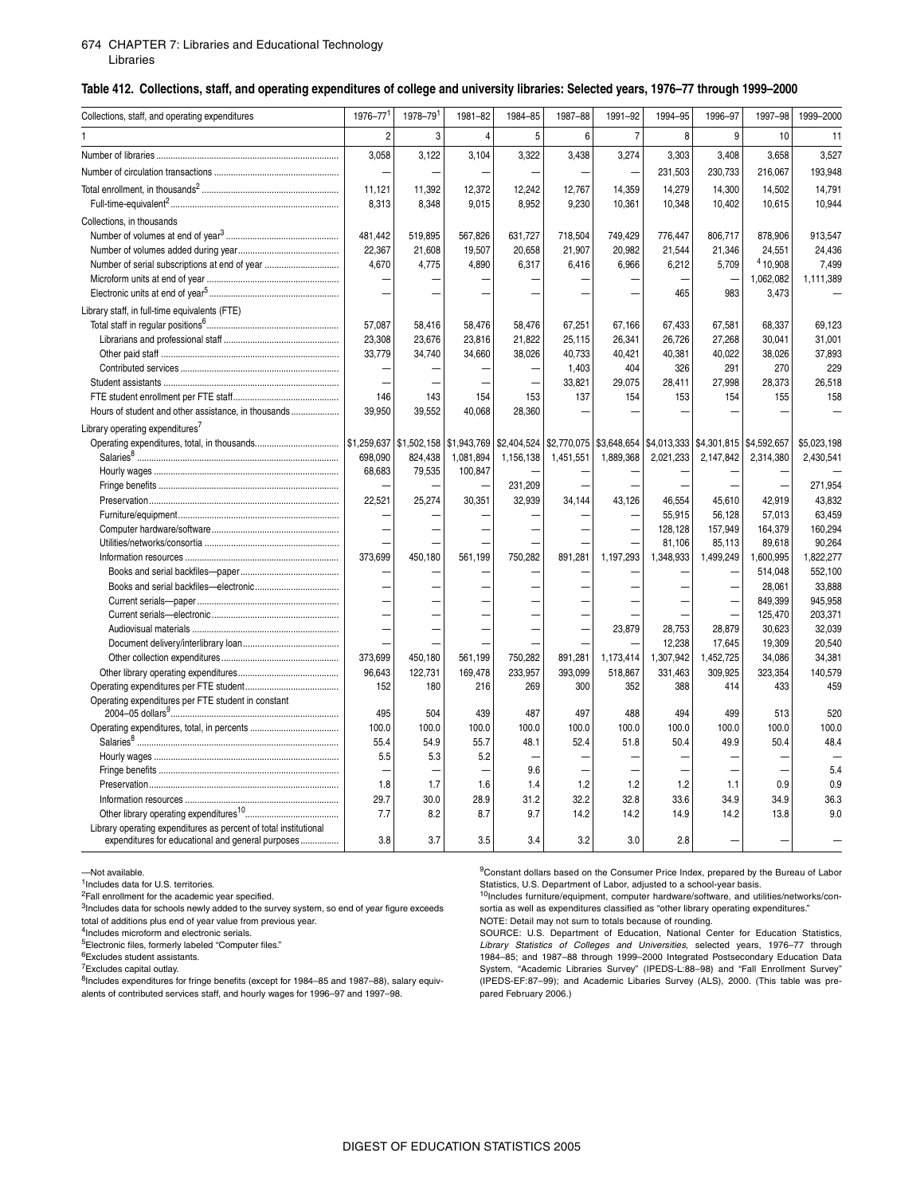## Table 412. Collections, staff, and operating expenditures of college and university libraries: Selected years, 1976–77 through 1999–2000

| Collections, staff, and operating expenditures | 1976–77[1] | 1978–79[1] | 1981–82 | 1984–85 | 1987–88 | 1991–92 | 1994–95 | 1996–97 | 1997–98 | 1999–2000 |
|---|---|---|---|---|---|---|---|---|---|---|
| 1 | 2 | 3 | 4 | 5 | 6 | 7 | 8 | 9 | 10 | 11 |
| Number of libraries | 3,058 | 3,122 | 3,104 | 3,322 | 3,438 | 3,274 | 3,303 | 3,408 | 3,658 | 3,527 |
| Number of circulation transactions | — | — | — | — | — | — | 231,503 | 230,733 | 216,067 | 193,948 |
| Total enrollment, in thousands[2] | 11,121 | 11,392 | 12,372 | 12,242 | 12,767 | 14,359 | 14,279 | 14,300 | 14,502 | 14,791 |
| Full-time-equivalent[2] | 8,313 | 8,348 | 9,015 | 8,952 | 9,230 | 10,361 | 10,348 | 10,402 | 10,615 | 10,944 |
| Collections, in thousands | | | | | | | | | | |
| Number of volumes at end of year[3] | 481,442 | 519,895 | 567,826 | 631,727 | 718,504 | 749,429 | 776,447 | 806,717 | 878,906 | 913,547 |
| Number of volumes added during year | 22,367 | 21,608 | 19,507 | 20,658 | 21,907 | 20,982 | 21,544 | 21,346 | 24,551 | 24,436 |
| Number of serial subscriptions at end of year | 4,670 | 4,775 | 4,890 | 6,317 | 6,416 | 6,966 | 6,212 | 5,709 | [4]10,908 | 7,499 |
| Microform units at end of year | — | — | — | — | — | — | — | — | 1,062,082 | 1,111,389 |
| Electronic units at end of year[5] | — | — | — | — | — | — | 465 | 983 | 3,473 | — |
| Library staff, in full-time equivalents (FTE) | | | | | | | | | | |
| Total staff in regular positions[6] | 57,087 | 58,416 | 58,476 | 58,476 | 67,251 | 67,166 | 67,433 | 67,581 | 68,337 | 69,123 |
| Librarians and professional staff | 23,308 | 23,676 | 23,816 | 21,822 | 25,115 | 26,341 | 26,726 | 27,268 | 30,041 | 31,001 |
| Other paid staff | 33,779 | 34,740 | 34,660 | 38,026 | 40,733 | 40,421 | 40,381 | 40,022 | 38,026 | 37,893 |
| Contributed services | — | — | — | — | 1,403 | 404 | 326 | 291 | 270 | 229 |
| Student assistants | — | — | — | — | 33,821 | 29,075 | 28,411 | 27,998 | 28,373 | 26,518 |
| FTE student enrollment per FTE staff | 146 | 143 | 154 | 153 | 137 | 154 | 153 | 154 | 155 | 158 |
| Hours of student and other assistance, in thousands | 39,950 | 39,552 | 40,068 | 28,360 | — | — | — | — | — | — |
| Library operating expenditures[7] | | | | | | | | | | |
| Operating expenditures, total, in thousands | $1,259,637 | $1,502,158 | $1,943,769 | $2,404,524 | $2,770,075 | $3,648,654 | $4,013,333 | $4,301,815 | $4,592,657 | $5,023,198 |
| Salaries[8] | 698,090 | 824,438 | 1,081,894 | 1,156,138 | 1,451,551 | 1,889,368 | 2,021,233 | 2,147,842 | 2,314,380 | 2,430,541 |
| Hourly wages | 68,683 | 79,535 | 100,847 | — | — | — | — | — | — | — |
| Fringe benefits | — | — | — | 231,209 | — | — | — | — | — | 271,954 |
| Preservation | 22,521 | 25,274 | 30,351 | 32,939 | 34,144 | 43,126 | 46,554 | 45,610 | 42,919 | 43,832 |
| Furniture/equipment | — | — | — | — | — | — | 55,915 | 56,128 | 57,013 | 63,459 |
| Computer hardware/software | — | — | — | — | — | — | 128,128 | 157,949 | 164,379 | 160,294 |
| Utilities/networks/consortia | — | — | — | — | — | — | 81,106 | 85,113 | 89,618 | 90,264 |
| Information resources | 373,699 | 450,180 | 561,199 | 750,282 | 891,281 | 1,197,293 | 1,348,933 | 1,499,249 | 1,600,995 | 1,822,277 |
| Books and serial backfiles—paper | — | — | — | — | — | — | — | — | 514,048 | 552,100 |
| Books and serial backfiles—electronic | — | — | — | — | — | — | — | — | 28,061 | 33,888 |
| Current serials—paper | — | — | — | — | — | — | — | — | 849,399 | 945,958 |
| Current serials—electronic | — | — | — | — | — | — | — | — | 125,470 | 203,371 |
| Audiovisual materials | — | — | — | — | — | 23,879 | 28,753 | 28,879 | 30,623 | 32,039 |
| Document delivery/interlibrary loan | — | — | — | — | — | — | 12,238 | 17,645 | 19,309 | 20,540 |
| Other collection expenditures | 373,699 | 450,180 | 561,199 | 750,282 | 891,281 | 1,173,414 | 1,307,942 | 1,452,725 | 34,086 | 34,381 |
| Other library operating expenditures | 96,643 | 122,731 | 169,478 | 233,957 | 393,099 | 518,867 | 331,463 | 309,925 | 323,354 | 140,579 |
| Operating expenditures per FTE student | 152 | 180 | 216 | 269 | 300 | 352 | 388 | 414 | 433 | 459 |
| Operating expenditures per FTE student in constant 2004–05 dollars[9] | 495 | 504 | 439 | 487 | 497 | 488 | 494 | 499 | 513 | 520 |
| Operating expenditures, total, in percents | 100.0 | 100.0 | 100.0 | 100.0 | 100.0 | 100.0 | 100.0 | 100.0 | 100.0 | 100.0 |
| Salaries[8] | 55.4 | 54.9 | 55.7 | 48.1 | 52.4 | 51.8 | 50.4 | 49.9 | 50.4 | 48.4 |
| Hourly wages | 5.5 | 5.3 | 5.2 | — | — | — | — | — | — | — |
| Fringe benefits | — | — | — | 9.6 | — | — | — | — | — | 5.4 |
| Preservation | 1.8 | 1.7 | 1.6 | 1.4 | 1.2 | 1.2 | 1.2 | 1.1 | 0.9 | 0.9 |
| Information resources | 29.7 | 30.0 | 28.9 | 31.2 | 32.2 | 32.8 | 33.6 | 34.9 | 34.9 | 36.3 |
| Other library operating expenditures[10] | 7.7 | 8.2 | 8.7 | 9.7 | 14.2 | 14.2 | 14.9 | 14.2 | 13.8 | 9.0 |
| Library operating expenditures as percent of total institutional expenditures for educational and general purposes | 3.8 | 3.7 | 3.5 | 3.4 | 3.2 | 3.0 | 2.8 | — | — | — |

—Not available.
[1]Includes data for U.S. territories.
[2]Fall enrollment for the academic year specified.
[3]Includes data for schools newly added to the survey system, so end of year figure exceeds total of additions plus end of year value from previous year.
[4]Includes microform and electronic serials.
[5]Electronic files, formerly labeled "Computer files."
[6]Excludes student assistants.
[7]Excludes capital outlay.
[8]Includes expenditures for fringe benefits (except for 1984–85 and 1987–88), salary equivalents of contributed services staff, and hourly wages for 1996–97 and 1997–98.
[9]Constant dollars based on the Consumer Price Index, prepared by the Bureau of Labor Statistics, U.S. Department of Labor, adjusted to a school-year basis.
[10]Includes furniture/equipment, computer hardware/software, and utilities/networks/consortia as well as expenditures classified as "other library operating expenditures."
NOTE: Detail may not sum to totals because of rounding.
SOURCE: U.S. Department of Education, National Center for Education Statistics, *Library Statistics of Colleges and Universities*, selected years, 1976–77 through 1984–85; and 1987–88 through 1999–2000 Integrated Postsecondary Education Data System, "Academic Libraries Survey" (IPEDS-L:88–98) and "Fall Enrollment Survey" (IPEDS-EF:87–99); and Academic Libaries Survey (ALS), 2000. (This table was prepared February 2006.)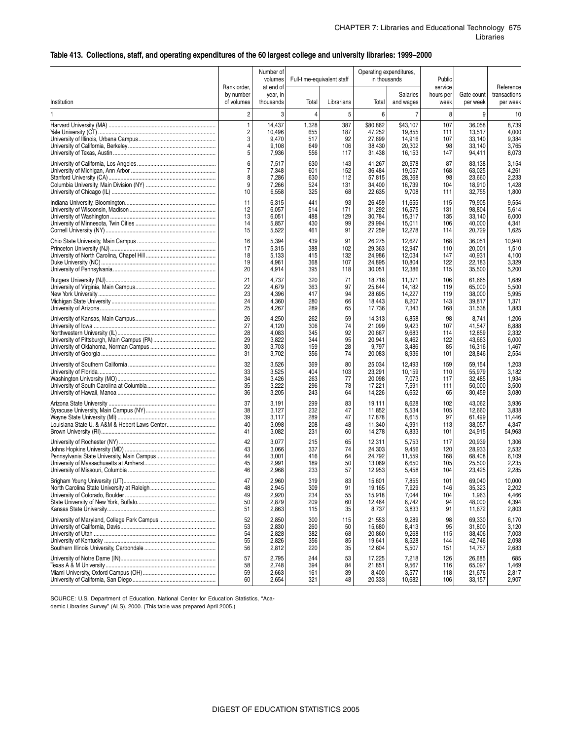## Table 413. Collections, staff, and operating expenditures of the 60 largest college and university libraries: 1999–2000

| Institution | Rank order, by number of volumes | Number of volumes at end of year, in thousands | Full-time-equivalent staff | | Operating expenditures, in thousands | | Public service hours per week | Gate count per week | Reference transactions per week |
|---|---|---|---|---|---|---|---|---|---|
| | | | Total | Librarians | Total | Salaries and wages | | | |
| 1 | 2 | 3 | 4 | 5 | 6 | 7 | 8 | 9 | 10 |
| Harvard University (MA) | 1 | 14,437 | 1,328 | 387 | $80,862 | $43,107 | 107 | 36,058 | 8,739 |
| Yale University (CT) | 2 | 10,496 | 655 | 187 | 47,252 | 19,855 | 111 | 13,517 | 4,000 |
| University of Illinois, Urbana Campus | 3 | 9,470 | 517 | 92 | 27,699 | 14,916 | 107 | 33,140 | 9,384 |
| University of California, Berkeley | 4 | 9,108 | 649 | 106 | 38,430 | 20,302 | 98 | 33,140 | 3,765 |
| University of Texas, Austin | 5 | 7,936 | 556 | 117 | 31,438 | 16,153 | 147 | 94,411 | 8,073 |
| University of California, Los Angeles | 6 | 7,517 | 630 | 143 | 41,267 | 20,978 | 87 | 83,138 | 3,154 |
| University of Michigan, Ann Arbor | 7 | 7,348 | 601 | 152 | 36,484 | 19,057 | 168 | 63,025 | 4,261 |
| Stanford University (CA) | 8 | 7,286 | 630 | 112 | 57,815 | 28,368 | 98 | 23,660 | 2,233 |
| Columbia University, Main Division (NY) | 9 | 7,266 | 524 | 131 | 34,400 | 16,739 | 104 | 18,910 | 1,428 |
| University of Chicago (IL) | 10 | 6,558 | 325 | 68 | 22,635 | 9,708 | 111 | 32,755 | 1,800 |
| Indiana University, Bloomington | 11 | 6,315 | 441 | 93 | 26,459 | 11,655 | 115 | 79,905 | 9,554 |
| University of Wisconsin, Madison | 12 | 6,057 | 514 | 171 | 31,292 | 16,575 | 131 | 98,804 | 5,614 |
| University of Washington | 13 | 6,051 | 488 | 129 | 30,784 | 15,317 | 135 | 33,140 | 6,000 |
| University of Minnesota, Twin Cities | 14 | 5,857 | 430 | 99 | 29,994 | 15,011 | 106 | 40,000 | 4,341 |
| Cornell University (NY) | 15 | 5,522 | 461 | 91 | 27,259 | 12,278 | 114 | 20,729 | 1,625 |
| Ohio State University, Main Campus | 16 | 5,394 | 439 | 91 | 26,275 | 12,627 | 168 | 36,051 | 10,940 |
| Princeton University (NJ) | 17 | 5,315 | 388 | 102 | 29,363 | 12,947 | 110 | 20,001 | 1,510 |
| University of North Carolina, Chapel Hill | 18 | 5,133 | 415 | 132 | 24,986 | 12,034 | 147 | 40,931 | 4,100 |
| Duke University (NC) | 19 | 4,961 | 368 | 107 | 24,895 | 10,804 | 122 | 22,183 | 3,329 |
| University of Pennsylvania | 20 | 4,914 | 395 | 118 | 30,051 | 12,386 | 115 | 35,500 | 5,200 |
| Rutgers University (NJ) | 21 | 4,737 | 320 | 71 | 18,716 | 11,371 | 106 | 61,665 | 1,689 |
| University of Virginia, Main Campus | 22 | 4,679 | 363 | 97 | 25,844 | 14,182 | 119 | 65,000 | 5,500 |
| New York University | 23 | 4,396 | 417 | 94 | 28,695 | 14,227 | 119 | 38,000 | 5,995 |
| Michigan State University | 24 | 4,360 | 280 | 66 | 18,443 | 8,207 | 143 | 39,817 | 1,371 |
| University of Arizona | 25 | 4,267 | 289 | 65 | 17,736 | 7,343 | 168 | 31,538 | 1,883 |
| University of Kansas, Main Campus | 26 | 4,250 | 262 | 59 | 14,313 | 6,858 | 98 | 8,741 | 1,206 |
| University of Iowa | 27 | 4,120 | 306 | 74 | 21,099 | 9,423 | 107 | 41,547 | 6,888 |
| Northwestern University (IL) | 28 | 4,083 | 345 | 92 | 20,667 | 9,683 | 114 | 12,859 | 2,332 |
| University of Pittsburgh, Main Campus (PA) | 29 | 3,822 | 344 | 95 | 20,941 | 8,462 | 122 | 43,663 | 6,000 |
| University of Oklahoma, Norman Campus | 30 | 3,703 | 159 | 28 | 9,797 | 3,486 | 85 | 16,316 | 1,467 |
| University of Georgia | 31 | 3,702 | 356 | 74 | 20,083 | 8,936 | 101 | 28,846 | 2,554 |
| University of Southern California | 32 | 3,526 | 369 | 80 | 25,034 | 12,493 | 159 | 59,154 | 1,203 |
| University of Florida | 33 | 3,525 | 404 | 103 | 23,291 | 10,159 | 110 | 55,979 | 3,182 |
| Washington University (MO) | 34 | 3,426 | 263 | 77 | 20,098 | 7,073 | 117 | 32,485 | 1,934 |
| University of South Carolina at Columbia | 35 | 3,222 | 296 | 78 | 17,221 | 7,591 | 111 | 50,000 | 3,500 |
| University of Hawaii, Manoa | 36 | 3,205 | 243 | 64 | 14,226 | 6,652 | 65 | 30,459 | 3,080 |
| Arizona State University | 37 | 3,191 | 299 | 83 | 19,111 | 8,628 | 102 | 43,062 | 3,936 |
| Syracuse University, Main Campus (NY) | 38 | 3,127 | 232 | 47 | 11,852 | 5,534 | 105 | 12,660 | 3,838 |
| Wayne State University (MI) | 39 | 3,117 | 289 | 47 | 17,878 | 8,615 | 97 | 61,499 | 11,446 |
| Louisiana State U. & A&M & Hebert Laws Center | 40 | 3,098 | 208 | 48 | 11,340 | 4,991 | 113 | 38,057 | 4,347 |
| Brown University (RI) | 41 | 3,082 | 231 | 60 | 14,278 | 6,833 | 101 | 24,915 | 54,963 |
| University of Rochester (NY) | 42 | 3,077 | 215 | 65 | 12,311 | 5,753 | 117 | 20,939 | 1,306 |
| Johns Hopkins University (MD) | 43 | 3,066 | 337 | 74 | 24,303 | 9,456 | 120 | 28,933 | 2,532 |
| Pennsylvania State University, Main Campus | 44 | 3,001 | 416 | 64 | 24,792 | 11,559 | 168 | 68,408 | 6,109 |
| University of Massachusetts at Amherst | 45 | 2,991 | 189 | 50 | 13,069 | 6,650 | 105 | 25,500 | 2,235 |
| University of Missouri, Columbia | 46 | 2,968 | 233 | 57 | 12,953 | 5,458 | 104 | 23,425 | 2,285 |
| Brigham Young University (UT) | 47 | 2,960 | 319 | 83 | 15,601 | 7,855 | 101 | 69,040 | 10,000 |
| North Carolina State University at Raleigh | 48 | 2,945 | 309 | 91 | 19,165 | 7,929 | 146 | 35,323 | 2,202 |
| University of Colorado, Boulder | 49 | 2,920 | 234 | 55 | 15,918 | 7,044 | 104 | 1,963 | 4,466 |
| State University of New York, Buffalo | 50 | 2,879 | 209 | 60 | 12,464 | 6,742 | 94 | 48,000 | 4,394 |
| Kansas State University | 51 | 2,863 | 115 | 35 | 8,737 | 3,833 | 91 | 11,672 | 2,803 |
| University of Maryland, College Park Campus | 52 | 2,850 | 300 | 115 | 21,553 | 9,289 | 98 | 69,330 | 6,170 |
| University of California, Davis | 53 | 2,830 | 260 | 50 | 15,680 | 8,413 | 95 | 31,800 | 3,120 |
| University of Utah | 54 | 2,828 | 382 | 68 | 20,860 | 9,268 | 115 | 38,406 | 7,003 |
| University of Kentucky | 55 | 2,826 | 356 | 85 | 19,641 | 8,528 | 144 | 42,746 | 2,098 |
| Southern Illinois University, Carbondale | 56 | 2,812 | 220 | 35 | 12,604 | 5,507 | 151 | 14,757 | 2,683 |
| University of Notre Dame (IN) | 57 | 2,795 | 244 | 53 | 17,225 | 7,218 | 126 | 26,685 | 685 |
| Texas A & M University | 58 | 2,748 | 394 | 84 | 21,851 | 9,567 | 116 | 65,097 | 1,469 |
| Miami University, Oxford Campus (OH) | 59 | 2,663 | 161 | 39 | 8,400 | 3,577 | 118 | 21,676 | 2,817 |
| University of California, San Diego | 60 | 2,654 | 321 | 48 | 20,333 | 10,682 | 106 | 33,157 | 2,907 |

SOURCE: U.S. Department of Education, National Center for Education Statistics, "Academic Libraries Survey" (ALS), 2000. (This table was prepared April 2005.)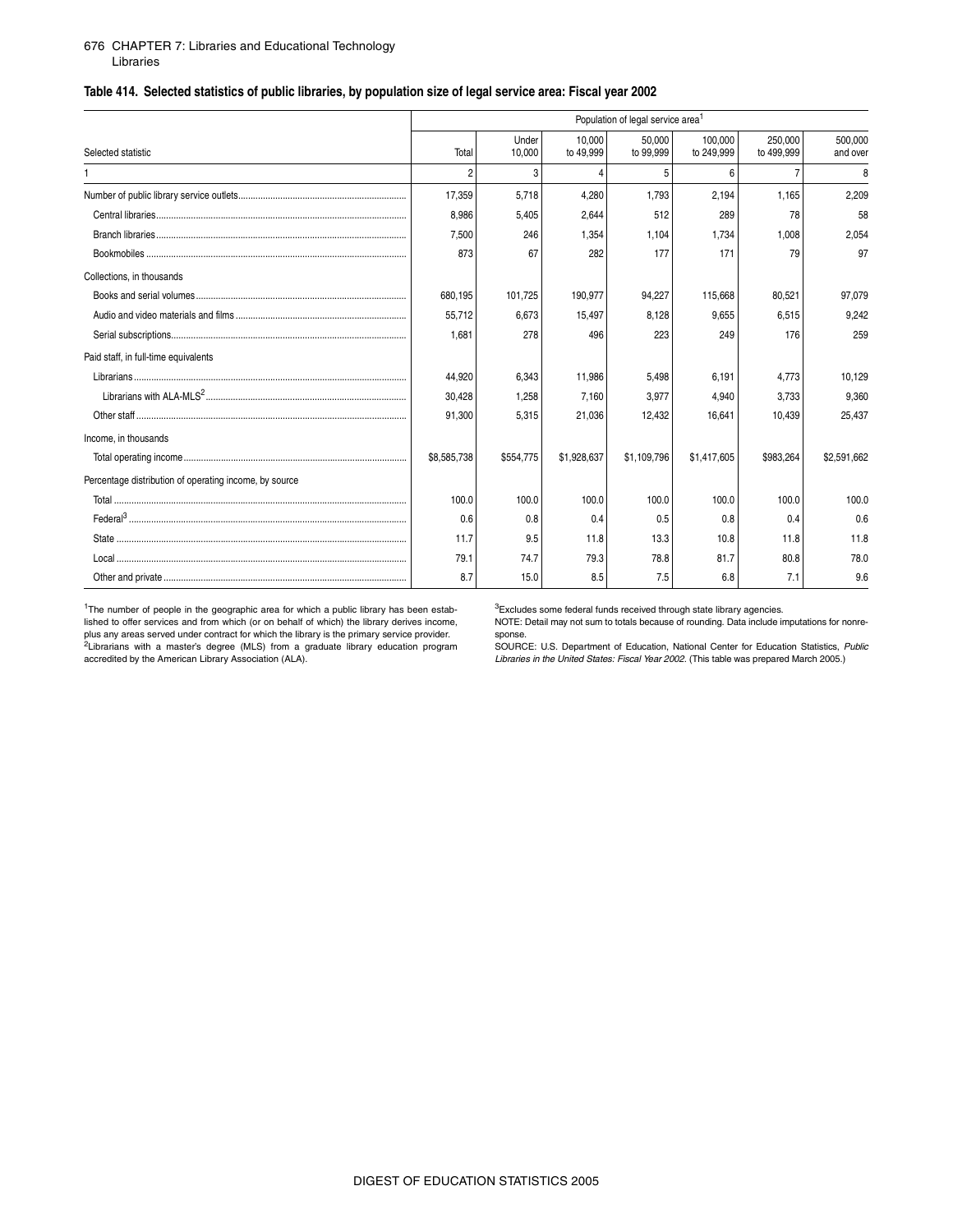## Table 414. Selected statistics of public libraries, by population size of legal service area: Fiscal year 2002

| Selected statistic | Population of legal service area[1] | | | | | | |
|---|---|---|---|---|---|---|---|
| | Total | Under 10,000 | 10,000 to 49,999 | 50,000 to 99,999 | 100,000 to 249,999 | 250,000 to 499,999 | 500,000 and over |
| 1 | 2 | 3 | 4 | 5 | 6 | 7 | 8 |
| Number of public library service outlets | 17,359 | 5,718 | 4,280 | 1,793 | 2,194 | 1,165 | 2,209 |
| Central libraries | 8,986 | 5,405 | 2,644 | 512 | 289 | 78 | 58 |
| Branch libraries | 7,500 | 246 | 1,354 | 1,104 | 1,734 | 1,008 | 2,054 |
| Bookmobiles | 873 | 67 | 282 | 177 | 171 | 79 | 97 |
| Collections, in thousands | | | | | | | |
| Books and serial volumes | 680,195 | 101,725 | 190,977 | 94,227 | 115,668 | 80,521 | 97,079 |
| Audio and video materials and films | 55,712 | 6,673 | 15,497 | 8,128 | 9,655 | 6,515 | 9,242 |
| Serial subscriptions | 1,681 | 278 | 496 | 223 | 249 | 176 | 259 |
| Paid staff, in full-time equivalents | | | | | | | |
| Librarians | 44,920 | 6,343 | 11,986 | 5,498 | 6,191 | 4,773 | 10,129 |
| Librarians with ALA-MLS[2] | 30,428 | 1,258 | 7,160 | 3,977 | 4,940 | 3,733 | 9,360 |
| Other staff | 91,300 | 5,315 | 21,036 | 12,432 | 16,641 | 10,439 | 25,437 |
| Income, in thousands | | | | | | | |
| Total operating income | $8,585,738 | $554,775 | $1,928,637 | $1,109,796 | $1,417,605 | $983,264 | $2,591,662 |
| Percentage distribution of operating income, by source | | | | | | | |
| Total | 100.0 | 100.0 | 100.0 | 100.0 | 100.0 | 100.0 | 100.0 |
| Federal[3] | 0.6 | 0.8 | 0.4 | 0.5 | 0.8 | 0.4 | 0.6 |
| State | 11.7 | 9.5 | 11.8 | 13.3 | 10.8 | 11.8 | 11.8 |
| Local | 79.1 | 74.7 | 79.3 | 78.8 | 81.7 | 80.8 | 78.0 |
| Other and private | 8.7 | 15.0 | 8.5 | 7.5 | 6.8 | 7.1 | 9.6 |

[1]The number of people in the geographic area for which a public library has been established to offer services and from which (or on behalf of which) the library derives income, plus any areas served under contract for which the library is the primary service provider.
[2]Librarians with a master's degree (MLS) from a graduate library education program accredited by the American Library Association (ALA).
[3]Excludes some federal funds received through state library agencies.
NOTE: Detail may not sum to totals because of rounding. Data include imputations for nonresponse.
SOURCE: U.S. Department of Education, National Center for Education Statistics, *Public Libraries in the United States: Fiscal Year 2002*. (This table was prepared March 2005.)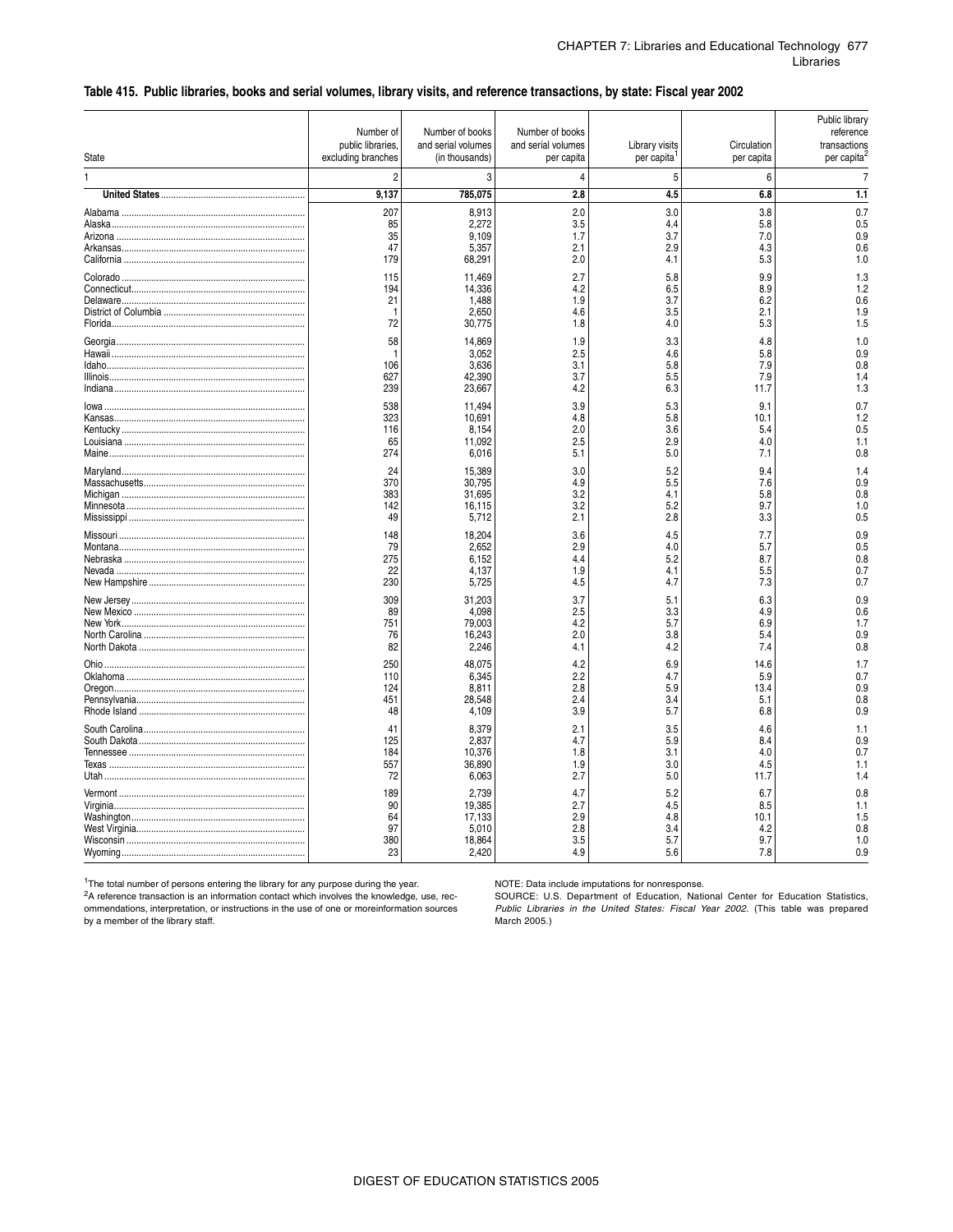### Table 415. Public libraries, books and serial volumes, library visits, and reference transactions, by state: Fiscal year 2002

| State | Number of public libraries, excluding branches | Number of books and serial volumes (in thousands) | Number of books and serial volumes per capita | Library visits per capita[1] | Circulation per capita | Public library reference transactions per capita[2] |
|---|---|---|---|---|---|---|
| 1 | 2 | 3 | 4 | 5 | 6 | 7 |
| **United States** | **9,137** | **785,075** | **2.8** | **4.5** | **6.8** | **1.1** |
| Alabama | 207 | 8,913 | 2.0 | 3.0 | 3.8 | 0.7 |
| Alaska | 85 | 2,272 | 3.5 | 4.4 | 5.8 | 0.5 |
| Arizona | 35 | 9,109 | 1.7 | 3.7 | 7.0 | 0.9 |
| Arkansas | 47 | 5,357 | 2.1 | 2.9 | 4.3 | 0.6 |
| California | 179 | 68,291 | 2.0 | 4.1 | 5.3 | 1.0 |
| Colorado | 115 | 11,469 | 2.7 | 5.8 | 9.9 | 1.3 |
| Connecticut | 194 | 14,336 | 4.2 | 6.5 | 8.9 | 1.2 |
| Delaware | 21 | 1,488 | 1.9 | 3.7 | 6.2 | 0.6 |
| District of Columbia | 1 | 2,650 | 4.6 | 3.5 | 2.1 | 1.9 |
| Florida | 72 | 30,775 | 1.8 | 4.0 | 5.3 | 1.5 |
| Georgia | 58 | 14,869 | 1.9 | 3.3 | 4.8 | 1.0 |
| Hawaii | 1 | 3,052 | 2.5 | 4.6 | 5.8 | 0.9 |
| Idaho | 106 | 3,636 | 3.1 | 5.8 | 7.9 | 0.8 |
| Illinois | 627 | 42,390 | 3.7 | 5.5 | 7.9 | 1.4 |
| Indiana | 239 | 23,667 | 4.2 | 6.3 | 11.7 | 1.3 |
| Iowa | 538 | 11,494 | 3.9 | 5.3 | 9.1 | 0.7 |
| Kansas | 323 | 10,691 | 4.8 | 5.8 | 10.1 | 1.2 |
| Kentucky | 116 | 8,154 | 2.0 | 3.6 | 5.4 | 0.5 |
| Louisiana | 65 | 11,092 | 2.5 | 2.9 | 4.0 | 1.1 |
| Maine | 274 | 6,016 | 5.1 | 5.0 | 7.1 | 0.8 |
| Maryland | 24 | 15,389 | 3.0 | 5.2 | 9.4 | 1.4 |
| Massachusetts | 370 | 30,795 | 4.9 | 5.5 | 7.6 | 0.9 |
| Michigan | 383 | 31,695 | 3.2 | 4.1 | 5.8 | 0.8 |
| Minnesota | 142 | 16,115 | 3.2 | 5.2 | 9.7 | 1.0 |
| Mississippi | 49 | 5,712 | 2.1 | 2.8 | 3.3 | 0.5 |
| Missouri | 148 | 18,204 | 3.6 | 4.5 | 7.7 | 0.9 |
| Montana | 79 | 2,652 | 2.9 | 4.0 | 5.7 | 0.5 |
| Nebraska | 275 | 6,152 | 4.4 | 5.2 | 8.7 | 0.8 |
| Nevada | 22 | 4,137 | 1.9 | 4.1 | 5.5 | 0.7 |
| New Hampshire | 230 | 5,725 | 4.5 | 4.7 | 7.3 | 0.7 |
| New Jersey | 309 | 31,203 | 3.7 | 5.1 | 6.3 | 0.9 |
| New Mexico | 89 | 4,098 | 2.5 | 3.3 | 4.9 | 0.6 |
| New York | 751 | 79,003 | 4.2 | 5.7 | 6.9 | 1.7 |
| North Carolina | 76 | 16,243 | 2.0 | 3.8 | 5.4 | 0.9 |
| North Dakota | 82 | 2,246 | 4.1 | 4.2 | 7.4 | 0.8 |
| Ohio | 250 | 48,075 | 4.2 | 6.9 | 14.6 | 1.7 |
| Oklahoma | 110 | 6,345 | 2.2 | 4.7 | 5.9 | 0.7 |
| Oregon | 124 | 8,811 | 2.8 | 5.9 | 13.4 | 0.9 |
| Pennsylvania | 451 | 28,548 | 2.4 | 3.4 | 5.1 | 0.8 |
| Rhode Island | 48 | 4,109 | 3.9 | 5.7 | 6.8 | 0.9 |
| South Carolina | 41 | 8,379 | 2.1 | 3.5 | 4.6 | 1.1 |
| South Dakota | 125 | 2,837 | 4.7 | 5.9 | 8.4 | 0.9 |
| Tennessee | 184 | 10,376 | 1.8 | 3.1 | 4.0 | 0.7 |
| Texas | 557 | 36,890 | 1.9 | 3.0 | 4.5 | 1.1 |
| Utah | 72 | 6,063 | 2.7 | 5.0 | 11.7 | 1.4 |
| Vermont | 189 | 2,739 | 4.7 | 5.2 | 6.7 | 0.8 |
| Virginia | 90 | 19,385 | 2.7 | 4.5 | 8.5 | 1.1 |
| Washington | 64 | 17,133 | 2.9 | 4.8 | 10.1 | 1.5 |
| West Virginia | 97 | 5,010 | 2.8 | 3.4 | 4.2 | 0.8 |
| Wisconsin | 380 | 18,864 | 3.5 | 5.7 | 9.7 | 1.0 |
| Wyoming | 23 | 2,420 | 4.9 | 5.6 | 7.8 | 0.9 |

[1]The total number of persons entering the library for any purpose during the year.

[2]A reference transaction is an information contact which involves the knowledge, use, recommendations, interpretation, or instructions in the use of one or moreinformation sources by a member of the library staff.

NOTE: Data include imputations for nonresponse.

SOURCE: U.S. Department of Education, National Center for Education Statistics, *Public Libraries in the United States: Fiscal Year 2002*. (This table was prepared March 2005.)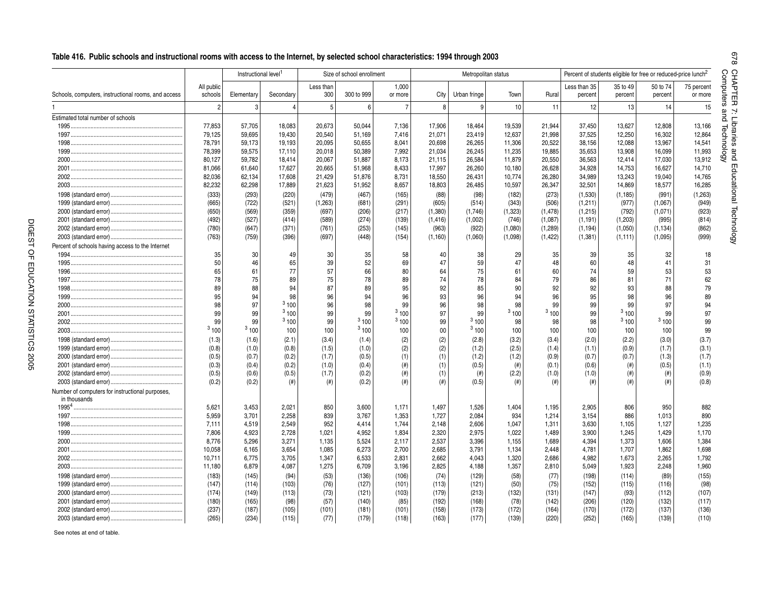## Table 416. Public schools and instructional rooms with access to the Internet, by selected school characteristics: 1994 through 2003

| Schools, computers, instructional rooms, and access | All public schools | Instructional level[1] | | Size of school enrollment | | | Metropolitan status | | | | Percent of students eligible for free or reduced-price lunch[2] | | | |
|---|---|---|---|---|---|---|---|---|---|---|---|---|---|---|
| | | Elementary | Secondary | Less than 300 | 300 to 999 | 1,000 or more | City | Urban fringe | Town | Rural | Less than 35 percent | 35 to 49 percent | 50 to 74 percent | 75 percent or more |
| 1 | 2 | 3 | 4 | 5 | 6 | 7 | 8 | 9 | 10 | 11 | 12 | 13 | 14 | 15 |
| **Estimated total number of schools** | | | | | | | | | | | | | | |
| 1995 | 77,853 | 57,705 | 18,083 | 20,673 | 50,044 | 7,136 | 17,906 | 18,464 | 19,539 | 21,944 | 37,450 | 13,627 | 12,808 | 13,166 |
| 1997 | 79,125 | 59,695 | 19,430 | 20,540 | 51,169 | 7,416 | 21,071 | 23,419 | 12,637 | 21,998 | 37,525 | 12,250 | 16,302 | 12,864 |
| 1998 | 78,791 | 59,173 | 19,193 | 20,095 | 50,655 | 8,041 | 20,698 | 26,265 | 11,306 | 20,522 | 38,156 | 12,088 | 13,967 | 14,541 |
| 1999 | 78,399 | 59,575 | 17,110 | 20,018 | 50,389 | 7,992 | 21,034 | 26,245 | 11,235 | 19,885 | 35,653 | 13,908 | 16,099 | 11,993 |
| 2000 | 80,127 | 59,782 | 18,414 | 20,067 | 51,887 | 8,173 | 21,115 | 26,584 | 11,879 | 20,550 | 36,563 | 12,414 | 17,030 | 13,912 |
| 2001 | 81,066 | 61,640 | 17,627 | 20,665 | 51,968 | 8,433 | 17,997 | 26,260 | 10,180 | 26,628 | 34,928 | 14,753 | 16,627 | 14,710 |
| 2002 | 82,036 | 62,134 | 17,608 | 21,429 | 51,876 | 8,731 | 18,550 | 26,431 | 10,774 | 26,280 | 34,989 | 13,243 | 19,040 | 14,765 |
| 2003 | 82,232 | 62,298 | 17,889 | 21,623 | 51,952 | 8,657 | 18,803 | 26,485 | 10,597 | 26,347 | 32,501 | 14,869 | 18,577 | 16,285 |
| 1998 (standard error) | (333) | (293) | (220) | (479) | (467) | (165) | (88) | (98) | (182) | (273) | (1,530) | (1,185) | (991) | (1,263) |
| 1999 (standard error) | (665) | (722) | (521) | (1,263) | (681) | (291) | (605) | (514) | (343) | (506) | (1,211) | (977) | (1,067) | (949) |
| 2000 (standard error) | (650) | (569) | (359) | (697) | (206) | (217) | (1,380) | (1,746) | (1,323) | (1,478) | (1,215) | (792) | (1,071) | (923) |
| 2001 (standard error) | (492) | (527) | (414) | (589) | (274) | (139) | (1,416) | (1,002) | (746) | (1,087) | (1,191) | (1,203) | (995) | (814) |
| 2002 (standard error) | (780) | (647) | (371) | (761) | (253) | (145) | (963) | (922) | (1,080) | (1,289) | (1,194) | (1,050) | (1,134) | (862) |
| 2003 (standard error) | (763) | (759) | (396) | (697) | (448) | (154) | (1,160) | (1,060) | (1,098) | (1,422) | (1,381) | (1,111) | (1,095) | (999) |
| **Percent of schools having access to the Internet** | | | | | | | | | | | | | | |
| 1994 | 35 | 30 | 49 | 30 | 35 | 58 | 40 | 38 | 29 | 35 | 39 | 35 | 32 | 18 |
| 1995 | 50 | 46 | 65 | 39 | 52 | 69 | 47 | 59 | 47 | 48 | 60 | 48 | 41 | 31 |
| 1996 | 65 | 61 | 77 | 57 | 66 | 80 | 64 | 75 | 61 | 60 | 74 | 59 | 53 | 53 |
| 1997 | 78 | 75 | 89 | 75 | 78 | 89 | 74 | 78 | 84 | 79 | 86 | 81 | 71 | 62 |
| 1998 | 89 | 88 | 94 | 87 | 89 | 95 | 92 | 85 | 90 | 92 | 92 | 93 | 88 | 79 |
| 1999 | 95 | 94 | 98 | 96 | 94 | 96 | 93 | 96 | 94 | 96 | 95 | 98 | 96 | 89 |
| 2000 | 98 | 97 | [3] 100 | 96 | 98 | 99 | 96 | 98 | 98 | 99 | 99 | 99 | 97 | 94 |
| 2001 | 99 | 99 | [3] 100 | 99 | 99 | [3] 100 | 97 | 99 | [3] 100 | [3] 100 | 99 | [3] 100 | 99 | 97 |
| 2002 | 99 | 99 | [3] 100 | 99 | [3] 100 | [3] 100 | 99 | [3] 100 | 98 | 98 | 98 | [3] 100 | [3] 100 | 99 |
| 2003 | [3] 100 | [3] 100 | 100 | 100 | [3] 100 | 100 | 00 | [3] 100 | 100 | 100 | 100 | 100 | 100 | 99 |
| 1998 (standard error) | (1.3) | (1.6) | (2.1) | (3.4) | (1.4) | (2) | (2) | (2.8) | (3.2) | (3.4) | (2.0) | (2.2) | (3.0) | (3.7) |
| 1999 (standard error) | (0.8) | (1.0) | (0.8) | (1.5) | (1.0) | (2) | (2) | (1.2) | (2.5) | (1.4) | (1.1) | (0.9) | (1.7) | (3.1) |
| 2000 (standard error) | (0.5) | (0.7) | (0.2) | (1.7) | (0.5) | (1) | (1) | (1.2) | (1.2) | (0.9) | (0.7) | (0.7) | (1.3) | (1.7) |
| 2001 (standard error) | (0.3) | (0.4) | (0.2) | (1.0) | (0.4) | (#) | (1) | (0.5) | (#) | (0.1) | (0.6) | (#) | (0.5) | (1.1) |
| 2002 (standard error) | (0.5) | (0.6) | (0.5) | (1.7) | (0.2) | (#) | (1) | (#) | (2.2) | (1.0) | (1.0) | (#) | (#) | (0.9) |
| 2003 (standard error) | (0.2) | (0.2) | (#) | (#) | (0.2) | (#) | (#) | (0.5) | (#) | (#) | (#) | (#) | (#) | (0.8) |
| **Number of computers for instructional purposes, in thousands** | | | | | | | | | | | | | | |
| 1995[4] | 5,621 | 3,453 | 2,021 | 850 | 3,600 | 1,171 | 1,497 | 1,526 | 1,404 | 1,195 | 2,905 | 806 | 950 | 882 |
| 1997 | 5,959 | 3,701 | 2,258 | 839 | 3,767 | 1,353 | 1,727 | 2,084 | 934 | 1,214 | 3,154 | 886 | 1,013 | 890 |
| 1998 | 7,111 | 4,519 | 2,549 | 952 | 4,414 | 1,744 | 2,148 | 2,606 | 1,047 | 1,311 | 3,630 | 1,105 | 1,127 | 1,235 |
| 1999 | 7,806 | 4,923 | 2,728 | 1,021 | 4,952 | 1,834 | 2,320 | 2,975 | 1,022 | 1,489 | 3,900 | 1,245 | 1,429 | 1,170 |
| 2000 | 8,776 | 5,296 | 3,271 | 1,135 | 5,524 | 2,117 | 2,537 | 3,396 | 1,155 | 1,689 | 4,394 | 1,373 | 1,606 | 1,384 |
| 2001 | 10,058 | 6,165 | 3,654 | 1,085 | 6,273 | 2,700 | 2,685 | 3,791 | 1,134 | 2,448 | 4,781 | 1,707 | 1,862 | 1,698 |
| 2002 | 10,711 | 6,775 | 3,705 | 1,347 | 6,533 | 2,831 | 2,662 | 4,043 | 1,320 | 2,686 | 4,982 | 1,673 | 2,265 | 1,792 |
| 2003 | 11,180 | 6,879 | 4,087 | 1,275 | 6,709 | 3,196 | 2,825 | 4,188 | 1,357 | 2,810 | 5,049 | 1,923 | 2,248 | 1,960 |
| 1998 (standard error) | (183) | (145) | (94) | (53) | (136) | (106) | (74) | (129) | (58) | (77) | (198) | (114) | (89) | (155) |
| 1999 (standard error) | (147) | (114) | (103) | (76) | (127) | (101) | (113) | (121) | (50) | (75) | (152) | (115) | (116) | (98) |
| 2000 (standard error) | (174) | (149) | (113) | (73) | (121) | (103) | (179) | (213) | (132) | (131) | (147) | (93) | (112) | (107) |
| 2001 (standard error) | (180) | (165) | (98) | (57) | (140) | (85) | (192) | (168) | (78) | (142) | (206) | (120) | (132) | (117) |
| 2002 (standard error) | (237) | (187) | (105) | (101) | (181) | (101) | (158) | (173) | (172) | (164) | (170) | (172) | (137) | (136) |
| 2003 (standard error) | (265) | (234) | (115) | (77) | (179) | (118) | (163) | (177) | (139) | (220) | (252) | (165) | (139) | (110) |

See notes at end of table.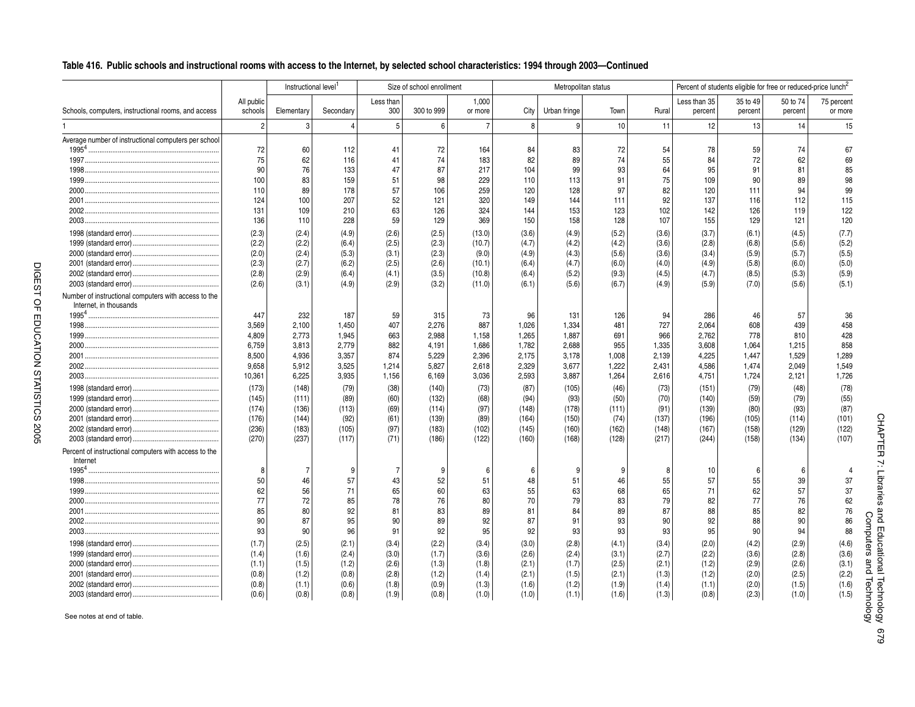## Table 416. Public schools and instructional rooms with access to the Internet, by selected school characteristics: 1994 through 2003—Continued

| Schools, computers, instructional rooms, and access | All public schools | Instructional level[1] | | Size of school enrollment | | | Metropolitan status | | | | Percent of students eligible for free or reduced-price lunch[2] | | | |
|---|---|---|---|---|---|---|---|---|---|---|---|---|---|---|
| | | Elementary | Secondary | Less than 300 | 300 to 999 | 1,000 or more | City | Urban fringe | Town | Rural | Less than 35 percent | 35 to 49 percent | 50 to 74 percent | 75 percent or more |
| 1 | 2 | 3 | 4 | 5 | 6 | 7 | 8 | 9 | 10 | 11 | 12 | 13 | 14 | 15 |
| **Average number of instructional computers per school** | | | | | | | | | | | | | | |
| 1995[4] | 72 | 60 | 112 | 41 | 72 | 164 | 84 | 83 | 72 | 54 | 78 | 59 | 74 | 67 |
| 1997 | 75 | 62 | 116 | 41 | 74 | 183 | 82 | 89 | 74 | 55 | 84 | 72 | 62 | 69 |
| 1998 | 90 | 76 | 133 | 47 | 87 | 217 | 104 | 99 | 93 | 64 | 95 | 91 | 81 | 85 |
| 1999 | 100 | 83 | 159 | 51 | 98 | 229 | 110 | 113 | 91 | 75 | 109 | 90 | 89 | 98 |
| 2000 | 110 | 89 | 178 | 57 | 106 | 259 | 120 | 128 | 97 | 82 | 120 | 111 | 94 | 99 |
| 2001 | 124 | 100 | 207 | 52 | 121 | 320 | 149 | 144 | 111 | 92 | 137 | 116 | 112 | 115 |
| 2002 | 131 | 109 | 210 | 63 | 126 | 324 | 144 | 153 | 123 | 102 | 142 | 126 | 119 | 122 |
| 2003 | 136 | 110 | 228 | 59 | 129 | 369 | 150 | 158 | 128 | 107 | 155 | 129 | 121 | 120 |
| 1998 (standard error) | (2.3) | (2.4) | (4.9) | (2.6) | (2.5) | (13.0) | (3.6) | (4.9) | (5.2) | (3.6) | (3.7) | (6.1) | (4.5) | (7.7) |
| 1999 (standard error) | (2.2) | (2.2) | (6.4) | (2.5) | (2.3) | (10.7) | (4.7) | (4.2) | (4.2) | (3.6) | (2.8) | (6.8) | (5.6) | (5.2) |
| 2000 (standard error) | (2.0) | (2.4) | (5.3) | (3.1) | (2.3) | (9.0) | (4.9) | (4.3) | (5.6) | (3.6) | (3.4) | (5.9) | (5.7) | (5.5) |
| 2001 (standard error) | (2.3) | (2.7) | (6.2) | (2.5) | (2.6) | (10.1) | (6.4) | (4.7) | (6.0) | (4.0) | (4.9) | (5.8) | (6.0) | (5.0) |
| 2002 (standard error) | (2.8) | (2.9) | (6.4) | (4.1) | (3.5) | (10.8) | (6.4) | (5.2) | (9.3) | (4.5) | (4.7) | (8.5) | (5.3) | (5.9) |
| 2003 (standard error) | (2.6) | (3.1) | (4.9) | (2.9) | (3.2) | (11.0) | (6.1) | (5.6) | (6.7) | (4.9) | (5.9) | (7.0) | (5.6) | (5.1) |
| **Number of instructional computers with access to the Internet, in thousands** | | | | | | | | | | | | | | |
| 1995[4] | 447 | 232 | 187 | 59 | 315 | 73 | 96 | 131 | 126 | 94 | 286 | 46 | 57 | 36 |
| 1998 | 3,569 | 2,100 | 1,450 | 407 | 2,276 | 887 | 1,026 | 1,334 | 481 | 727 | 2,064 | 608 | 439 | 458 |
| 1999 | 4,809 | 2,773 | 1,945 | 663 | 2,988 | 1,158 | 1,265 | 1,887 | 691 | 966 | 2,762 | 778 | 810 | 428 |
| 2000 | 6,759 | 3,813 | 2,779 | 882 | 4,191 | 1,686 | 1,782 | 2,688 | 955 | 1,335 | 3,608 | 1,064 | 1,215 | 858 |
| 2001 | 8,500 | 4,936 | 3,357 | 874 | 5,229 | 2,396 | 2,175 | 3,178 | 1,008 | 2,139 | 4,225 | 1,447 | 1,529 | 1,289 |
| 2002 | 9,658 | 5,912 | 3,525 | 1,214 | 5,827 | 2,618 | 2,329 | 3,677 | 1,222 | 2,431 | 4,586 | 1,474 | 2,049 | 1,549 |
| 2003 | 10,361 | 6,225 | 3,935 | 1,156 | 6,169 | 3,036 | 2,593 | 3,887 | 1,264 | 2,616 | 4,751 | 1,724 | 2,121 | 1,726 |
| 1998 (standard error) | (173) | (148) | (79) | (38) | (140) | (73) | (87) | (105) | (46) | (73) | (151) | (79) | (48) | (78) |
| 1999 (standard error) | (145) | (111) | (89) | (60) | (132) | (68) | (94) | (93) | (50) | (70) | (140) | (59) | (79) | (55) |
| 2000 (standard error) | (174) | (136) | (113) | (69) | (114) | (97) | (148) | (178) | (111) | (91) | (139) | (80) | (93) | (87) |
| 2001 (standard error) | (176) | (144) | (92) | (61) | (139) | (89) | (164) | (150) | (74) | (137) | (196) | (105) | (114) | (101) |
| 2002 (standard error) | (236) | (183) | (105) | (97) | (183) | (102) | (145) | (160) | (162) | (148) | (167) | (158) | (129) | (122) |
| 2003 (standard error) | (270) | (237) | (117) | (71) | (186) | (122) | (160) | (168) | (128) | (217) | (244) | (158) | (134) | (107) |
| **Percent of instructional computers with access to the Internet** | | | | | | | | | | | | | | |
| 1995[4] | 8 | 7 | 9 | 7 | 9 | 6 | 6 | 9 | 9 | 8 | 10 | 6 | 6 | 4 |
| 1998 | 50 | 46 | 57 | 43 | 52 | 51 | 48 | 51 | 46 | 55 | 57 | 55 | 39 | 37 |
| 1999 | 62 | 56 | 71 | 65 | 60 | 63 | 55 | 63 | 68 | 65 | 71 | 62 | 57 | 37 |
| 2000 | 77 | 72 | 85 | 78 | 76 | 80 | 70 | 79 | 83 | 79 | 82 | 77 | 76 | 62 |
| 2001 | 85 | 80 | 92 | 81 | 83 | 89 | 81 | 84 | 89 | 87 | 88 | 85 | 82 | 76 |
| 2002 | 90 | 87 | 95 | 90 | 89 | 92 | 87 | 91 | 93 | 90 | 92 | 88 | 90 | 86 |
| 2003 | 93 | 90 | 96 | 91 | 92 | 95 | 92 | 93 | 93 | 93 | 95 | 90 | 94 | 88 |
| 1998 (standard error) | (1.7) | (2.5) | (2.1) | (3.4) | (2.2) | (3.4) | (3.0) | (2.8) | (4.1) | (3.4) | (2.0) | (4.2) | (2.9) | (4.6) |
| 1999 (standard error) | (1.4) | (1.6) | (2.4) | (3.0) | (1.7) | (3.6) | (2.6) | (2.4) | (3.1) | (2.7) | (2.2) | (3.6) | (2.8) | (3.6) |
| 2000 (standard error) | (1.1) | (1.5) | (1.2) | (2.6) | (1.3) | (1.8) | (2.1) | (1.7) | (2.5) | (2.1) | (1.2) | (2.9) | (2.6) | (3.1) |
| 2001 (standard error) | (0.8) | (1.2) | (0.8) | (2.8) | (1.2) | (1.4) | (2.1) | (1.5) | (2.1) | (1.3) | (1.2) | (2.0) | (2.5) | (2.2) |
| 2002 (standard error) | (0.8) | (1.1) | (0.6) | (1.8) | (0.9) | (1.3) | (1.6) | (1.2) | (1.9) | (1.4) | (1.1) | (2.0) | (1.5) | (1.6) |
| 2003 (standard error) | (0.6) | (0.8) | (0.8) | (1.9) | (0.8) | (1.0) | (1.0) | (1.1) | (1.6) | (1.3) | (0.8) | (2.3) | (1.0) | (1.5) |

See notes at end of table.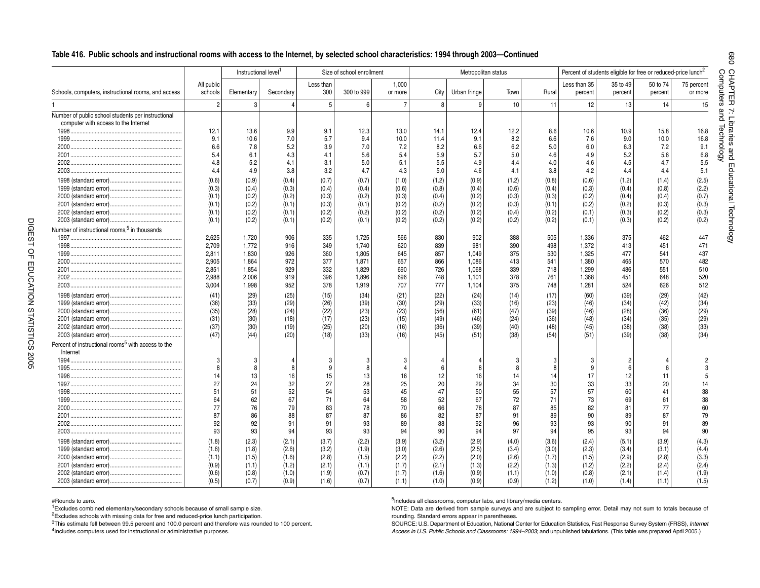## Table 416. Public schools and instructional rooms with access to the Internet, by selected school characteristics: 1994 through 2003—Continued

| Schools, computers, instructional rooms, and access | All public schools | Instructional level[1] | | Size of school enrollment | | | Metropolitan status | | | | Percent of students eligible for free or reduced-price lunch[2] | | | |
|---|---|---|---|---|---|---|---|---|---|---|---|---|---|---|
| | | Elementary | Secondary | Less than 300 | 300 to 999 | 1,000 or more | City | Urban fringe | Town | Rural | Less than 35 percent | 35 to 49 percent | 50 to 74 percent | 75 percent or more |
| 1 | 2 | 3 | 4 | 5 | 6 | 7 | 8 | 9 | 10 | 11 | 12 | 13 | 14 | 15 |
| Number of public school students per instructional computer with access to the Internet | | | | | | | | | | | | | | |
| 1998 | 12.1 | 13.6 | 9.9 | 9.1 | 12.3 | 13.0 | 14.1 | 12.4 | 12.2 | 8.6 | 10.6 | 10.9 | 15.8 | 16.8 |
| 1999 | 9.1 | 10.6 | 7.0 | 5.7 | 9.4 | 10.0 | 11.4 | 9.1 | 8.2 | 6.6 | 7.6 | 9.0 | 10.0 | 16.8 |
| 2000 | 6.6 | 7.8 | 5.2 | 3.9 | 7.0 | 7.2 | 8.2 | 6.6 | 6.2 | 5.0 | 6.0 | 6.3 | 7.2 | 9.1 |
| 2001 | 5.4 | 6.1 | 4.3 | 4.1 | 5.6 | 5.4 | 5.9 | 5.7 | 5.0 | 4.6 | 4.9 | 5.2 | 5.6 | 6.8 |
| 2002 | 4.8 | 5.2 | 4.1 | 3.1 | 5.0 | 5.1 | 5.5 | 4.9 | 4.4 | 4.0 | 4.6 | 4.5 | 4.7 | 5.5 |
| 2003 | 4.4 | 4.9 | 3.8 | 3.2 | 4.7 | 4.3 | 5.0 | 4.6 | 4.1 | 3.8 | 4.2 | 4.4 | 4.4 | 5.1 |
| 1998 (standard error) | (0.6) | (0.9) | (0.4) | (0.7) | (0.7) | (1.0) | (1.2) | (0.9) | (1.2) | (0.8) | (0.6) | (1.2) | (1.4) | (2.5) |
| 1999 (standard error) | (0.3) | (0.4) | (0.3) | (0.4) | (0.4) | (0.6) | (0.8) | (0.4) | (0.6) | (0.4) | (0.3) | (0.4) | (0.8) | (2.2) |
| 2000 (standard error) | (0.1) | (0.2) | (0.2) | (0.3) | (0.2) | (0.3) | (0.4) | (0.2) | (0.3) | (0.3) | (0.2) | (0.4) | (0.4) | (0.7) |
| 2001 (standard error) | (0.1) | (0.2) | (0.1) | (0.3) | (0.1) | (0.2) | (0.2) | (0.2) | (0.3) | (0.1) | (0.2) | (0.2) | (0.3) | (0.3) |
| 2002 (standard error) | (0.1) | (0.2) | (0.1) | (0.2) | (0.2) | (0.2) | (0.2) | (0.2) | (0.4) | (0.2) | (0.1) | (0.3) | (0.2) | (0.3) |
| 2003 (standard error) | (0.1) | (0.2) | (0.1) | (0.2) | (0.1) | (0.2) | (0.2) | (0.2) | (0.2) | (0.2) | (0.1) | (0.3) | (0.2) | (0.2) |
| Number of instructional rooms,[5] in thousands | | | | | | | | | | | | | | |
| 1997 | 2,625 | 1,720 | 906 | 335 | 1,725 | 566 | 830 | 902 | 388 | 505 | 1,336 | 375 | 462 | 447 |
| 1998 | 2,709 | 1,772 | 916 | 349 | 1,740 | 620 | 839 | 981 | 390 | 498 | 1,372 | 413 | 451 | 471 |
| 1999 | 2,811 | 1,830 | 926 | 360 | 1,805 | 645 | 857 | 1,049 | 375 | 530 | 1,325 | 477 | 541 | 437 |
| 2000 | 2,905 | 1,864 | 972 | 377 | 1,871 | 657 | 866 | 1,086 | 413 | 541 | 1,380 | 465 | 570 | 482 |
| 2001 | 2,851 | 1,854 | 929 | 332 | 1,829 | 690 | 726 | 1,068 | 339 | 718 | 1,299 | 486 | 551 | 510 |
| 2002 | 2,988 | 2,006 | 919 | 396 | 1,896 | 696 | 748 | 1,101 | 378 | 761 | 1,368 | 451 | 648 | 520 |
| 2003 | 3,004 | 1,998 | 952 | 378 | 1,919 | 707 | 777 | 1,104 | 375 | 748 | 1,281 | 524 | 626 | 512 |
| 1998 (standard error) | (41) | (29) | (25) | (15) | (34) | (21) | (22) | (24) | (14) | (17) | (60) | (39) | (29) | (42) |
| 1999 (standard error) | (36) | (33) | (29) | (26) | (39) | (30) | (29) | (33) | (16) | (23) | (46) | (34) | (42) | (34) |
| 2000 (standard error) | (35) | (28) | (24) | (22) | (23) | (23) | (56) | (61) | (47) | (39) | (46) | (28) | (36) | (29) |
| 2001 (standard error) | (31) | (30) | (18) | (17) | (23) | (15) | (49) | (46) | (24) | (36) | (48) | (34) | (35) | (29) |
| 2002 (standard error) | (37) | (30) | (19) | (25) | (20) | (16) | (36) | (39) | (40) | (48) | (45) | (38) | (38) | (33) |
| 2003 (standard error) | (47) | (44) | (20) | (18) | (33) | (16) | (45) | (51) | (38) | (54) | (51) | (39) | (38) | (34) |
| Percent of instructional rooms[5] with access to the Internet | | | | | | | | | | | | | | |
| 1994 | 3 | 3 | 4 | 3 | 3 | 3 | 4 | 4 | 3 | 3 | 3 | 2 | 4 | 2 |
| 1995 | 8 | 8 | 8 | 9 | 8 | 4 | 6 | 8 | 8 | 8 | 9 | 6 | 6 | 3 |
| 1996 | 14 | 13 | 16 | 15 | 13 | 16 | 12 | 16 | 14 | 14 | 17 | 12 | 11 | 5 |
| 1997 | 27 | 24 | 32 | 27 | 28 | 25 | 20 | 29 | 34 | 30 | 33 | 33 | 20 | 14 |
| 1998 | 51 | 51 | 52 | 54 | 53 | 45 | 47 | 50 | 55 | 57 | 57 | 60 | 41 | 38 |
| 1999 | 64 | 62 | 67 | 71 | 64 | 58 | 52 | 67 | 72 | 71 | 73 | 69 | 61 | 38 |
| 2000 | 77 | 76 | 79 | 83 | 78 | 70 | 66 | 78 | 87 | 85 | 82 | 81 | 77 | 60 |
| 2001 | 87 | 86 | 88 | 87 | 87 | 86 | 82 | 87 | 91 | 89 | 90 | 89 | 87 | 79 |
| 2002 | 92 | 92 | 91 | 91 | 93 | 89 | 88 | 92 | 96 | 93 | 93 | 90 | 91 | 89 |
| 2003 | 93 | 93 | 94 | 93 | 93 | 94 | 90 | 94 | 97 | 94 | 95 | 93 | 94 | 90 |
| 1998 (standard error) | (1.8) | (2.3) | (2.1) | (3.7) | (2.2) | (3.9) | (3.2) | (2.9) | (4.0) | (3.6) | (2.4) | (5.1) | (3.9) | (4.3) |
| 1999 (standard error) | (1.6) | (1.8) | (2.6) | (3.2) | (1.9) | (3.0) | (2.6) | (2.5) | (3.4) | (3.0) | (2.3) | (3.4) | (3.1) | (4.4) |
| 2000 (standard error) | (1.1) | (1.5) | (1.6) | (2.8) | (1.5) | (2.2) | (2.2) | (2.0) | (2.6) | (1.7) | (1.5) | (2.9) | (2.8) | (3.3) |
| 2001 (standard error) | (0.9) | (1.1) | (1.2) | (2.1) | (1.1) | (1.7) | (2.1) | (1.3) | (2.2) | (1.3) | (1.2) | (2.2) | (2.4) | (2.4) |
| 2002 (standard error) | (0.6) | (0.8) | (1.0) | (1.9) | (0.7) | (1.7) | (1.6) | (0.9) | (1.1) | (1.0) | (0.8) | (2.1) | (1.4) | (1.9) |
| 2003 (standard error) | (0.5) | (0.7) | (0.9) | (1.6) | (0.7) | (1.1) | (1.0) | (0.9) | (0.9) | (1.2) | (1.0) | (1.4) | (1.1) | (1.5) |

#Rounds to zero.

[1]Excludes combined elementary/secondary schools because of small sample size.

[2]Excludes schools with missing data for free and reduced-price lunch participation.

[3]This estimate fell between 99.5 percent and 100.0 percent and therefore was rounded to 100 percent.

[4]Includes computers used for instructional or administrative purposes.

[5]Includes all classrooms, computer labs, and library/media centers.

NOTE: Data are derived from sample surveys and are subject to sampling error. Detail may not sum to totals because of rounding. Standard errors appear in parentheses.

SOURCE: U.S. Department of Education, National Center for Education Statistics, Fast Response Survey System (FRSS), *Internet Access in U.S. Public Schools and Classrooms: 1994–2003*; and unpublished tabulations. (This table was prepared April 2005.)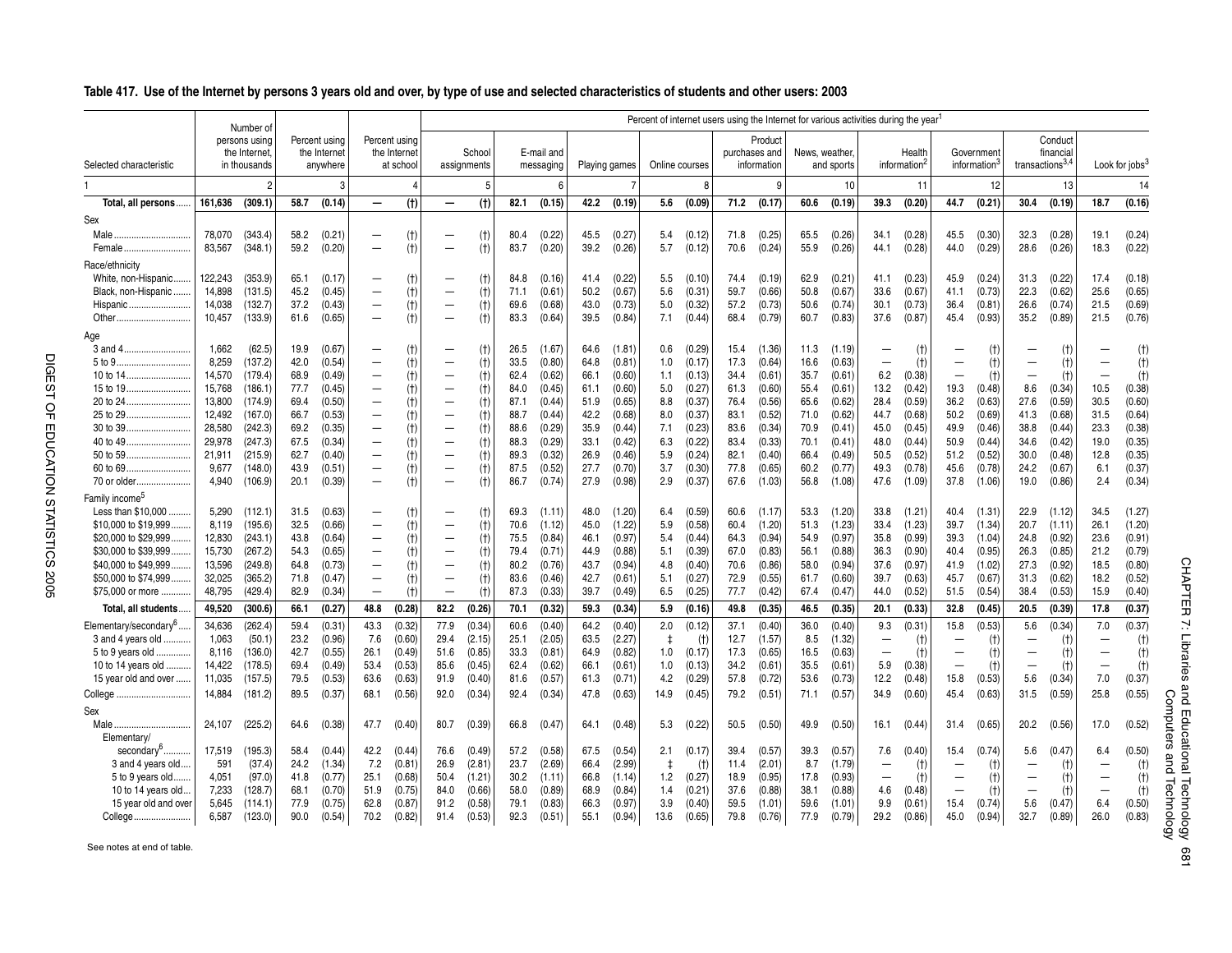## Table 417. Use of the Internet by persons 3 years old and over, by type of use and selected characteristics of students and other users: 2003

| Selected characteristic | Number of persons using the Internet, in thousands | | Percent using the Internet anywhere | | Percent using the Internet at school | | School assignments | | E-mail and messaging | | Playing games | | Online courses | | Product purchases and information | | News, weather, and sports | | Health information[2] | | Government information[3] | | Conduct financial transactions[3,4] | | Look for jobs[3] | |
|---|---|---|---|---|---|---|---|---|---|---|---|---|---|---|---|---|---|---|---|---|---|---|---|---|---|---|
| | | | | | | | Percent of internet users using the Internet for various activities during the year[1] | | | | | | | | | | | | | | | | | | | |
| 1 | 2 | | 3 | | 4 | | 5 | | 6 | | 7 | | 8 | | 9 | | 10 | | 11 | | 12 | | 13 | | 14 | |
| **Total, all persons** | **161,636** | **(309.1)** | **58.7** | **(0.14)** | **—** | **(†)** | **—** | **(†)** | **82.1** | **(0.15)** | **42.2** | **(0.19)** | **5.6** | **(0.09)** | **71.2** | **(0.17)** | **60.6** | **(0.19)** | **39.3** | **(0.20)** | **44.7** | **(0.21)** | **30.4** | **(0.19)** | **18.7** | **(0.16)** |
| Sex | | | | | | | | | | | | | | | | | | | | | | | | | | |
| Male | 78,070 | (343.4) | 58.2 | (0.21) | — | (†) | — | (†) | 80.4 | (0.22) | 45.5 | (0.27) | 5.4 | (0.12) | 71.8 | (0.25) | 65.5 | (0.26) | 34.1 | (0.28) | 45.5 | (0.30) | 32.3 | (0.28) | 19.1 | (0.24) |
| Female | 83,567 | (348.1) | 59.2 | (0.20) | — | (†) | — | (†) | 83.7 | (0.20) | 39.2 | (0.26) | 5.7 | (0.12) | 70.6 | (0.24) | 55.9 | (0.26) | 44.1 | (0.28) | 44.0 | (0.29) | 28.6 | (0.26) | 18.3 | (0.22) |
| Race/ethnicity | | | | | | | | | | | | | | | | | | | | | | | | | | |
| White, non-Hispanic | 122,243 | (353.9) | 65.1 | (0.17) | — | (†) | — | (†) | 84.8 | (0.16) | 41.4 | (0.22) | 5.5 | (0.10) | 74.4 | (0.19) | 62.9 | (0.21) | 41.1 | (0.23) | 45.9 | (0.24) | 31.3 | (0.22) | 17.4 | (0.18) |
| Black, non-Hispanic | 14,898 | (131.5) | 45.2 | (0.45) | — | (†) | — | (†) | 71.1 | (0.61) | 50.2 | (0.67) | 5.6 | (0.31) | 59.7 | (0.66) | 50.8 | (0.67) | 33.6 | (0.67) | 41.1 | (0.73) | 22.3 | (0.62) | 25.6 | (0.65) |
| Hispanic | 14,038 | (132.7) | 37.2 | (0.43) | — | (†) | — | (†) | 69.6 | (0.68) | 43.0 | (0.73) | 5.0 | (0.32) | 57.2 | (0.73) | 50.6 | (0.74) | 30.1 | (0.73) | 36.4 | (0.81) | 26.6 | (0.74) | 21.5 | (0.69) |
| Other | 10,457 | (133.9) | 61.6 | (0.65) | — | (†) | — | (†) | 83.3 | (0.64) | 39.5 | (0.84) | 7.1 | (0.44) | 68.4 | (0.79) | 60.7 | (0.83) | 37.6 | (0.87) | 45.4 | (0.93) | 35.2 | (0.89) | 21.5 | (0.76) |
| Age | | | | | | | | | | | | | | | | | | | | | | | | | | |
| 3 and 4 | 1,662 | (62.5) | 19.9 | (0.67) | — | (†) | — | (†) | 26.5 | (1.67) | 64.6 | (1.81) | 0.6 | (0.29) | 15.4 | (1.36) | 11.3 | (1.19) | — | (†) | — | (†) | — | (†) | — | (†) |
| 5 to 9 | 8,259 | (137.2) | 42.0 | (0.54) | — | (†) | — | (†) | 33.5 | (0.80) | 64.8 | (0.81) | 1.0 | (0.17) | 17.3 | (0.64) | 16.6 | (0.63) | — | (†) | — | (†) | — | (†) | — | (†) |
| 10 to 14 | 14,570 | (179.4) | 68.9 | (0.49) | — | (†) | — | (†) | 62.4 | (0.62) | 66.1 | (0.60) | 1.1 | (0.13) | 34.4 | (0.61) | 35.7 | (0.61) | 6.2 | (0.38) | — | (†) | — | (†) | — | (†) |
| 15 to 19 | 15,768 | (186.1) | 77.7 | (0.45) | — | (†) | — | (†) | 84.0 | (0.45) | 61.1 | (0.60) | 5.0 | (0.27) | 61.3 | (0.60) | 55.4 | (0.61) | 13.2 | (0.42) | 19.3 | (0.48) | 8.6 | (0.34) | 10.5 | (0.38) |
| 20 to 24 | 13,800 | (174.9) | 69.4 | (0.50) | — | (†) | — | (†) | 87.1 | (0.44) | 51.9 | (0.65) | 8.8 | (0.37) | 76.4 | (0.56) | 65.6 | (0.62) | 28.4 | (0.59) | 36.2 | (0.63) | 27.6 | (0.59) | 30.5 | (0.60) |
| 25 to 29 | 12,492 | (167.0) | 66.7 | (0.53) | — | (†) | — | (†) | 88.7 | (0.44) | 42.2 | (0.68) | 8.0 | (0.37) | 83.1 | (0.52) | 71.0 | (0.62) | 44.7 | (0.68) | 50.2 | (0.69) | 41.3 | (0.68) | 31.5 | (0.64) |
| 30 to 39 | 28,580 | (242.3) | 69.2 | (0.35) | — | (†) | — | (†) | 88.6 | (0.29) | 35.9 | (0.44) | 7.1 | (0.23) | 83.6 | (0.34) | 70.9 | (0.41) | 45.0 | (0.45) | 49.9 | (0.46) | 38.8 | (0.44) | 23.3 | (0.38) |
| 40 to 49 | 29,978 | (247.3) | 67.5 | (0.34) | — | (†) | — | (†) | 88.3 | (0.29) | 33.1 | (0.42) | 6.3 | (0.22) | 83.4 | (0.33) | 70.1 | (0.41) | 48.0 | (0.44) | 50.9 | (0.44) | 34.6 | (0.42) | 19.0 | (0.35) |
| 50 to 59 | 21,911 | (215.9) | 62.7 | (0.40) | — | (†) | — | (†) | 89.3 | (0.32) | 26.9 | (0.46) | 5.9 | (0.24) | 82.1 | (0.40) | 66.4 | (0.49) | 50.5 | (0.52) | 51.2 | (0.52) | 30.0 | (0.48) | 12.8 | (0.35) |
| 60 to 69 | 9,677 | (148.0) | 43.9 | (0.51) | — | (†) | — | (†) | 87.5 | (0.52) | 27.7 | (0.70) | 3.7 | (0.30) | 77.8 | (0.65) | 60.2 | (0.77) | 49.3 | (0.78) | 45.6 | (0.78) | 24.2 | (0.67) | 6.1 | (0.37) |
| 70 or older | 4,940 | (106.9) | 20.1 | (0.39) | — | (†) | — | (†) | 86.7 | (0.74) | 27.9 | (0.98) | 2.9 | (0.37) | 67.6 | (1.03) | 56.8 | (1.08) | 47.6 | (1.09) | 37.8 | (1.06) | 19.0 | (0.86) | 2.4 | (0.34) |
| Family income[5] | | | | | | | | | | | | | | | | | | | | | | | | | | |
| Less than $10,000 | 5,290 | (112.1) | 31.5 | (0.63) | — | (†) | — | (†) | 69.3 | (1.11) | 48.0 | (1.20) | 6.4 | (0.59) | 60.6 | (1.17) | 53.3 | (1.20) | 33.8 | (1.21) | 40.4 | (1.31) | 22.9 | (1.12) | 34.5 | (1.27) |
| $10,000 to $19,999 | 8,119 | (195.6) | 32.5 | (0.66) | — | (†) | — | (†) | 70.6 | (1.12) | 45.0 | (1.22) | 5.9 | (0.58) | 60.4 | (1.20) | 51.3 | (1.23) | 33.4 | (1.23) | 39.7 | (1.34) | 20.7 | (1.11) | 26.1 | (1.20) |
| $20,000 to $29,999 | 12,830 | (243.1) | 43.8 | (0.64) | — | (†) | — | (†) | 75.5 | (0.84) | 46.1 | (0.97) | 5.4 | (0.44) | 64.3 | (0.94) | 54.9 | (0.97) | 35.8 | (0.99) | 39.3 | (1.04) | 24.8 | (0.92) | 23.6 | (0.91) |
| $30,000 to $39,999 | 15,730 | (267.2) | 54.3 | (0.65) | — | (†) | — | (†) | 79.4 | (0.71) | 44.9 | (0.88) | 5.1 | (0.39) | 67.0 | (0.83) | 56.1 | (0.88) | 36.3 | (0.90) | 40.4 | (0.95) | 26.3 | (0.85) | 21.2 | (0.79) |
| $40,000 to $49,999 | 13,596 | (249.8) | 64.8 | (0.73) | — | (†) | — | (†) | 80.2 | (0.76) | 43.7 | (0.94) | 4.8 | (0.40) | 70.6 | (0.86) | 58.0 | (0.94) | 37.6 | (0.97) | 41.9 | (1.02) | 27.3 | (0.92) | 18.5 | (0.80) |
| $50,000 to $74,999 | 32,025 | (365.2) | 71.8 | (0.47) | — | (†) | — | (†) | 83.6 | (0.46) | 42.7 | (0.61) | 5.1 | (0.27) | 72.9 | (0.55) | 61.7 | (0.60) | 39.7 | (0.63) | 45.7 | (0.67) | 31.3 | (0.62) | 18.2 | (0.52) |
| $75,000 or more | 48,795 | (429.4) | 82.9 | (0.34) | — | (†) | — | (†) | 87.3 | (0.33) | 39.7 | (0.49) | 6.5 | (0.25) | 77.7 | (0.42) | 67.4 | (0.47) | 44.0 | (0.52) | 51.5 | (0.54) | 38.4 | (0.53) | 15.9 | (0.40) |
| **Total, all students** | **49,520** | **(300.6)** | **66.1** | **(0.27)** | **48.8** | **(0.28)** | **82.2** | **(0.26)** | **70.1** | **(0.32)** | **59.3** | **(0.34)** | **5.9** | **(0.16)** | **49.8** | **(0.35)** | **46.5** | **(0.35)** | **20.1** | **(0.33)** | **32.8** | **(0.45)** | **20.5** | **(0.39)** | **17.8** | **(0.37)** |
| Elementary/secondary[6] | 34,636 | (262.4) | 59.4 | (0.31) | 43.3 | (0.32) | 77.9 | (0.34) | 60.6 | (0.40) | 64.2 | (0.40) | 2.0 | (0.12) | 37.1 | (0.40) | 36.0 | (0.40) | 9.3 | (0.31) | 15.8 | (0.53) | 5.6 | (0.34) | 7.0 | (0.37) |
| 3 and 4 years old | 1,063 | (50.1) | 23.2 | (0.96) | 7.6 | (0.60) | 29.4 | (2.15) | 25.1 | (2.05) | 63.5 | (2.27) | ‡ | (†) | 12.7 | (1.57) | 8.5 | (1.32) | — | (†) | — | (†) | — | (†) | — | (†) |
| 5 to 9 years old | 8,116 | (136.0) | 42.7 | (0.55) | 26.1 | (0.49) | 51.6 | (0.85) | 33.3 | (0.81) | 64.9 | (0.82) | 1.0 | (0.17) | 17.3 | (0.65) | 16.5 | (0.63) | — | (†) | — | (†) | — | (†) | — | (†) |
| 10 to 14 years old | 14,422 | (178.5) | 69.4 | (0.49) | 53.4 | (0.53) | 85.6 | (0.45) | 62.4 | (0.62) | 66.1 | (0.61) | 1.0 | (0.13) | 34.2 | (0.61) | 35.5 | (0.61) | 5.9 | (0.38) | — | (†) | — | (†) | — | (†) |
| 15 year old and over | 11,035 | (157.5) | 79.5 | (0.53) | 63.6 | (0.63) | 91.9 | (0.40) | 81.6 | (0.57) | 61.3 | (0.71) | 4.2 | (0.29) | 57.8 | (0.72) | 53.6 | (0.73) | 12.2 | (0.48) | 15.8 | (0.53) | 5.6 | (0.34) | 7.0 | (0.37) |
| College | 14,884 | (181.2) | 89.5 | (0.37) | 68.1 | (0.56) | 92.0 | (0.34) | 92.4 | (0.34) | 47.8 | (0.63) | 14.9 | (0.45) | 79.2 | (0.51) | 71.1 | (0.57) | 34.9 | (0.60) | 45.4 | (0.63) | 31.5 | (0.59) | 25.8 | (0.55) |
| Sex | | | | | | | | | | | | | | | | | | | | | | | | | | |
| Male | 24,107 | (225.2) | 64.6 | (0.38) | 47.7 | (0.40) | 80.7 | (0.39) | 66.8 | (0.47) | 64.1 | (0.48) | 5.3 | (0.22) | 50.5 | (0.50) | 49.9 | (0.50) | 16.1 | (0.44) | 31.4 | (0.65) | 20.2 | (0.56) | 17.0 | (0.52) |
| Elementary/secondary[6] | 17,519 | (195.3) | 58.4 | (0.44) | 42.2 | (0.44) | 76.6 | (0.49) | 57.2 | (0.58) | 67.5 | (0.54) | 2.1 | (0.17) | 39.4 | (0.57) | 39.3 | (0.57) | 7.6 | (0.40) | 15.4 | (0.74) | 5.6 | (0.47) | 6.4 | (0.50) |
| 3 and 4 years old | 591 | (37.4) | 24.2 | (1.34) | 7.2 | (0.81) | 26.9 | (2.81) | 23.7 | (2.69) | 66.4 | (2.99) | ‡ | (†) | 11.4 | (2.01) | 8.7 | (1.79) | — | (†) | — | (†) | — | (†) | — | (†) |
| 5 to 9 years old | 4,051 | (97.0) | 41.8 | (0.77) | 25.1 | (0.68) | 50.4 | (1.21) | 30.2 | (1.11) | 66.8 | (1.14) | 1.2 | (0.27) | 18.9 | (0.95) | 17.8 | (0.93) | — | (†) | — | (†) | — | (†) | — | (†) |
| 10 to 14 years old | 7,233 | (128.7) | 68.1 | (0.70) | 51.9 | (0.75) | 84.0 | (0.66) | 58.0 | (0.89) | 68.9 | (0.84) | 1.4 | (0.21) | 37.6 | (0.88) | 38.1 | (0.88) | 4.6 | (0.48) | — | (†) | — | (†) | — | (†) |
| 15 year old and over | 5,645 | (114.1) | 77.9 | (0.75) | 62.8 | (0.87) | 91.2 | (0.58) | 79.1 | (0.83) | 66.3 | (0.97) | 3.9 | (0.40) | 59.5 | (1.01) | 59.6 | (1.01) | 9.9 | (0.61) | 15.4 | (0.74) | 5.6 | (0.47) | 6.4 | (0.50) |
| College | 6,587 | (123.0) | 90.0 | (0.54) | 70.2 | (0.82) | 91.4 | (0.53) | 92.3 | (0.51) | 55.1 | (0.94) | 13.6 | (0.65) | 79.8 | (0.76) | 77.9 | (0.79) | 29.2 | (0.86) | 45.0 | (0.94) | 32.7 | (0.89) | 26.0 | (0.83) |

See notes at end of table.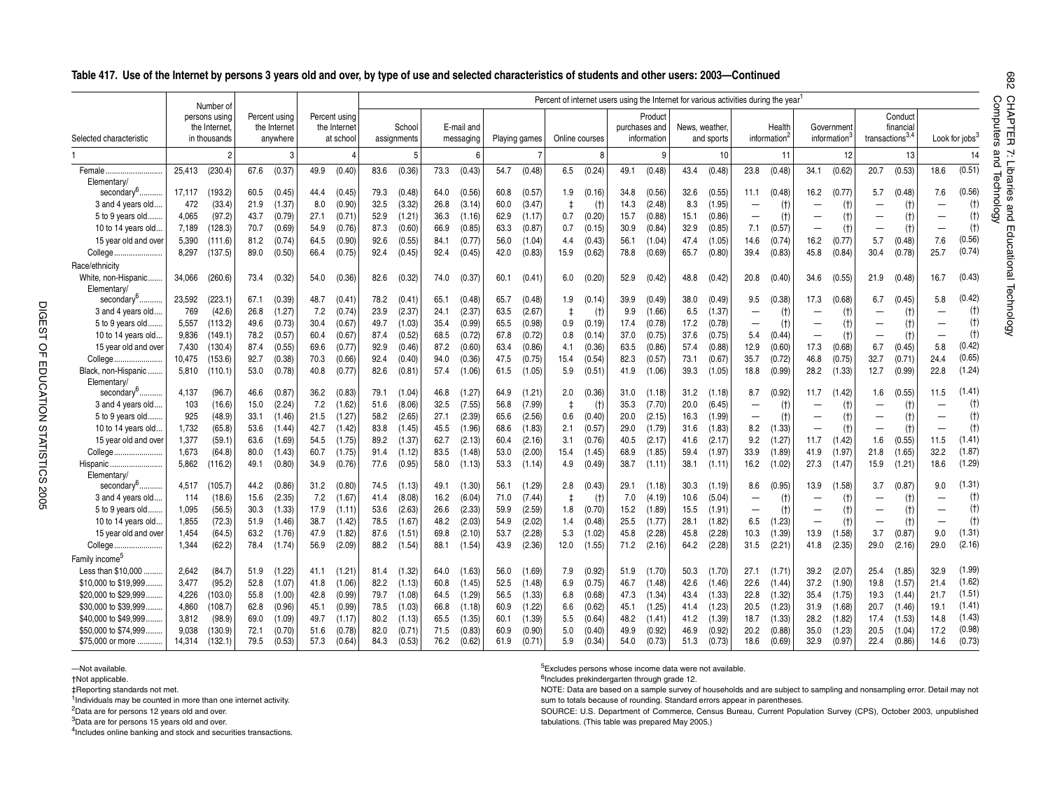**Table 417. Use of the Internet by persons 3 years old and over, by type of use and selected characteristics of students and other users: 2003—Continued**

| Selected characteristic | Number of persons using the Internet, in thousands | | Percent using the Internet anywhere | | Percent using the Internet at school | | Percent of internet users using the Internet for various activities during the year[1] School assignments | | E-mail and messaging | | Playing games | | Online courses | | Product purchases and information | | News, weather, and sports | | Health information[2] | | Government information[3] | | Conduct financial transactions[3,4] | | Look for jobs[3] | |
|---|---|---|---|---|---|---|---|---|---|---|---|---|---|---|---|---|---|---|---|---|---|---|---|---|---|---|
| 1 | 2 | | 3 | | 4 | | 5 | | 6 | | 7 | | 8 | | 9 | | 10 | | 11 | | 12 | | 13 | | 14 | |
| Female | 25,413 | (230.4) | 67.6 | (0.37) | 49.9 | (0.40) | 83.6 | (0.36) | 73.3 | (0.43) | 54.7 | (0.48) | 6.5 | (0.24) | 49.1 | (0.48) | 43.4 | (0.48) | 23.8 | (0.48) | 34.1 | (0.62) | 20.7 | (0.53) | 18.6 | (0.51) |
| Elementary/secondary[6] | 17,117 | (193.2) | 60.5 | (0.45) | 44.4 | (0.45) | 79.3 | (0.48) | 64.0 | (0.56) | 60.8 | (0.57) | 1.9 | (0.16) | 34.8 | (0.56) | 32.6 | (0.55) | 11.1 | (0.48) | 16.2 | (0.77) | 5.7 | (0.48) | 7.6 | (0.56) |
| 3 and 4 years old | 472 | (33.4) | 21.9 | (1.37) | 8.0 | (0.90) | 32.5 | (3.32) | 26.8 | (3.14) | 60.0 | (3.47) | ‡ | (†) | 14.3 | (2.48) | 8.3 | (1.95) | — | (†) | — | (†) | — | (†) | — | (†) |
| 5 to 9 years old | 4,065 | (97.2) | 43.7 | (0.79) | 27.1 | (0.71) | 52.9 | (1.21) | 36.3 | (1.16) | 62.9 | (1.17) | 0.7 | (0.20) | 15.7 | (0.88) | 15.1 | (0.86) | — | (†) | — | (†) | — | (†) | — | (†) |
| 10 to 14 years old | 7,189 | (128.3) | 70.7 | (0.69) | 54.9 | (0.76) | 87.3 | (0.60) | 66.9 | (0.85) | 63.3 | (0.87) | 0.7 | (0.15) | 30.9 | (0.84) | 32.9 | (0.85) | 7.1 | (0.57) | — | (†) | — | (†) | — | (†) |
| 15 year old and over | 5,390 | (111.6) | 81.2 | (0.74) | 64.5 | (0.90) | 92.6 | (0.55) | 84.1 | (0.77) | 56.0 | (1.04) | 4.4 | (0.43) | 56.1 | (1.04) | 47.4 | (1.05) | 14.6 | (0.74) | 16.2 | (0.77) | 5.7 | (0.48) | 7.6 | (0.56) |
| College | 8,297 | (137.5) | 89.0 | (0.50) | 66.4 | (0.75) | 92.4 | (0.45) | 92.4 | (0.45) | 42.0 | (0.83) | 15.9 | (0.62) | 78.8 | (0.69) | 65.7 | (0.80) | 39.4 | (0.83) | 45.8 | (0.84) | 30.4 | (0.78) | 25.7 | (0.74) |
| Race/ethnicity | | | | | | | | | | | | | | | | | | | | | | | | | | |
| White, non-Hispanic | 34,066 | (260.6) | 73.4 | (0.32) | 54.0 | (0.36) | 82.6 | (0.32) | 74.0 | (0.37) | 60.1 | (0.41) | 6.0 | (0.20) | 52.9 | (0.42) | 48.8 | (0.42) | 20.8 | (0.40) | 34.6 | (0.55) | 21.9 | (0.48) | 16.7 | (0.43) |
| Elementary/secondary[6] | 23,592 | (223.1) | 67.1 | (0.39) | 48.7 | (0.41) | 78.2 | (0.41) | 65.1 | (0.48) | 65.7 | (0.48) | 1.9 | (0.14) | 39.9 | (0.49) | 38.0 | (0.49) | 9.5 | (0.38) | 17.3 | (0.68) | 6.7 | (0.45) | 5.8 | (0.42) |
| 3 and 4 years old | 769 | (42.6) | 26.8 | (1.27) | 7.2 | (0.74) | 23.9 | (2.37) | 24.1 | (2.37) | 63.5 | (2.67) | ‡ | (†) | 9.9 | (1.66) | 6.5 | (1.37) | — | (†) | — | (†) | — | (†) | — | (†) |
| 5 to 9 years old | 5,557 | (113.2) | 49.6 | (0.73) | 30.4 | (0.67) | 49.7 | (1.03) | 35.4 | (0.99) | 65.5 | (0.98) | 0.9 | (0.19) | 17.4 | (0.78) | 17.2 | (0.78) | — | (†) | — | (†) | — | (†) | — | (†) |
| 10 to 14 years old | 9,836 | (149.1) | 78.2 | (0.57) | 60.4 | (0.67) | 87.4 | (0.52) | 68.5 | (0.72) | 67.8 | (0.72) | 0.8 | (0.14) | 37.0 | (0.75) | 37.6 | (0.75) | 5.4 | (0.44) | — | (†) | — | (†) | — | (†) |
| 15 year old and over | 7,430 | (130.4) | 87.4 | (0.55) | 69.6 | (0.77) | 92.9 | (0.46) | 87.2 | (0.60) | 63.4 | (0.86) | 4.1 | (0.36) | 63.5 | (0.86) | 57.4 | (0.88) | 12.9 | (0.60) | 17.3 | (0.68) | 6.7 | (0.45) | 5.8 | (0.42) |
| College | 10,475 | (153.6) | 92.7 | (0.38) | 70.3 | (0.66) | 92.4 | (0.40) | 94.0 | (0.36) | 47.5 | (0.75) | 15.4 | (0.54) | 82.3 | (0.57) | 73.1 | (0.67) | 35.7 | (0.72) | 46.8 | (0.75) | 32.7 | (0.71) | 24.4 | (0.65) |
| Black, non-Hispanic | 5,810 | (110.1) | 53.0 | (0.78) | 40.8 | (0.77) | 82.6 | (0.81) | 57.4 | (1.06) | 61.5 | (1.05) | 5.9 | (0.51) | 41.9 | (1.06) | 39.3 | (1.05) | 18.8 | (0.99) | 28.2 | (1.33) | 12.7 | (0.99) | 22.8 | (1.24) |
| Elementary/secondary[6] | 4,137 | (96.7) | 46.6 | (0.87) | 36.2 | (0.83) | 79.1 | (1.04) | 46.8 | (1.27) | 64.9 | (1.21) | 2.0 | (0.36) | 31.0 | (1.18) | 31.2 | (1.18) | 8.7 | (0.92) | 11.7 | (1.42) | 1.6 | (0.55) | 11.5 | (1.41) |
| 3 and 4 years old | 103 | (16.6) | 15.0 | (2.24) | 7.2 | (1.62) | 51.6 | (8.06) | 32.5 | (7.55) | 56.8 | (7.99) | ‡ | (†) | 35.3 | (7.70) | 20.0 | (6.45) | — | (†) | — | (†) | — | (†) | — | (†) |
| 5 to 9 years old | 925 | (48.9) | 33.1 | (1.46) | 21.5 | (1.27) | 58.2 | (2.65) | 27.1 | (2.39) | 65.6 | (2.56) | 0.6 | (0.40) | 20.0 | (2.15) | 16.3 | (1.99) | — | (†) | — | (†) | — | (†) | — | (†) |
| 10 to 14 years old | 1,732 | (65.8) | 53.6 | (1.44) | 42.7 | (1.42) | 83.8 | (1.45) | 45.5 | (1.96) | 68.6 | (1.83) | 2.1 | (0.57) | 29.0 | (1.79) | 31.6 | (1.83) | 8.2 | (1.33) | — | (†) | — | (†) | — | (†) |
| 15 year old and over | 1,377 | (59.1) | 63.6 | (1.69) | 54.5 | (1.75) | 89.2 | (1.37) | 62.7 | (2.13) | 60.4 | (2.16) | 3.1 | (0.76) | 40.5 | (2.17) | 41.6 | (2.17) | 9.2 | (1.27) | 11.7 | (1.42) | 1.6 | (0.55) | 11.5 | (1.41) |
| College | 1,673 | (64.8) | 80.0 | (1.43) | 60.7 | (1.75) | 91.4 | (1.12) | 83.5 | (1.48) | 53.0 | (2.00) | 15.4 | (1.45) | 68.9 | (1.85) | 59.4 | (1.97) | 33.9 | (1.89) | 41.9 | (1.97) | 21.8 | (1.65) | 32.2 | (1.87) |
| Hispanic | 5,862 | (116.2) | 49.1 | (0.80) | 34.9 | (0.76) | 77.6 | (0.95) | 58.0 | (1.13) | 53.3 | (1.14) | 4.9 | (0.49) | 38.7 | (1.11) | 38.1 | (1.11) | 16.2 | (1.02) | 27.3 | (1.47) | 15.9 | (1.21) | 18.6 | (1.29) |
| Elementary/secondary[6] | 4,517 | (105.7) | 44.2 | (0.86) | 31.2 | (0.80) | 74.5 | (1.13) | 49.1 | (1.30) | 56.1 | (1.29) | 2.8 | (0.43) | 29.1 | (1.18) | 30.3 | (1.19) | 8.6 | (0.95) | 13.9 | (1.58) | 3.7 | (0.87) | 9.0 | (1.31) |
| 3 and 4 years old | 114 | (18.6) | 15.6 | (2.35) | 7.2 | (1.67) | 41.4 | (8.08) | 16.2 | (6.04) | 71.0 | (7.44) | ‡ | (†) | 7.0 | (4.19) | 10.6 | (5.04) | — | (†) | — | (†) | — | (†) | — | (†) |
| 5 to 9 years old | 1,095 | (56.5) | 30.3 | (1.33) | 17.9 | (1.11) | 53.6 | (2.63) | 26.6 | (2.33) | 59.9 | (2.59) | 1.8 | (0.70) | 15.2 | (1.89) | 15.5 | (1.91) | — | (†) | — | (†) | — | (†) | — | (†) |
| 10 to 14 years old | 1,855 | (72.3) | 51.9 | (1.46) | 38.7 | (1.42) | 78.5 | (1.67) | 48.2 | (2.03) | 54.9 | (2.02) | 1.4 | (0.48) | 25.5 | (1.77) | 28.1 | (1.82) | 6.5 | (1.23) | — | (†) | — | (†) | — | (†) |
| 15 year old and over | 1,454 | (64.5) | 63.2 | (1.76) | 47.9 | (1.82) | 87.6 | (1.51) | 69.8 | (2.10) | 53.7 | (2.28) | 5.3 | (1.02) | 45.8 | (2.28) | 45.8 | (2.28) | 10.3 | (1.39) | 13.9 | (1.58) | 3.7 | (0.87) | 9.0 | (1.31) |
| College | 1,344 | (62.2) | 78.4 | (1.74) | 56.9 | (2.09) | 88.2 | (1.54) | 88.1 | (1.54) | 43.9 | (2.36) | 12.0 | (1.55) | 71.2 | (2.16) | 64.2 | (2.28) | 31.5 | (2.21) | 41.8 | (2.35) | 29.0 | (2.16) | 29.0 | (2.16) |
| Family income[5] | | | | | | | | | | | | | | | | | | | | | | | | | | |
| Less than $10,000 | 2,642 | (84.7) | 51.9 | (1.22) | 41.1 | (1.21) | 81.4 | (1.32) | 64.0 | (1.63) | 56.0 | (1.69) | 7.9 | (0.92) | 51.9 | (1.70) | 50.3 | (1.70) | 27.1 | (1.71) | 39.2 | (2.07) | 25.4 | (1.85) | 32.9 | (1.99) |
| $10,000 to $19,999 | 3,477 | (95.2) | 52.8 | (1.07) | 41.8 | (1.06) | 82.2 | (1.13) | 60.8 | (1.45) | 52.5 | (1.48) | 6.9 | (0.75) | 46.7 | (1.48) | 42.6 | (1.46) | 22.6 | (1.44) | 37.2 | (1.90) | 19.8 | (1.57) | 21.4 | (1.62) |
| $20,000 to $29,999 | 4,226 | (103.0) | 55.8 | (1.00) | 42.8 | (0.99) | 79.7 | (1.08) | 64.5 | (1.29) | 56.5 | (1.33) | 6.8 | (0.68) | 47.3 | (1.34) | 43.4 | (1.33) | 22.8 | (1.32) | 35.4 | (1.75) | 19.3 | (1.44) | 21.7 | (1.51) |
| $30,000 to $39,999 | 4,860 | (108.7) | 62.8 | (0.96) | 45.1 | (0.99) | 78.5 | (1.03) | 66.8 | (1.18) | 60.9 | (1.22) | 6.6 | (0.62) | 45.1 | (1.25) | 41.4 | (1.23) | 20.5 | (1.23) | 31.9 | (1.68) | 20.7 | (1.46) | 19.1 | (1.41) |
| $40,000 to $49,999 | 3,812 | (98.9) | 69.0 | (1.09) | 49.7 | (1.17) | 80.2 | (1.13) | 65.5 | (1.35) | 60.1 | (1.39) | 5.5 | (0.64) | 48.2 | (1.41) | 41.2 | (1.39) | 18.7 | (1.33) | 28.2 | (1.82) | 17.4 | (1.53) | 14.8 | (1.43) |
| $50,000 to $74,999 | 9,038 | (130.9) | 72.1 | (0.70) | 51.6 | (0.78) | 82.0 | (0.71) | 71.5 | (0.83) | 60.9 | (0.90) | 5.0 | (0.40) | 49.9 | (0.92) | 46.9 | (0.92) | 20.2 | (0.88) | 35.0 | (1.23) | 20.5 | (1.04) | 17.2 | (0.98) |
| $75,000 or more | 14,314 | (132.1) | 79.5 | (0.53) | 57.3 | (0.64) | 84.3 | (0.53) | 76.2 | (0.62) | 61.9 | (0.71) | 5.9 | (0.34) | 54.0 | (0.73) | 51.3 | (0.73) | 18.6 | (0.69) | 32.9 | (0.97) | 22.4 | (0.86) | 14.6 | (0.73) |

—Not available.
†Not applicable.
‡Reporting standards not met.
[1]Individuals may be counted in more than one internet activity.
[2]Data are for persons 12 years old and over.
[3]Data are for persons 15 years old and over.
[4]Includes online banking and stock and securities transactions.
[5]Excludes persons whose income data were not available.
[6]Includes prekindergarten through grade 12.

NOTE: Data are based on a sample survey of households and are subject to sampling and nonsampling error. Detail may not sum to totals because of rounding. Standard errors appear in parentheses.

SOURCE: U.S. Department of Commerce, Census Bureau, Current Population Survey (CPS), October 2003, unpublished tabulations. (This table was prepared May 2005.)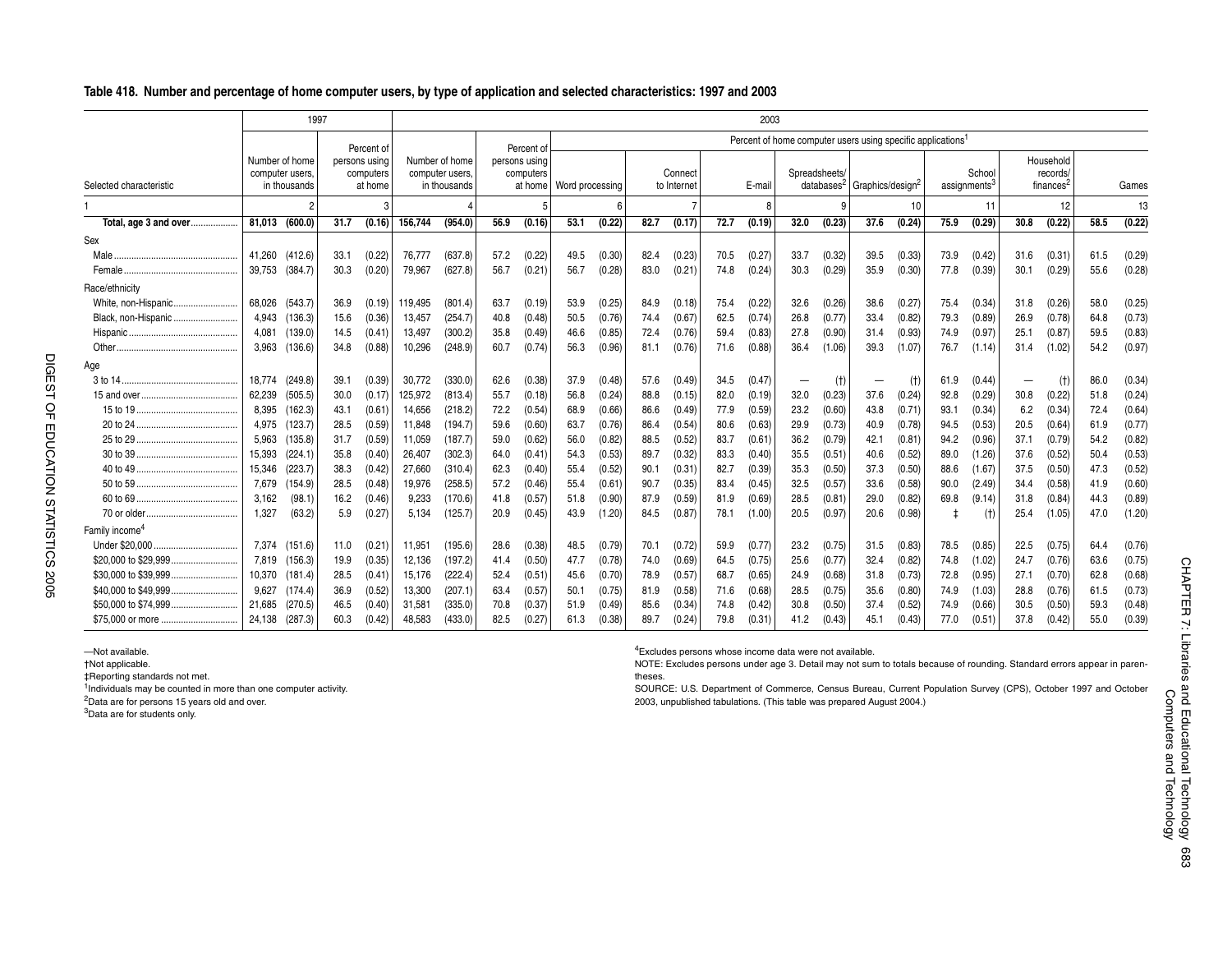**Table 418. Number and percentage of home computer users, by type of application and selected characteristics: 1997 and 2003**

| Selected characteristic | 1997 | | | | 2003 | | | | | | | | | | | | | | | | | | | | | |
|---|---|---|---|---|---|---|---|---|---|---|---|---|---|---|---|---|---|---|---|---|---|---|---|---|---|---|
| | | | | | | | | | Percent of home computer users using specific applications[1] | | | | | | | | | | | | | | | | | |
| | Number of home computer users, in thousands | | Percent of persons using computers at home | | Number of home computer users, in thousands | | Percent of persons using computers at home | | Word processing | | Connect to Internet | | E-mail | | Spreadsheets/databases[2] | | Graphics/design[2] | | School assignments[3] | | Household records/finances[2] | | Games | |
| 1 | 2 | | 3 | | 4 | | 5 | | 6 | | 7 | | 8 | | 9 | | 10 | | 11 | | 12 | | 13 | |
| **Total, age 3 and over** | **81,013** | **(600.0)** | **31.7** | **(0.16)** | **156,744** | **(954.0)** | **56.9** | **(0.16)** | **53.1** | **(0.22)** | **82.7** | **(0.17)** | **72.7** | **(0.19)** | **32.0** | **(0.23)** | **37.6** | **(0.24)** | **75.9** | **(0.29)** | **30.8** | **(0.22)** | **58.5** | **(0.22)** |
| Sex | | | | | | | | | | | | | | | | | | | | | | | | |
| Male | 41,260 | (412.6) | 33.1 | (0.22) | 76,777 | (637.8) | 57.2 | (0.22) | 49.5 | (0.30) | 82.4 | (0.23) | 70.5 | (0.27) | 33.7 | (0.32) | 39.5 | (0.33) | 73.9 | (0.42) | 31.6 | (0.31) | 61.5 | (0.29) |
| Female | 39,753 | (384.7) | 30.3 | (0.20) | 79,967 | (627.8) | 56.7 | (0.21) | 56.7 | (0.28) | 83.0 | (0.21) | 74.8 | (0.24) | 30.3 | (0.29) | 35.9 | (0.30) | 77.8 | (0.39) | 30.1 | (0.29) | 55.6 | (0.28) |
| Race/ethnicity | | | | | | | | | | | | | | | | | | | | | | | | |
| White, non-Hispanic | 68,026 | (543.7) | 36.9 | (0.19) | 119,495 | (801.4) | 63.7 | (0.19) | 53.9 | (0.25) | 84.9 | (0.18) | 75.4 | (0.22) | 32.6 | (0.26) | 38.6 | (0.27) | 75.4 | (0.34) | 31.8 | (0.26) | 58.0 | (0.25) |
| Black, non-Hispanic | 4,943 | (136.3) | 15.6 | (0.36) | 13,457 | (254.7) | 40.8 | (0.48) | 50.5 | (0.76) | 74.4 | (0.67) | 62.5 | (0.74) | 26.8 | (0.77) | 33.4 | (0.82) | 79.3 | (0.89) | 26.9 | (0.78) | 64.8 | (0.73) |
| Hispanic | 4,081 | (139.0) | 14.5 | (0.41) | 13,497 | (300.2) | 35.8 | (0.49) | 46.6 | (0.85) | 72.4 | (0.76) | 59.4 | (0.83) | 27.8 | (0.90) | 31.4 | (0.93) | 74.9 | (0.97) | 25.1 | (0.87) | 59.5 | (0.83) |
| Other | 3,963 | (136.6) | 34.8 | (0.88) | 10,296 | (248.9) | 60.7 | (0.74) | 56.3 | (0.96) | 81.1 | (0.76) | 71.6 | (0.88) | 36.4 | (1.06) | 39.3 | (1.07) | 76.7 | (1.14) | 31.4 | (1.02) | 54.2 | (0.97) |
| Age | | | | | | | | | | | | | | | | | | | | | | | | |
| 3 to 14 | 18,774 | (249.8) | 39.1 | (0.39) | 30,772 | (330.0) | 62.6 | (0.38) | 37.9 | (0.48) | 57.6 | (0.49) | 34.5 | (0.47) | — | (†) | — | (†) | 61.9 | (0.44) | — | (†) | 86.0 | (0.34) |
| 15 and over | 62,239 | (505.5) | 30.0 | (0.17) | 125,972 | (813.4) | 55.7 | (0.18) | 56.8 | (0.24) | 88.8 | (0.15) | 82.0 | (0.19) | 32.0 | (0.23) | 37.6 | (0.24) | 92.8 | (0.29) | 30.8 | (0.22) | 51.8 | (0.24) |
| 15 to 19 | 8,395 | (162.3) | 43.1 | (0.61) | 14,656 | (218.2) | 72.2 | (0.54) | 68.9 | (0.66) | 86.6 | (0.49) | 77.9 | (0.59) | 23.2 | (0.60) | 43.8 | (0.71) | 93.1 | (0.34) | 6.2 | (0.34) | 72.4 | (0.64) |
| 20 to 24 | 4,975 | (123.7) | 28.5 | (0.59) | 11,848 | (194.7) | 59.6 | (0.60) | 63.7 | (0.76) | 86.4 | (0.54) | 80.6 | (0.63) | 29.9 | (0.73) | 40.9 | (0.78) | 94.5 | (0.53) | 20.5 | (0.64) | 61.9 | (0.77) |
| 25 to 29 | 5,963 | (135.8) | 31.7 | (0.59) | 11,059 | (187.7) | 59.0 | (0.62) | 56.0 | (0.82) | 88.5 | (0.52) | 83.7 | (0.61) | 36.2 | (0.79) | 42.1 | (0.81) | 94.2 | (0.96) | 37.1 | (0.79) | 54.2 | (0.82) |
| 30 to 39 | 15,393 | (224.1) | 35.8 | (0.40) | 26,407 | (302.3) | 64.0 | (0.41) | 54.3 | (0.53) | 89.7 | (0.32) | 83.3 | (0.40) | 35.5 | (0.51) | 40.6 | (0.52) | 89.0 | (1.26) | 37.6 | (0.52) | 50.4 | (0.53) |
| 40 to 49 | 15,346 | (223.7) | 38.3 | (0.42) | 27,660 | (310.4) | 62.3 | (0.40) | 55.4 | (0.52) | 90.1 | (0.31) | 82.7 | (0.39) | 35.3 | (0.50) | 37.3 | (0.50) | 88.6 | (1.67) | 37.5 | (0.50) | 47.3 | (0.52) |
| 50 to 59 | 7,679 | (154.9) | 28.5 | (0.48) | 19,976 | (258.5) | 57.2 | (0.46) | 55.4 | (0.61) | 90.7 | (0.35) | 83.4 | (0.45) | 32.5 | (0.57) | 33.6 | (0.58) | 90.0 | (2.49) | 34.4 | (0.58) | 41.9 | (0.60) |
| 60 to 69 | 3,162 | (98.1) | 16.2 | (0.46) | 9,233 | (170.6) | 41.8 | (0.57) | 51.8 | (0.90) | 87.9 | (0.59) | 81.9 | (0.69) | 28.5 | (0.81) | 29.0 | (0.82) | 69.8 | (9.14) | 31.8 | (0.84) | 44.3 | (0.89) |
| 70 or older | 1,327 | (63.2) | 5.9 | (0.27) | 5,134 | (125.7) | 20.9 | (0.45) | 43.9 | (1.20) | 84.5 | (0.87) | 78.1 | (1.00) | 20.5 | (0.97) | 20.6 | (0.98) | ‡ | (†) | 25.4 | (1.05) | 47.0 | (1.20) |
| Family income[4] | | | | | | | | | | | | | | | | | | | | | | | | |
| Under $20,000 | 7,374 | (151.6) | 11.0 | (0.21) | 11,951 | (195.6) | 28.6 | (0.38) | 48.5 | (0.79) | 70.1 | (0.72) | 59.9 | (0.77) | 23.2 | (0.75) | 31.5 | (0.83) | 78.5 | (0.85) | 22.5 | (0.75) | 64.4 | (0.76) |
| $20,000 to $29,999 | 7,819 | (156.3) | 19.9 | (0.35) | 12,136 | (197.2) | 41.4 | (0.50) | 47.7 | (0.78) | 74.0 | (0.69) | 64.5 | (0.75) | 25.6 | (0.77) | 32.4 | (0.82) | 74.8 | (1.02) | 24.7 | (0.76) | 63.6 | (0.75) |
| $30,000 to $39,999 | 10,370 | (181.4) | 28.5 | (0.41) | 15,176 | (222.4) | 52.4 | (0.51) | 45.6 | (0.70) | 78.9 | (0.57) | 68.7 | (0.65) | 24.9 | (0.68) | 31.8 | (0.73) | 72.8 | (0.95) | 27.1 | (0.70) | 62.8 | (0.68) |
| $40,000 to $49,999 | 9,627 | (174.4) | 36.9 | (0.52) | 13,300 | (207.1) | 63.4 | (0.57) | 50.1 | (0.75) | 81.9 | (0.58) | 71.6 | (0.68) | 28.5 | (0.75) | 35.6 | (0.80) | 74.9 | (1.03) | 28.8 | (0.76) | 61.5 | (0.73) |
| $50,000 to $74,999 | 21,685 | (270.5) | 46.5 | (0.40) | 31,581 | (335.0) | 70.8 | (0.37) | 51.9 | (0.49) | 85.6 | (0.34) | 74.8 | (0.42) | 30.8 | (0.50) | 37.4 | (0.52) | 74.9 | (0.66) | 30.5 | (0.50) | 59.3 | (0.48) |
| $75,000 or more | 24,138 | (287.3) | 60.3 | (0.42) | 48,583 | (433.0) | 82.5 | (0.27) | 61.3 | (0.38) | 89.7 | (0.24) | 79.8 | (0.31) | 41.2 | (0.43) | 45.1 | (0.43) | 77.0 | (0.51) | 37.8 | (0.42) | 55.0 | (0.39) |

—Not available.
†Not applicable.
‡Reporting standards not met.
[1]Individuals may be counted in more than one computer activity.
[2]Data are for persons 15 years old and over.
[3]Data are for students only.
[4]Excludes persons whose income data were not available.

NOTE: Excludes persons under age 3. Detail may not sum to totals because of rounding. Standard errors appear in parentheses.

SOURCE: U.S. Department of Commerce, Census Bureau, Current Population Survey (CPS), October 1997 and October 2003, unpublished tabulations. (This table was prepared August 2004.)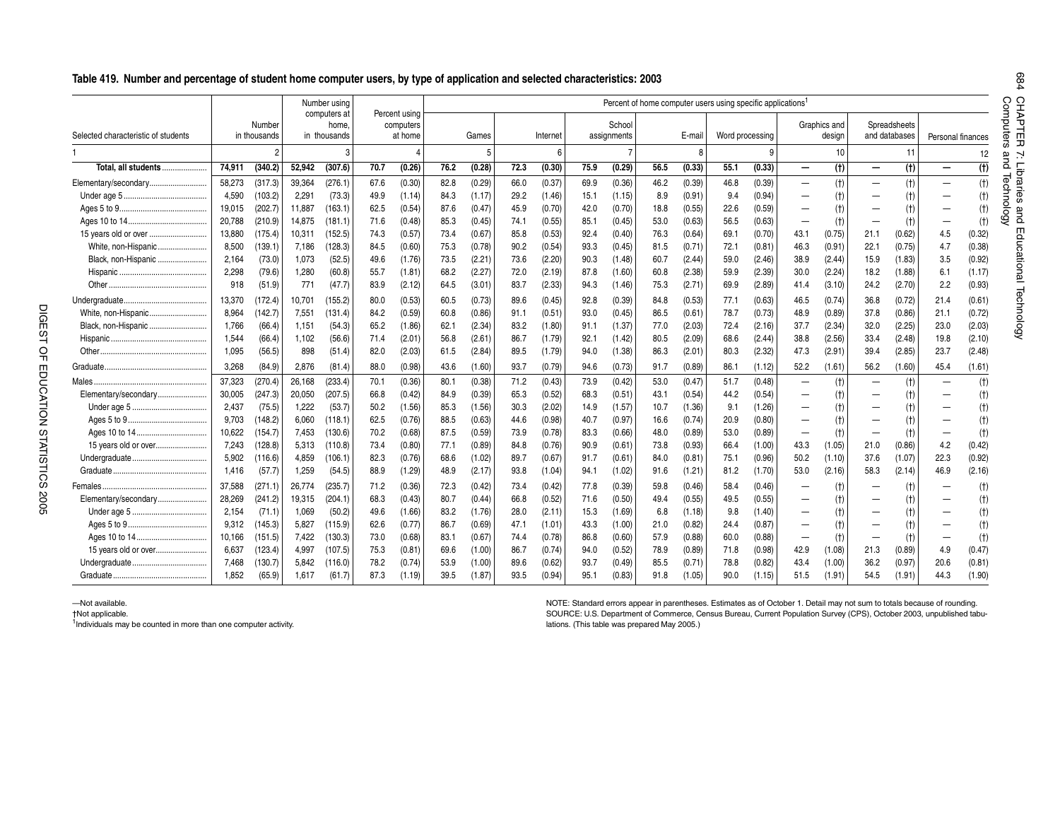## Table 419. Number and percentage of student home computer users, by type of application and selected characteristics: 2003

| Selected characteristic of students | Number in thousands | | Number using computers at home, in thousands | | Percent using computers at home | | Percent of home computer users using specific applications[1] | | | | | | | | | | | | | | | | | |
|---|---|---|---|---|---|---|---|---|---|---|---|---|---|---|---|---|---|---|---|---|---|---|---|---|
| | | | | | | | Games | | Internet | | School assignments | | E-mail | | Word processing | | Graphics and design | | Spreadsheets and databases | | Personal finances | |
| 1 | 2 | | 3 | | 4 | | 5 | | 6 | | 7 | | 8 | | 9 | | 10 | | 11 | | 12 | |
| **Total, all students** | **74,911** | **(340.2)** | **52,942** | **(307.6)** | **70.7** | **(0.26)** | **76.2** | **(0.28)** | **72.3** | **(0.30)** | **75.9** | **(0.29)** | **56.5** | **(0.33)** | **55.1** | **(0.33)** | **—** | **(†)** | **—** | **(†)** | **—** | **(†)** |
| Elementary/secondary | 58,273 | (317.3) | 39,364 | (276.1) | 67.6 | (0.30) | 82.8 | (0.29) | 66.0 | (0.37) | 69.9 | (0.36) | 46.2 | (0.39) | 46.8 | (0.39) | — | (†) | — | (†) | — | (†) |
| Under age 5 | 4,590 | (103.2) | 2,291 | (73.3) | 49.9 | (1.14) | 84.3 | (1.17) | 29.2 | (1.46) | 15.1 | (1.15) | 8.9 | (0.91) | 9.4 | (0.94) | — | (†) | — | (†) | — | (†) |
| Ages 5 to 9 | 19,015 | (202.7) | 11,887 | (163.1) | 62.5 | (0.54) | 87.6 | (0.47) | 45.9 | (0.70) | 42.0 | (0.70) | 18.8 | (0.55) | 22.6 | (0.59) | — | (†) | — | (†) | — | (†) |
| Ages 10 to 14 | 20,788 | (210.9) | 14,875 | (181.1) | 71.6 | (0.48) | 85.3 | (0.45) | 74.1 | (0.55) | 85.1 | (0.45) | 53.0 | (0.63) | 56.5 | (0.63) | — | (†) | — | (†) | — | (†) |
| 15 years old or over | 13,880 | (175.4) | 10,311 | (152.5) | 74.3 | (0.57) | 73.4 | (0.67) | 85.8 | (0.53) | 92.4 | (0.40) | 76.3 | (0.64) | 69.1 | (0.70) | 43.1 | (0.75) | 21.1 | (0.62) | 4.5 | (0.32) |
| White, non-Hispanic | 8,500 | (139.1) | 7,186 | (128.3) | 84.5 | (0.60) | 75.3 | (0.78) | 90.2 | (0.54) | 93.3 | (0.45) | 81.5 | (0.71) | 72.1 | (0.81) | 46.3 | (0.91) | 22.1 | (0.75) | 4.7 | (0.38) |
| Black, non-Hispanic | 2,164 | (73.0) | 1,073 | (52.5) | 49.6 | (1.76) | 73.5 | (2.21) | 73.6 | (2.20) | 90.3 | (1.48) | 60.7 | (2.44) | 59.0 | (2.46) | 38.9 | (2.44) | 15.9 | (1.83) | 3.5 | (0.92) |
| Hispanic | 2,298 | (79.6) | 1,280 | (60.8) | 55.7 | (1.81) | 68.2 | (2.27) | 72.0 | (2.19) | 87.8 | (1.60) | 60.8 | (2.38) | 59.9 | (2.39) | 30.0 | (2.24) | 18.2 | (1.88) | 6.1 | (1.17) |
| Other | 918 | (51.9) | 771 | (47.7) | 83.9 | (2.12) | 64.5 | (3.01) | 83.7 | (2.33) | 94.3 | (1.46) | 75.3 | (2.71) | 69.9 | (2.89) | 41.4 | (3.10) | 24.2 | (2.70) | 2.2 | (0.93) |
| Undergraduate | 13,370 | (172.4) | 10,701 | (155.2) | 80.0 | (0.53) | 60.5 | (0.73) | 89.6 | (0.45) | 92.8 | (0.39) | 84.8 | (0.53) | 77.1 | (0.63) | 46.5 | (0.74) | 36.8 | (0.72) | 21.4 | (0.61) |
| White, non-Hispanic | 8,964 | (142.7) | 7,551 | (131.4) | 84.2 | (0.59) | 60.8 | (0.86) | 91.1 | (0.51) | 93.0 | (0.45) | 86.5 | (0.61) | 78.7 | (0.73) | 48.9 | (0.89) | 37.8 | (0.86) | 21.1 | (0.72) |
| Black, non-Hispanic | 1,766 | (66.4) | 1,151 | (54.3) | 65.2 | (1.86) | 62.1 | (2.34) | 83.2 | (1.80) | 91.1 | (1.37) | 77.0 | (2.03) | 72.4 | (2.16) | 37.7 | (2.34) | 32.0 | (2.25) | 23.0 | (2.03) |
| Hispanic | 1,544 | (66.4) | 1,102 | (56.6) | 71.4 | (2.01) | 56.8 | (2.61) | 86.7 | (1.79) | 92.1 | (1.42) | 80.5 | (2.09) | 68.6 | (2.44) | 38.8 | (2.56) | 33.4 | (2.48) | 19.8 | (2.10) |
| Other | 1,095 | (56.5) | 898 | (51.4) | 82.0 | (2.03) | 61.5 | (2.84) | 89.5 | (1.79) | 94.0 | (1.38) | 86.3 | (2.01) | 80.3 | (2.32) | 47.3 | (2.91) | 39.4 | (2.85) | 23.7 | (2.48) |
| Graduate | 3,268 | (84.9) | 2,876 | (81.4) | 88.0 | (0.98) | 43.6 | (1.60) | 93.7 | (0.79) | 94.6 | (0.73) | 91.7 | (0.89) | 86.1 | (1.12) | 52.2 | (1.61) | 56.2 | (1.60) | 45.4 | (1.61) |
| Males | 37,323 | (270.4) | 26,168 | (233.4) | 70.1 | (0.36) | 80.1 | (0.38) | 71.2 | (0.43) | 73.9 | (0.42) | 53.0 | (0.47) | 51.7 | (0.48) | — | (†) | — | (†) | — | (†) |
| Elementary/secondary | 30,005 | (247.3) | 20,050 | (207.5) | 66.8 | (0.42) | 84.9 | (0.39) | 65.3 | (0.52) | 68.3 | (0.51) | 43.1 | (0.54) | 44.2 | (0.54) | — | (†) | — | (†) | — | (†) |
| Under age 5 | 2,437 | (75.5) | 1,222 | (53.7) | 50.2 | (1.56) | 85.3 | (1.56) | 30.3 | (2.02) | 14.9 | (1.57) | 10.7 | (1.36) | 9.1 | (1.26) | — | (†) | — | (†) | — | (†) |
| Ages 5 to 9 | 9,703 | (148.2) | 6,060 | (118.1) | 62.5 | (0.76) | 88.5 | (0.63) | 44.6 | (0.98) | 40.7 | (0.97) | 16.6 | (0.74) | 20.9 | (0.80) | — | (†) | — | (†) | — | (†) |
| Ages 10 to 14 | 10,622 | (154.7) | 7,453 | (130.6) | 70.2 | (0.68) | 87.5 | (0.59) | 73.9 | (0.78) | 83.3 | (0.66) | 48.0 | (0.89) | 53.0 | (0.89) | — | (†) | — | (†) | — | (†) |
| 15 years old or over | 7,243 | (128.8) | 5,313 | (110.8) | 73.4 | (0.80) | 77.1 | (0.89) | 84.8 | (0.76) | 90.9 | (0.61) | 73.8 | (0.93) | 66.4 | (1.00) | 43.3 | (1.05) | 21.0 | (0.86) | 4.2 | (0.42) |
| Undergraduate | 5,902 | (116.6) | 4,859 | (106.1) | 82.3 | (0.76) | 68.6 | (1.02) | 89.7 | (0.67) | 91.7 | (0.61) | 84.0 | (0.81) | 75.1 | (0.96) | 50.2 | (1.10) | 37.6 | (1.07) | 22.3 | (0.92) |
| Graduate | 1,416 | (57.7) | 1,259 | (54.5) | 88.9 | (1.29) | 48.9 | (2.17) | 93.8 | (1.04) | 94.1 | (1.02) | 91.6 | (1.21) | 81.2 | (1.70) | 53.0 | (2.16) | 58.3 | (2.14) | 46.9 | (2.16) |
| Females | 37,588 | (271.1) | 26,774 | (235.7) | 71.2 | (0.36) | 72.3 | (0.42) | 73.4 | (0.42) | 77.8 | (0.39) | 59.8 | (0.46) | 58.4 | (0.46) | — | (†) | — | (†) | — | (†) |
| Elementary/secondary | 28,269 | (241.2) | 19,315 | (204.1) | 68.3 | (0.43) | 80.7 | (0.44) | 66.8 | (0.52) | 71.6 | (0.50) | 49.4 | (0.55) | 49.5 | (0.55) | — | (†) | — | (†) | — | (†) |
| Under age 5 | 2,154 | (71.1) | 1,069 | (50.2) | 49.6 | (1.66) | 83.2 | (1.76) | 28.0 | (2.11) | 15.3 | (1.69) | 6.8 | (1.18) | 9.8 | (1.40) | — | (†) | — | (†) | — | (†) |
| Ages 5 to 9 | 9,312 | (145.3) | 5,827 | (115.9) | 62.6 | (0.77) | 86.7 | (0.69) | 47.1 | (1.01) | 43.3 | (1.00) | 21.0 | (0.82) | 24.4 | (0.87) | — | (†) | — | (†) | — | (†) |
| Ages 10 to 14 | 10,166 | (151.5) | 7,422 | (130.3) | 73.0 | (0.68) | 83.1 | (0.67) | 74.4 | (0.78) | 86.8 | (0.60) | 57.9 | (0.88) | 60.0 | (0.88) | — | (†) | — | (†) | — | (†) |
| 15 years old or over | 6,637 | (123.4) | 4,997 | (107.5) | 75.3 | (0.81) | 69.6 | (1.00) | 86.7 | (0.74) | 94.0 | (0.52) | 78.9 | (0.89) | 71.8 | (0.98) | 42.9 | (1.08) | 21.3 | (0.89) | 4.9 | (0.47) |
| Undergraduate | 7,468 | (130.7) | 5,842 | (116.0) | 78.2 | (0.74) | 53.9 | (1.00) | 89.6 | (0.62) | 93.7 | (0.49) | 85.5 | (0.71) | 78.8 | (0.82) | 43.4 | (1.00) | 36.2 | (0.97) | 20.6 | (0.81) |
| Graduate | 1,852 | (65.9) | 1,617 | (61.7) | 87.3 | (1.19) | 39.5 | (1.87) | 93.5 | (0.94) | 95.1 | (0.83) | 91.8 | (1.05) | 90.0 | (1.15) | 51.5 | (1.91) | 54.5 | (1.91) | 44.3 | (1.90) |

—Not available.
†Not applicable.
[1]Individuals may be counted in more than one computer activity.

NOTE: Standard errors appear in parentheses. Estimates as of October 1. Detail may not sum to totals because of rounding.
SOURCE: U.S. Department of Commerce, Census Bureau, Current Population Survey (CPS), October 2003, unpublished tabulations. (This table was prepared May 2005.)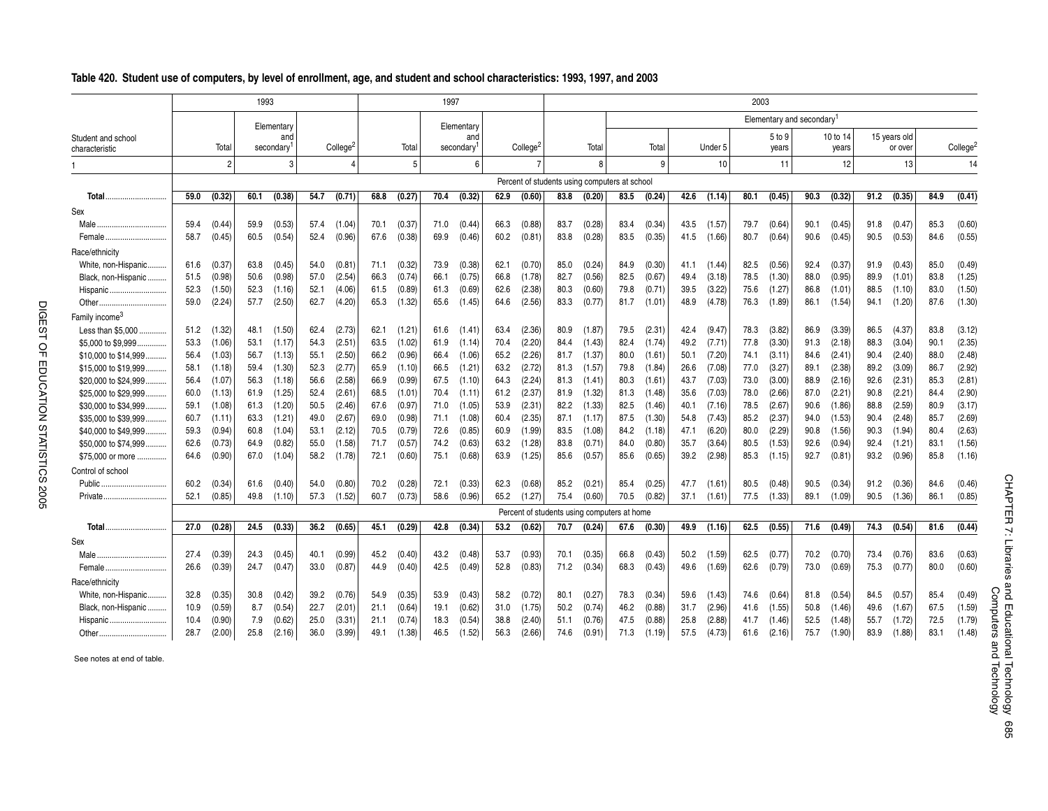## Table 420. Student use of computers, by level of enrollment, age, and student and school characteristics: 1993, 1997, and 2003

| Student and school characteristic | 1993 Total | | 1993 Elementary and secondary[1] | | 1993 College[2] | | 1997 Total | | 1997 Elementary and secondary[1] | | 1997 College[2] | | 2003 Total | | 2003 Elementary and secondary[1] Total | | 2003 Elementary and secondary[1] Under 5 | | 2003 Elementary and secondary[1] 5 to 9 years | | 2003 Elementary and secondary[1] 10 to 14 years | | 2003 Elementary and secondary[1] 15 years old or over | | 2003 College[2] | |
|---|---|---|---|---|---|---|---|---|---|---|---|---|---|---|---|---|---|---|---|---|---|---|---|---|---|---|
| 1 | 2 | | 3 | | 4 | | 5 | | 6 | | 7 | | 8 | | 9 | | 10 | | 11 | | 12 | | 13 | | 14 | |
| | Percent of students using computers at school | | | | | | | | | | | | | | | | | | | | | | | | | |
| **Total** | **59.0** | **(0.32)** | **60.1** | **(0.38)** | **54.7** | **(0.71)** | **68.8** | **(0.27)** | **70.4** | **(0.32)** | **62.9** | **(0.60)** | **83.8** | **(0.20)** | **83.5** | **(0.24)** | **42.6** | **(1.14)** | **80.1** | **(0.45)** | **90.3** | **(0.32)** | **91.2** | **(0.35)** | **84.9** | **(0.41)** |
| Sex | | | | | | | | | | | | | | | | | | | | | | | | | | |
| Male | 59.4 | (0.44) | 59.9 | (0.53) | 57.4 | (1.04) | 70.1 | (0.37) | 71.0 | (0.44) | 66.3 | (0.88) | 83.7 | (0.28) | 83.4 | (0.34) | 43.5 | (1.57) | 79.7 | (0.64) | 90.1 | (0.45) | 91.8 | (0.47) | 85.3 | (0.60) |
| Female | 58.7 | (0.45) | 60.5 | (0.54) | 52.4 | (0.96) | 67.6 | (0.38) | 69.9 | (0.46) | 60.2 | (0.81) | 83.8 | (0.28) | 83.5 | (0.35) | 41.5 | (1.66) | 80.7 | (0.64) | 90.6 | (0.45) | 90.5 | (0.53) | 84.6 | (0.55) |
| Race/ethnicity | | | | | | | | | | | | | | | | | | | | | | | | | | |
| White, non-Hispanic | 61.6 | (0.37) | 63.8 | (0.45) | 54.0 | (0.81) | 71.1 | (0.32) | 73.9 | (0.38) | 62.1 | (0.70) | 85.0 | (0.24) | 84.9 | (0.30) | 41.1 | (1.44) | 82.5 | (0.56) | 92.4 | (0.37) | 91.9 | (0.43) | 85.0 | (0.49) |
| Black, non-Hispanic | 51.5 | (0.98) | 50.6 | (0.98) | 57.0 | (2.54) | 66.3 | (0.74) | 66.1 | (0.75) | 66.8 | (1.78) | 82.7 | (0.56) | 82.5 | (0.67) | 49.4 | (3.18) | 78.5 | (1.30) | 88.0 | (0.95) | 89.9 | (1.01) | 83.8 | (1.25) |
| Hispanic | 52.3 | (1.50) | 52.3 | (1.16) | 52.1 | (4.06) | 61.5 | (0.89) | 61.3 | (0.69) | 62.6 | (2.38) | 80.3 | (0.60) | 79.8 | (0.71) | 39.5 | (3.22) | 75.6 | (1.27) | 86.8 | (1.01) | 88.5 | (1.10) | 83.0 | (1.50) |
| Other | 59.0 | (2.24) | 57.7 | (2.50) | 62.7 | (4.20) | 65.3 | (1.32) | 65.6 | (1.45) | 64.6 | (2.56) | 83.3 | (0.77) | 81.7 | (1.01) | 48.9 | (4.78) | 76.3 | (1.89) | 86.1 | (1.54) | 94.1 | (1.20) | 87.6 | (1.30) |
| Family income[3] | | | | | | | | | | | | | | | | | | | | | | | | | | |
| Less than $5,000 | 51.2 | (1.32) | 48.1 | (1.50) | 62.4 | (2.73) | 62.1 | (1.21) | 61.6 | (1.41) | 63.4 | (2.36) | 80.9 | (1.87) | 79.5 | (2.31) | 42.4 | (9.47) | 78.3 | (3.82) | 86.9 | (3.39) | 86.5 | (4.37) | 83.8 | (3.12) |
| $5,000 to $9,999 | 53.3 | (1.06) | 53.1 | (1.17) | 54.3 | (2.51) | 63.5 | (1.02) | 61.9 | (1.14) | 70.4 | (2.20) | 84.4 | (1.43) | 82.4 | (1.74) | 49.2 | (7.71) | 77.8 | (3.30) | 91.3 | (2.18) | 88.3 | (3.04) | 90.1 | (2.35) |
| $10,000 to $14,999 | 56.4 | (1.03) | 56.7 | (1.13) | 55.1 | (2.50) | 66.2 | (0.96) | 66.4 | (1.06) | 65.2 | (2.26) | 81.7 | (1.37) | 80.0 | (1.61) | 50.1 | (7.20) | 74.1 | (3.11) | 84.6 | (2.41) | 90.4 | (2.40) | 88.0 | (2.48) |
| $15,000 to $19,999 | 58.1 | (1.18) | 59.4 | (1.30) | 52.3 | (2.77) | 65.9 | (1.10) | 66.5 | (1.21) | 63.2 | (2.72) | 81.3 | (1.57) | 79.8 | (1.84) | 26.6 | (7.08) | 77.0 | (3.27) | 89.1 | (2.38) | 89.2 | (3.09) | 86.7 | (2.92) |
| $20,000 to $24,999 | 56.4 | (1.07) | 56.3 | (1.18) | 56.6 | (2.58) | 66.9 | (0.99) | 67.5 | (1.10) | 64.3 | (2.24) | 81.3 | (1.41) | 80.3 | (1.61) | 43.7 | (7.03) | 73.0 | (3.00) | 88.9 | (2.16) | 92.6 | (2.31) | 85.3 | (2.81) |
| $25,000 to $29,999 | 60.0 | (1.13) | 61.9 | (1.25) | 52.4 | (2.61) | 68.5 | (1.01) | 70.4 | (1.11) | 61.2 | (2.37) | 81.9 | (1.32) | 81.3 | (1.48) | 35.6 | (7.03) | 78.0 | (2.66) | 87.0 | (2.21) | 90.8 | (2.21) | 84.4 | (2.90) |
| $30,000 to $34,999 | 59.1 | (1.08) | 61.3 | (1.20) | 50.5 | (2.46) | 67.6 | (0.97) | 71.0 | (1.05) | 53.9 | (2.31) | 82.2 | (1.33) | 82.5 | (1.46) | 40.1 | (7.16) | 78.5 | (2.67) | 90.6 | (1.86) | 88.8 | (2.59) | 80.9 | (3.17) |
| $35,000 to $39,999 | 60.7 | (1.11) | 63.3 | (1.21) | 49.0 | (2.67) | 69.0 | (0.98) | 71.1 | (1.08) | 60.4 | (2.35) | 87.1 | (1.17) | 87.5 | (1.30) | 54.8 | (7.43) | 85.2 | (2.37) | 94.0 | (1.53) | 90.4 | (2.48) | 85.7 | (2.69) |
| $40,000 to $49,999 | 59.3 | (0.94) | 60.8 | (1.04) | 53.1 | (2.12) | 70.5 | (0.79) | 72.6 | (0.85) | 60.9 | (1.99) | 83.5 | (1.08) | 84.2 | (1.18) | 47.1 | (6.20) | 80.0 | (2.29) | 90.8 | (1.56) | 90.3 | (1.94) | 80.4 | (2.63) |
| $50,000 to $74,999 | 62.6 | (0.73) | 64.9 | (0.82) | 55.0 | (1.58) | 71.7 | (0.57) | 74.2 | (0.63) | 63.2 | (1.28) | 83.8 | (0.71) | 84.0 | (0.80) | 35.7 | (3.64) | 80.5 | (1.53) | 92.6 | (0.94) | 92.4 | (1.21) | 83.1 | (1.56) |
| $75,000 or more | 64.6 | (0.90) | 67.0 | (1.04) | 58.2 | (1.78) | 72.1 | (0.60) | 75.1 | (0.68) | 63.9 | (1.25) | 85.6 | (0.57) | 85.6 | (0.65) | 39.2 | (2.98) | 85.3 | (1.15) | 92.7 | (0.81) | 93.2 | (0.96) | 85.8 | (1.16) |
| Control of school | | | | | | | | | | | | | | | | | | | | | | | | | | |
| Public | 60.2 | (0.34) | 61.6 | (0.40) | 54.0 | (0.80) | 70.2 | (0.28) | 72.1 | (0.33) | 62.3 | (0.68) | 85.2 | (0.21) | 85.4 | (0.25) | 47.7 | (1.61) | 80.5 | (0.48) | 90.5 | (0.34) | 91.2 | (0.36) | 84.6 | (0.46) |
| Private | 52.1 | (0.85) | 49.8 | (1.10) | 57.3 | (1.52) | 60.7 | (0.73) | 58.6 | (0.96) | 65.2 | (1.27) | 75.4 | (0.60) | 70.5 | (0.82) | 37.1 | (1.61) | 77.5 | (1.33) | 89.1 | (1.09) | 90.5 | (1.36) | 86.1 | (0.85) |
| | Percent of students using computers at home | | | | | | | | | | | | | | | | | | | | | | | | | |
| **Total** | **27.0** | **(0.28)** | **24.5** | **(0.33)** | **36.2** | **(0.65)** | **45.1** | **(0.29)** | **42.8** | **(0.34)** | **53.2** | **(0.62)** | **70.7** | **(0.24)** | **67.6** | **(0.30)** | **49.9** | **(1.16)** | **62.5** | **(0.55)** | **71.6** | **(0.49)** | **74.3** | **(0.54)** | **81.6** | **(0.44)** |
| Sex | | | | | | | | | | | | | | | | | | | | | | | | | | |
| Male | 27.4 | (0.39) | 24.3 | (0.45) | 40.1 | (0.99) | 45.2 | (0.40) | 43.2 | (0.48) | 53.7 | (0.93) | 70.1 | (0.35) | 66.8 | (0.43) | 50.2 | (1.59) | 62.5 | (0.77) | 70.2 | (0.70) | 73.4 | (0.76) | 83.6 | (0.63) |
| Female | 26.6 | (0.39) | 24.7 | (0.47) | 33.0 | (0.87) | 44.9 | (0.40) | 42.5 | (0.49) | 52.8 | (0.83) | 71.2 | (0.34) | 68.3 | (0.43) | 49.6 | (1.69) | 62.6 | (0.79) | 73.0 | (0.69) | 75.3 | (0.77) | 80.0 | (0.60) |
| Race/ethnicity | | | | | | | | | | | | | | | | | | | | | | | | | | |
| White, non-Hispanic | 32.8 | (0.35) | 30.8 | (0.42) | 39.2 | (0.76) | 54.9 | (0.35) | 53.9 | (0.43) | 58.2 | (0.72) | 80.1 | (0.27) | 78.3 | (0.34) | 59.6 | (1.43) | 74.6 | (0.64) | 81.8 | (0.54) | 84.5 | (0.57) | 85.4 | (0.49) |
| Black, non-Hispanic | 10.9 | (0.59) | 8.7 | (0.54) | 22.7 | (2.01) | 21.1 | (0.64) | 19.1 | (0.62) | 31.0 | (1.75) | 50.2 | (0.74) | 46.2 | (0.88) | 31.7 | (2.96) | 41.6 | (1.55) | 50.8 | (1.46) | 49.6 | (1.67) | 67.5 | (1.59) |
| Hispanic | 10.4 | (0.90) | 7.9 | (0.62) | 25.0 | (3.31) | 21.1 | (0.74) | 18.3 | (0.54) | 38.8 | (2.40) | 51.1 | (0.76) | 47.5 | (0.88) | 25.8 | (2.88) | 41.7 | (1.46) | 52.5 | (1.48) | 55.7 | (1.72) | 72.5 | (1.79) |
| Other | 28.7 | (2.00) | 25.8 | (2.16) | 36.0 | (3.99) | 49.1 | (1.38) | 46.5 | (1.52) | 56.3 | (2.66) | 74.6 | (0.91) | 71.3 | (1.19) | 57.5 | (4.73) | 61.6 | (2.16) | 75.7 | (1.90) | 83.9 | (1.88) | 83.1 | (1.48) |

See notes at end of table.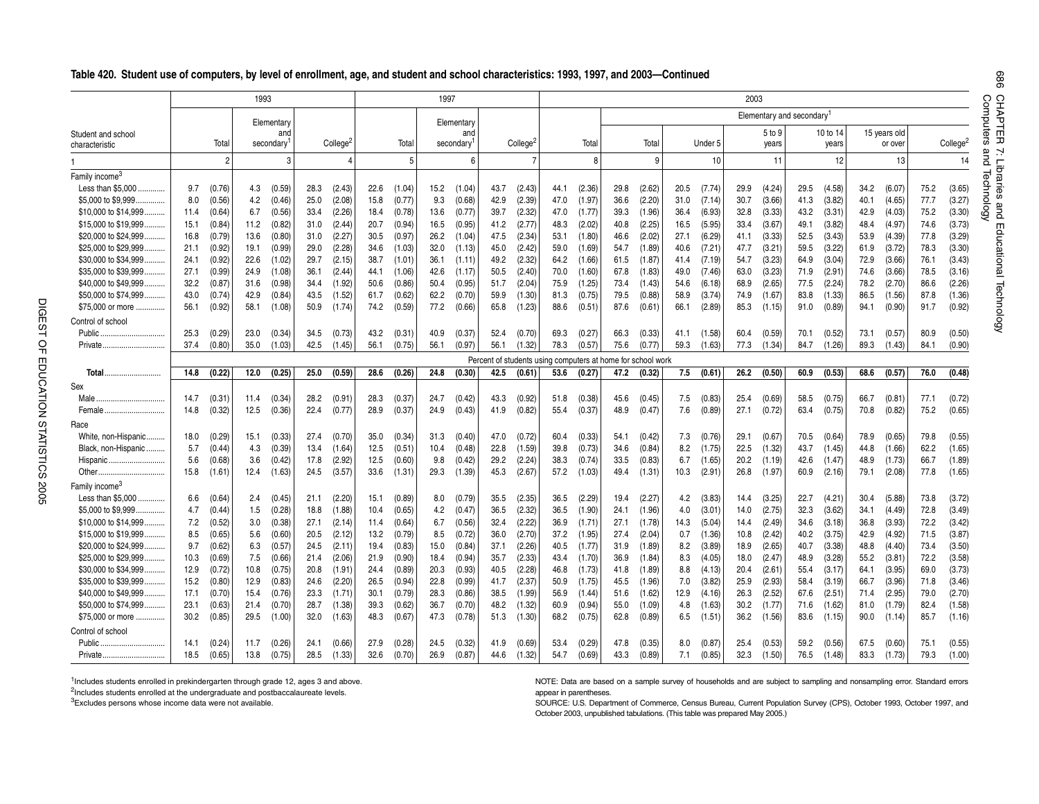## Table 420. Student use of computers, by level of enrollment, age, and student and school characteristics: 1993, 1997, and 2003—Continued

| Student and school characteristic | 1993 | | | | | | 1997 | | | | | | 2003 | | | | | | | | | | | | | | | |
|---|---|---|---|---|---|---|---|---|---|---|---|---|---|---|---|---|---|---|---|---|---|---|---|---|---|---|---|---|
| | | | | | | | | | | | | | | | Elementary and secondary[1] | | | | | | | | | | | | | |
| | Total | | Elementary and secondary[1] | | College[2] | | Total | | Elementary and secondary[1] | | College[2] | | Total | | Total | | Under 5 | | 5 to 9 years | | 10 to 14 years | | 15 years old or over | | College[2] | |
| 1 | 2 | | 3 | | 4 | | 5 | | 6 | | 7 | | 8 | | 9 | | 10 | | 11 | | 12 | | 13 | | 14 | |
| **Family income[3]** | | | | | | | | | | | | | | | | | | | | | | | | | | | | |
| Less than $5,000 | 9.7 | (0.76) | 4.3 | (0.59) | 28.3 | (2.43) | 22.6 | (1.04) | 15.2 | (1.04) | 43.7 | (2.43) | 44.1 | (2.36) | 29.8 | (2.62) | 20.5 | (7.74) | 29.9 | (4.24) | 29.5 | (4.58) | 34.2 | (6.07) | 75.2 | (3.65) |
| $5,000 to $9,999 | 8.0 | (0.56) | 4.2 | (0.46) | 25.0 | (2.08) | 15.8 | (0.77) | 9.3 | (0.68) | 42.9 | (2.39) | 47.0 | (1.97) | 36.6 | (2.20) | 31.0 | (7.14) | 30.7 | (3.66) | 41.3 | (3.82) | 40.1 | (4.65) | 77.7 | (3.27) |
| $10,000 to $14,999 | 11.4 | (0.64) | 6.7 | (0.56) | 33.4 | (2.26) | 18.4 | (0.78) | 13.6 | (0.77) | 39.7 | (2.32) | 47.0 | (1.77) | 39.3 | (1.96) | 36.4 | (6.93) | 32.8 | (3.33) | 43.2 | (3.31) | 42.9 | (4.03) | 75.2 | (3.30) |
| $15,000 to $19,999 | 15.1 | (0.84) | 11.2 | (0.82) | 31.0 | (2.44) | 20.7 | (0.94) | 16.5 | (0.95) | 41.2 | (2.77) | 48.3 | (2.02) | 40.8 | (2.25) | 16.5 | (5.95) | 33.4 | (3.67) | 49.1 | (3.82) | 48.4 | (4.97) | 74.6 | (3.73) |
| $20,000 to $24,999 | 16.8 | (0.79) | 13.6 | (0.80) | 31.0 | (2.27) | 30.5 | (0.97) | 26.2 | (1.04) | 47.5 | (2.34) | 53.1 | (1.80) | 46.6 | (2.02) | 27.1 | (6.29) | 41.1 | (3.33) | 52.5 | (3.43) | 53.9 | (4.39) | 77.8 | (3.29) |
| $25,000 to $29,999 | 21.1 | (0.92) | 19.1 | (0.99) | 29.0 | (2.28) | 34.6 | (1.03) | 32.0 | (1.13) | 45.0 | (2.42) | 59.0 | (1.69) | 54.7 | (1.89) | 40.6 | (7.21) | 47.7 | (3.21) | 59.5 | (3.22) | 61.9 | (3.72) | 78.3 | (3.30) |
| $30,000 to $34,999 | 24.1 | (0.92) | 22.6 | (1.02) | 29.7 | (2.15) | 38.7 | (1.01) | 36.1 | (1.11) | 49.2 | (2.32) | 64.2 | (1.66) | 61.5 | (1.87) | 41.4 | (7.19) | 54.7 | (3.23) | 64.9 | (3.04) | 72.9 | (3.66) | 76.1 | (3.43) |
| $35,000 to $39,999 | 27.1 | (0.99) | 24.9 | (1.08) | 36.1 | (2.44) | 44.1 | (1.06) | 42.6 | (1.17) | 50.5 | (2.40) | 70.0 | (1.60) | 67.8 | (1.83) | 49.0 | (7.46) | 63.0 | (3.23) | 71.9 | (2.91) | 74.6 | (3.66) | 78.5 | (3.16) |
| $40,000 to $49,999 | 32.2 | (0.87) | 31.6 | (0.98) | 34.4 | (1.92) | 50.6 | (0.86) | 50.4 | (0.95) | 51.7 | (2.04) | 75.9 | (1.25) | 73.4 | (1.43) | 54.6 | (6.18) | 68.9 | (2.65) | 77.5 | (2.24) | 78.2 | (2.70) | 86.6 | (2.26) |
| $50,000 to $74,999 | 43.0 | (0.74) | 42.9 | (0.84) | 43.5 | (1.52) | 61.7 | (0.62) | 62.2 | (0.70) | 59.9 | (1.30) | 81.3 | (0.75) | 79.5 | (0.88) | 58.9 | (3.74) | 74.9 | (1.67) | 83.8 | (1.33) | 86.5 | (1.56) | 87.8 | (1.36) |
| $75,000 or more | 56.1 | (0.92) | 58.1 | (1.08) | 50.9 | (1.74) | 74.2 | (0.59) | 77.2 | (0.66) | 65.8 | (1.23) | 88.6 | (0.51) | 87.6 | (0.61) | 66.1 | (2.89) | 85.3 | (1.15) | 91.0 | (0.89) | 94.1 | (0.90) | 91.7 | (0.92) |
| **Control of school** | | | | | | | | | | | | | | | | | | | | | | | | | | | | |
| Public | 25.3 | (0.29) | 23.0 | (0.34) | 34.5 | (0.73) | 43.2 | (0.31) | 40.9 | (0.37) | 52.4 | (0.70) | 69.3 | (0.27) | 66.3 | (0.33) | 41.1 | (1.58) | 60.4 | (0.59) | 70.1 | (0.52) | 73.1 | (0.57) | 80.9 | (0.50) |
| Private | 37.4 | (0.80) | 35.0 | (1.03) | 42.5 | (1.45) | 56.1 | (0.75) | 56.1 | (0.97) | 56.1 | (1.32) | 78.3 | (0.57) | 75.6 | (0.77) | 59.3 | (1.63) | 77.3 | (1.34) | 84.7 | (1.26) | 89.3 | (1.43) | 84.1 | (0.90) |
| | Percent of students using computers at home for school work | | | | | | | | | | | | | | | | | | | | | | | | | | | |
| **Total** | **14.8** | **(0.22)** | **12.0** | **(0.25)** | **25.0** | **(0.59)** | **28.6** | **(0.26)** | **24.8** | **(0.30)** | **42.5** | **(0.61)** | **53.6** | **(0.27)** | **47.2** | **(0.32)** | **7.5** | **(0.61)** | **26.2** | **(0.50)** | **60.9** | **(0.53)** | **68.6** | **(0.57)** | **76.0** | **(0.48)** |
| **Sex** | | | | | | | | | | | | | | | | | | | | | | | | | | | | |
| Male | 14.7 | (0.31) | 11.4 | (0.34) | 28.2 | (0.91) | 28.3 | (0.37) | 24.7 | (0.42) | 43.3 | (0.92) | 51.8 | (0.38) | 45.6 | (0.45) | 7.5 | (0.83) | 25.4 | (0.69) | 58.5 | (0.75) | 66.7 | (0.81) | 77.1 | (0.72) |
| Female | 14.8 | (0.32) | 12.5 | (0.36) | 22.4 | (0.77) | 28.9 | (0.37) | 24.9 | (0.43) | 41.9 | (0.82) | 55.4 | (0.37) | 48.9 | (0.47) | 7.6 | (0.89) | 27.1 | (0.72) | 63.4 | (0.75) | 70.8 | (0.82) | 75.2 | (0.65) |
| **Race** | | | | | | | | | | | | | | | | | | | | | | | | | | | | |
| White, non-Hispanic | 18.0 | (0.29) | 15.1 | (0.33) | 27.4 | (0.70) | 35.0 | (0.34) | 31.3 | (0.40) | 47.0 | (0.72) | 60.4 | (0.33) | 54.1 | (0.42) | 7.3 | (0.76) | 29.1 | (0.67) | 70.5 | (0.64) | 78.9 | (0.65) | 79.8 | (0.55) |
| Black, non-Hispanic | 5.7 | (0.44) | 4.3 | (0.39) | 13.4 | (1.64) | 12.5 | (0.51) | 10.4 | (0.48) | 22.8 | (1.59) | 39.8 | (0.73) | 34.6 | (0.84) | 8.2 | (1.75) | 22.5 | (1.32) | 43.7 | (1.45) | 44.8 | (1.66) | 62.2 | (1.65) |
| Hispanic | 5.6 | (0.68) | 3.6 | (0.42) | 17.8 | (2.92) | 12.5 | (0.60) | 9.8 | (0.42) | 29.2 | (2.24) | 38.3 | (0.74) | 33.5 | (0.83) | 6.7 | (1.65) | 20.2 | (1.19) | 42.6 | (1.47) | 48.9 | (1.73) | 66.7 | (1.89) |
| Other | 15.8 | (1.61) | 12.4 | (1.63) | 24.5 | (3.57) | 33.6 | (1.31) | 29.3 | (1.39) | 45.3 | (2.67) | 57.2 | (1.03) | 49.4 | (1.31) | 10.3 | (2.91) | 26.8 | (1.97) | 60.9 | (2.16) | 79.1 | (2.08) | 77.8 | (1.65) |
| **Family income[3]** | | | | | | | | | | | | | | | | | | | | | | | | | | | | |
| Less than $5,000 | 6.6 | (0.64) | 2.4 | (0.45) | 21.1 | (2.20) | 15.1 | (0.89) | 8.0 | (0.79) | 35.5 | (2.35) | 36.5 | (2.29) | 19.4 | (2.27) | 4.2 | (3.83) | 14.4 | (3.25) | 22.7 | (4.21) | 30.4 | (5.88) | 73.8 | (3.72) |
| $5,000 to $9,999 | 4.7 | (0.44) | 1.5 | (0.28) | 18.8 | (1.88) | 10.4 | (0.65) | 4.2 | (0.47) | 36.5 | (2.32) | 36.5 | (1.90) | 24.1 | (1.96) | 4.0 | (3.01) | 14.0 | (2.75) | 32.3 | (3.62) | 34.1 | (4.49) | 72.8 | (3.49) |
| $10,000 to $14,999 | 7.2 | (0.52) | 3.0 | (0.38) | 27.1 | (2.14) | 11.4 | (0.64) | 6.7 | (0.56) | 32.4 | (2.22) | 36.9 | (1.71) | 27.1 | (1.78) | 14.3 | (5.04) | 14.4 | (2.49) | 34.6 | (3.18) | 36.8 | (3.93) | 72.2 | (3.42) |
| $15,000 to $19,999 | 8.5 | (0.65) | 5.6 | (0.60) | 20.5 | (2.12) | 13.2 | (0.79) | 8.5 | (0.72) | 36.0 | (2.70) | 37.2 | (1.95) | 27.4 | (2.04) | 0.7 | (1.36) | 10.8 | (2.42) | 40.2 | (3.75) | 42.9 | (4.92) | 71.5 | (3.87) |
| $20,000 to $24,999 | 9.7 | (0.62) | 6.3 | (0.57) | 24.5 | (2.11) | 19.4 | (0.83) | 15.0 | (0.84) | 37.1 | (2.26) | 40.5 | (1.77) | 31.9 | (1.89) | 8.2 | (3.89) | 18.9 | (2.65) | 40.7 | (3.38) | 48.8 | (4.40) | 73.4 | (3.50) |
| $25,000 to $29,999 | 10.3 | (0.69) | 7.5 | (0.66) | 21.4 | (2.06) | 21.9 | (0.90) | 18.4 | (0.94) | 35.7 | (2.33) | 43.4 | (1.70) | 36.9 | (1.84) | 8.3 | (4.05) | 18.0 | (2.47) | 48.9 | (3.28) | 55.2 | (3.81) | 72.2 | (3.58) |
| $30,000 to $34,999 | 12.9 | (0.72) | 10.8 | (0.75) | 20.8 | (1.91) | 24.4 | (0.89) | 20.3 | (0.93) | 40.5 | (2.28) | 46.8 | (1.73) | 41.8 | (1.89) | 8.8 | (4.13) | 20.4 | (2.61) | 55.4 | (3.17) | 64.1 | (3.95) | 69.0 | (3.73) |
| $35,000 to $39,999 | 15.2 | (0.80) | 12.9 | (0.83) | 24.6 | (2.20) | 26.5 | (0.94) | 22.8 | (0.99) | 41.7 | (2.37) | 50.9 | (1.75) | 45.5 | (1.96) | 7.0 | (3.82) | 25.9 | (2.93) | 58.4 | (3.19) | 66.7 | (3.96) | 71.8 | (3.46) |
| $40,000 to $49,999 | 17.1 | (0.70) | 15.4 | (0.76) | 23.3 | (1.71) | 30.1 | (0.79) | 28.3 | (0.86) | 38.5 | (1.99) | 56.9 | (1.44) | 51.6 | (1.62) | 12.9 | (4.16) | 26.3 | (2.52) | 67.6 | (2.51) | 71.4 | (2.95) | 79.0 | (2.70) |
| $50,000 to $74,999 | 23.1 | (0.63) | 21.4 | (0.70) | 28.7 | (1.38) | 39.3 | (0.62) | 36.7 | (0.70) | 48.2 | (1.32) | 60.9 | (0.94) | 55.0 | (1.09) | 4.8 | (1.63) | 30.2 | (1.77) | 71.6 | (1.62) | 81.0 | (1.79) | 82.4 | (1.58) |
| $75,000 or more | 30.2 | (0.85) | 29.5 | (1.00) | 32.0 | (1.63) | 48.3 | (0.67) | 47.3 | (0.78) | 51.3 | (1.30) | 68.2 | (0.75) | 62.8 | (0.89) | 6.5 | (1.51) | 36.2 | (1.56) | 83.6 | (1.15) | 90.0 | (1.14) | 85.7 | (1.16) |
| **Control of school** | | | | | | | | | | | | | | | | | | | | | | | | | | | | |
| Public | 14.1 | (0.24) | 11.7 | (0.26) | 24.1 | (0.66) | 27.9 | (0.28) | 24.5 | (0.32) | 41.9 | (0.69) | 53.4 | (0.29) | 47.8 | (0.35) | 8.0 | (0.87) | 25.4 | (0.53) | 59.2 | (0.56) | 67.5 | (0.60) | 75.1 | (0.55) |
| Private | 18.5 | (0.65) | 13.8 | (0.75) | 28.5 | (1.33) | 32.6 | (0.70) | 26.9 | (0.87) | 44.6 | (1.32) | 54.7 | (0.69) | 43.3 | (0.89) | 7.1 | (0.85) | 32.3 | (1.50) | 76.5 | (1.48) | 83.3 | (1.73) | 79.3 | (1.00) |

[1] Includes students enrolled in prekindergarten through grade 12, ages 3 and above.
[2] Includes students enrolled at the undergraduate and postbaccalaureate levels.
[3] Excludes persons whose income data were not available.

NOTE: Data are based on a sample survey of households and are subject to sampling and nonsampling error. Standard errors appear in parentheses.

SOURCE: U.S. Department of Commerce, Census Bureau, Current Population Survey (CPS), October 1993, October 1997, and October 2003, unpublished tabulations. (This table was prepared May 2005.)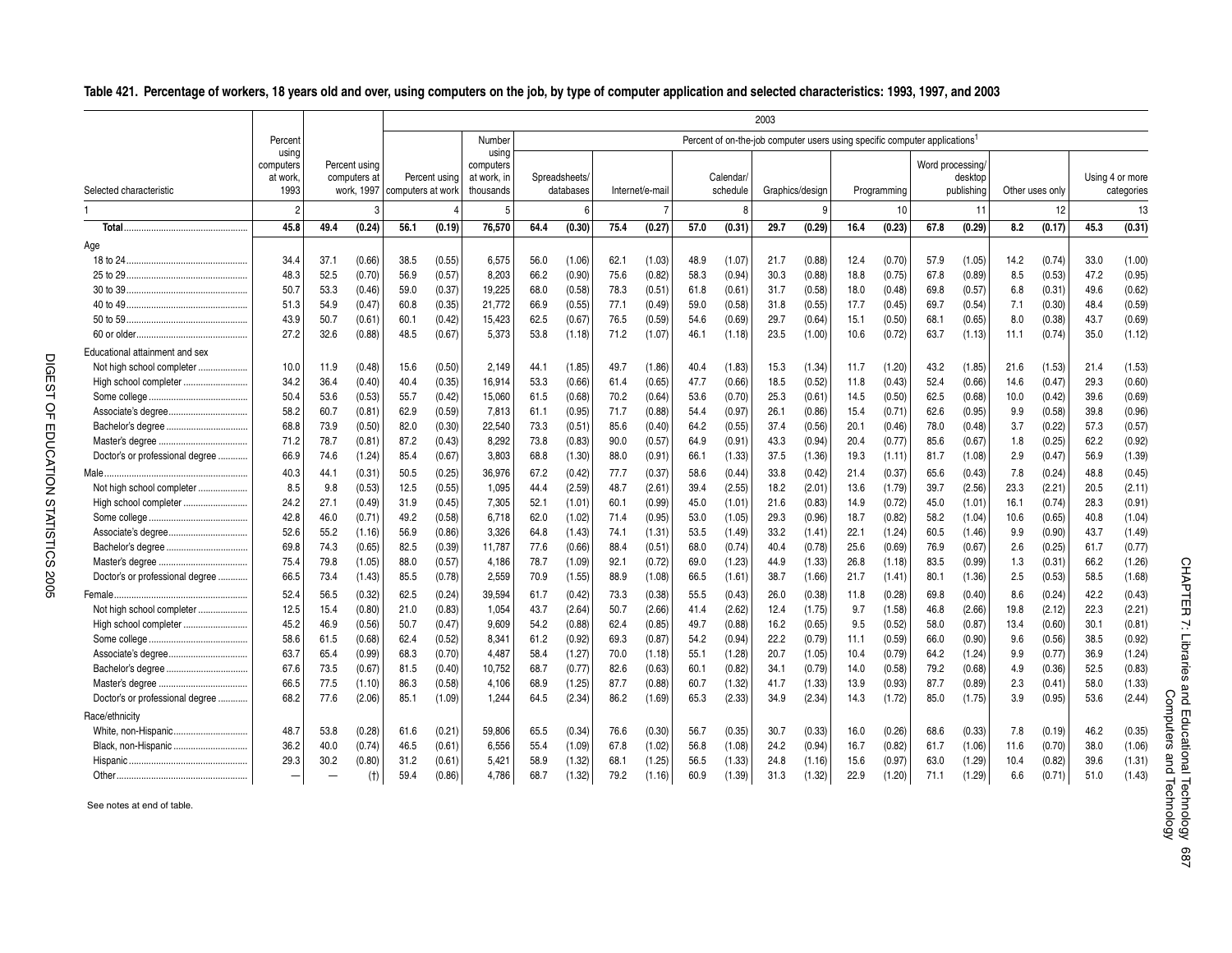**Table 421. Percentage of workers, 18 years old and over, using computers on the job, by type of computer application and selected characteristics: 1993, 1997, and 2003**

| Selected characteristic | Percent using computers at work, 1993 | Percent using computers at work, 1997 | | 2003: Percent using computers at work | | 2003: Number using computers at work, in thousands | Percent of on-the-job computer users using specific computer applications[1]: Spreadsheets/ databases | | Internet/e-mail | | Calendar/ schedule | | Graphics/design | | Programming | | Word processing/ desktop publishing | | Other uses only | | Using 4 or more categories | |
|---|---|---|---|---|---|---|---|---|---|---|---|---|---|---|---|---|---|---|---|---|---|---|
| 1 | 2 | 3 | | 4 | | 5 | 6 | | 7 | | 8 | | 9 | | 10 | | 11 | | 12 | | 13 | |
| **Total** | **45.8** | **49.4** | **(0.24)** | **56.1** | **(0.19)** | **76,570** | **64.4** | **(0.30)** | **75.4** | **(0.27)** | **57.0** | **(0.31)** | **29.7** | **(0.29)** | **16.4** | **(0.23)** | **67.8** | **(0.29)** | **8.2** | **(0.17)** | **45.3** | **(0.31)** |
| Age | | | | | | | | | | | | | | | | | | | | | | |
| 18 to 24 | 34.4 | 37.1 | (0.66) | 38.5 | (0.55) | 6,575 | 56.0 | (1.06) | 62.1 | (1.03) | 48.9 | (1.07) | 21.7 | (0.88) | 12.4 | (0.70) | 57.9 | (1.05) | 14.2 | (0.74) | 33.0 | (1.00) |
| 25 to 29 | 48.3 | 52.5 | (0.70) | 56.9 | (0.57) | 8,203 | 66.2 | (0.90) | 75.6 | (0.82) | 58.3 | (0.94) | 30.3 | (0.88) | 18.8 | (0.75) | 67.8 | (0.89) | 8.5 | (0.53) | 47.2 | (0.95) |
| 30 to 39 | 50.7 | 53.3 | (0.46) | 59.0 | (0.37) | 19,225 | 68.0 | (0.58) | 78.3 | (0.51) | 61.8 | (0.61) | 31.7 | (0.58) | 18.0 | (0.48) | 69.8 | (0.57) | 6.8 | (0.31) | 49.6 | (0.62) |
| 40 to 49 | 51.3 | 54.9 | (0.47) | 60.8 | (0.35) | 21,772 | 66.9 | (0.55) | 77.1 | (0.49) | 59.0 | (0.58) | 31.8 | (0.55) | 17.7 | (0.45) | 69.7 | (0.54) | 7.1 | (0.30) | 48.4 | (0.59) |
| 50 to 59 | 43.9 | 50.7 | (0.61) | 60.1 | (0.42) | 15,423 | 62.5 | (0.67) | 76.5 | (0.59) | 54.6 | (0.69) | 29.7 | (0.64) | 15.1 | (0.50) | 68.1 | (0.65) | 8.0 | (0.38) | 43.7 | (0.69) |
| 60 or older | 27.2 | 32.6 | (0.88) | 48.5 | (0.67) | 5,373 | 53.8 | (1.18) | 71.2 | (1.07) | 46.1 | (1.18) | 23.5 | (1.00) | 10.6 | (0.72) | 63.7 | (1.13) | 11.1 | (0.74) | 35.0 | (1.12) |
| Educational attainment and sex | | | | | | | | | | | | | | | | | | | | | | |
| Not high school completer | 10.0 | 11.9 | (0.48) | 15.6 | (0.50) | 2,149 | 44.1 | (1.85) | 49.7 | (1.86) | 40.4 | (1.83) | 15.3 | (1.34) | 11.7 | (1.20) | 43.2 | (1.85) | 21.6 | (1.53) | 21.4 | (1.53) |
| High school completer | 34.2 | 36.4 | (0.40) | 40.4 | (0.35) | 16,914 | 53.3 | (0.66) | 61.4 | (0.65) | 47.7 | (0.66) | 18.5 | (0.52) | 11.8 | (0.43) | 52.4 | (0.66) | 14.6 | (0.47) | 29.3 | (0.60) |
| Some college | 50.4 | 53.6 | (0.53) | 55.7 | (0.42) | 15,060 | 61.5 | (0.68) | 70.2 | (0.64) | 53.6 | (0.70) | 25.3 | (0.61) | 14.5 | (0.50) | 62.5 | (0.68) | 10.0 | (0.42) | 39.6 | (0.69) |
| Associate's degree | 58.2 | 60.7 | (0.81) | 62.9 | (0.59) | 7,813 | 61.1 | (0.95) | 71.7 | (0.88) | 54.4 | (0.97) | 26.1 | (0.86) | 15.4 | (0.71) | 62.6 | (0.95) | 9.9 | (0.58) | 39.8 | (0.96) |
| Bachelor's degree | 68.8 | 73.9 | (0.50) | 82.0 | (0.30) | 22,540 | 73.3 | (0.51) | 85.6 | (0.40) | 64.2 | (0.55) | 37.4 | (0.56) | 20.1 | (0.46) | 78.0 | (0.48) | 3.7 | (0.22) | 57.3 | (0.57) |
| Master's degree | 71.2 | 78.7 | (0.81) | 87.2 | (0.43) | 8,292 | 73.8 | (0.83) | 90.0 | (0.57) | 64.9 | (0.91) | 43.3 | (0.94) | 20.4 | (0.77) | 85.6 | (0.67) | 1.8 | (0.25) | 62.2 | (0.92) |
| Doctor's or professional degree | 66.9 | 74.6 | (1.24) | 85.4 | (0.67) | 3,803 | 68.8 | (1.30) | 88.0 | (0.91) | 66.1 | (1.33) | 37.5 | (1.36) | 19.3 | (1.11) | 81.7 | (1.08) | 2.9 | (0.47) | 56.9 | (1.39) |
| Male | 40.3 | 44.1 | (0.31) | 50.5 | (0.25) | 36,976 | 67.2 | (0.42) | 77.7 | (0.37) | 58.6 | (0.44) | 33.8 | (0.42) | 21.4 | (0.37) | 65.6 | (0.43) | 7.8 | (0.24) | 48.8 | (0.45) |
| Not high school completer | 8.5 | 9.8 | (0.53) | 12.5 | (0.55) | 1,095 | 44.4 | (2.59) | 48.7 | (2.61) | 39.4 | (2.55) | 18.2 | (2.01) | 13.6 | (1.79) | 39.7 | (2.56) | 23.3 | (2.21) | 20.5 | (2.11) |
| High school completer | 24.2 | 27.1 | (0.49) | 31.9 | (0.45) | 7,305 | 52.1 | (1.01) | 60.1 | (0.99) | 45.0 | (1.01) | 21.6 | (0.83) | 14.9 | (0.72) | 45.0 | (1.01) | 16.1 | (0.74) | 28.3 | (0.91) |
| Some college | 42.8 | 46.0 | (0.71) | 49.2 | (0.58) | 6,718 | 62.0 | (1.02) | 71.4 | (0.95) | 53.0 | (1.05) | 29.3 | (0.96) | 18.7 | (0.82) | 58.2 | (1.04) | 10.6 | (0.65) | 40.8 | (1.04) |
| Associate's degree | 52.6 | 55.2 | (1.16) | 56.9 | (0.86) | 3,326 | 64.8 | (1.43) | 74.1 | (1.31) | 53.5 | (1.49) | 33.2 | (1.41) | 22.1 | (1.24) | 60.5 | (1.46) | 9.9 | (0.90) | 43.7 | (1.49) |
| Bachelor's degree | 69.8 | 74.3 | (0.65) | 82.5 | (0.39) | 11,787 | 77.6 | (0.66) | 88.4 | (0.51) | 68.0 | (0.74) | 40.4 | (0.78) | 25.6 | (0.69) | 76.9 | (0.67) | 2.6 | (0.25) | 61.7 | (0.77) |
| Master's degree | 75.4 | 79.8 | (1.05) | 88.0 | (0.57) | 4,186 | 78.7 | (1.09) | 92.1 | (0.72) | 69.0 | (1.23) | 44.9 | (1.33) | 26.8 | (1.18) | 83.5 | (0.99) | 1.3 | (0.31) | 66.2 | (1.26) |
| Doctor's or professional degree | 66.5 | 73.4 | (1.43) | 85.5 | (0.78) | 2,559 | 70.9 | (1.55) | 88.9 | (1.08) | 66.5 | (1.61) | 38.7 | (1.66) | 21.7 | (1.41) | 80.1 | (1.36) | 2.5 | (0.53) | 58.5 | (1.68) |
| Female | 52.4 | 56.5 | (0.32) | 62.5 | (0.24) | 39,594 | 61.7 | (0.42) | 73.3 | (0.38) | 55.5 | (0.43) | 26.0 | (0.38) | 11.8 | (0.28) | 69.8 | (0.40) | 8.6 | (0.24) | 42.2 | (0.43) |
| Not high school completer | 12.5 | 15.4 | (0.80) | 21.0 | (0.83) | 1,054 | 43.7 | (2.64) | 50.7 | (2.66) | 41.4 | (2.62) | 12.4 | (1.75) | 9.7 | (1.58) | 46.8 | (2.66) | 19.8 | (2.12) | 22.3 | (2.21) |
| High school completer | 45.2 | 46.9 | (0.56) | 50.7 | (0.47) | 9,609 | 54.2 | (0.88) | 62.4 | (0.85) | 49.7 | (0.88) | 16.2 | (0.65) | 9.5 | (0.52) | 58.0 | (0.87) | 13.4 | (0.60) | 30.1 | (0.81) |
| Some college | 58.6 | 61.5 | (0.68) | 62.4 | (0.52) | 8,341 | 61.2 | (0.92) | 69.3 | (0.87) | 54.2 | (0.94) | 22.2 | (0.79) | 11.1 | (0.59) | 66.0 | (0.90) | 9.6 | (0.56) | 38.5 | (0.92) |
| Associate's degree | 63.7 | 65.4 | (0.99) | 68.3 | (0.70) | 4,487 | 58.4 | (1.27) | 70.0 | (1.18) | 55.1 | (1.28) | 20.7 | (1.05) | 10.4 | (0.79) | 64.2 | (1.24) | 9.9 | (0.77) | 36.9 | (1.24) |
| Bachelor's degree | 67.6 | 73.5 | (0.67) | 81.5 | (0.40) | 10,752 | 68.7 | (0.77) | 82.6 | (0.63) | 60.1 | (0.82) | 34.1 | (0.79) | 14.0 | (0.58) | 79.2 | (0.68) | 4.9 | (0.36) | 52.5 | (0.83) |
| Master's degree | 66.5 | 77.5 | (1.10) | 86.3 | (0.58) | 4,106 | 68.9 | (1.25) | 87.7 | (0.88) | 60.7 | (1.32) | 41.7 | (1.33) | 13.9 | (0.93) | 87.7 | (0.89) | 2.3 | (0.41) | 58.0 | (1.33) |
| Doctor's or professional degree | 68.2 | 77.6 | (2.06) | 85.1 | (1.09) | 1,244 | 64.5 | (2.34) | 86.2 | (1.69) | 65.3 | (2.33) | 34.9 | (2.34) | 14.3 | (1.72) | 85.0 | (1.75) | 3.9 | (0.95) | 53.6 | (2.44) |
| Race/ethnicity | | | | | | | | | | | | | | | | | | | | | | |
| White, non-Hispanic | 48.7 | 53.8 | (0.28) | 61.6 | (0.21) | 59,806 | 65.5 | (0.34) | 76.6 | (0.30) | 56.7 | (0.35) | 30.7 | (0.33) | 16.0 | (0.26) | 68.6 | (0.33) | 7.8 | (0.19) | 46.2 | (0.35) |
| Black, non-Hispanic | 36.2 | 40.0 | (0.74) | 46.5 | (0.61) | 6,556 | 55.4 | (1.09) | 67.8 | (1.02) | 56.8 | (1.08) | 24.2 | (0.94) | 16.7 | (0.82) | 61.7 | (1.06) | 11.6 | (0.70) | 38.0 | (1.06) |
| Hispanic | 29.3 | 30.2 | (0.80) | 31.2 | (0.61) | 5,421 | 58.9 | (1.32) | 68.1 | (1.25) | 56.5 | (1.33) | 24.8 | (1.16) | 15.6 | (0.97) | 63.0 | (1.29) | 10.4 | (0.82) | 39.6 | (1.31) |
| Other | — | — | (†) | 59.4 | (0.86) | 4,786 | 68.7 | (1.32) | 79.2 | (1.16) | 60.9 | (1.39) | 31.3 | (1.32) | 22.9 | (1.20) | 71.1 | (1.29) | 6.6 | (0.71) | 51.0 | (1.43) |

See notes at end of table.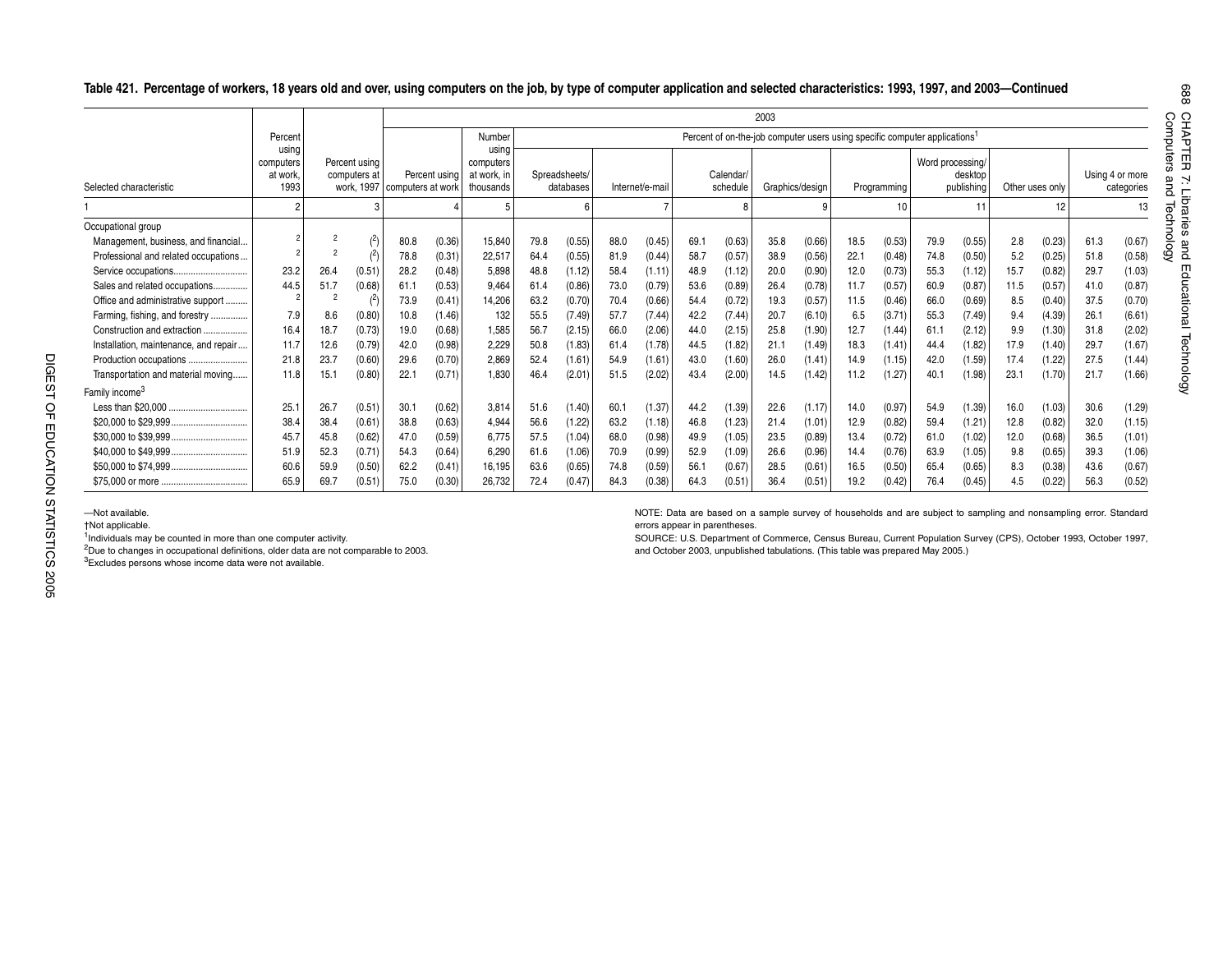## Table 421. Percentage of workers, 18 years old and over, using computers on the job, by type of computer application and selected characteristics: 1993, 1997, and 2003—Continued

| Selected characteristic | Percent using computers at work, 1993 | Percent using computers at work, 1997 | | 2003 Percent using computers at work | | 2003 Number using computers at work, in thousands | Spreadsheets/ databases | | Internet/e-mail | | Calendar/ schedule | | Graphics/design | | Programming | | Word processing/ desktop publishing | | Other uses only | | Using 4 or more categories | |
|---|---|---|---|---|---|---|---|---|---|---|---|---|---|---|---|---|---|---|---|---|---|---|
| | | | | | | | Percent of on-the-job computer users using specific computer applications[1] | | | | | | | | | | | | | | | |
| 1 | 2 | 3 | | 4 | | 5 | 6 | | 7 | | 8 | | 9 | | 10 | | 11 | | 12 | | 13 | |
| Occupational group | | | | | | | | | | | | | | | | | | | | | | |
| Management, business, and financial | [2] | [2] | ([2]) | 80.8 | (0.36) | 15,840 | 79.8 | (0.55) | 88.0 | (0.45) | 69.1 | (0.63) | 35.8 | (0.66) | 18.5 | (0.53) | 79.9 | (0.55) | 2.8 | (0.23) | 61.3 | (0.67) |
| Professional and related occupations | [2] | [2] | ([2]) | 78.8 | (0.31) | 22,517 | 64.4 | (0.55) | 81.9 | (0.44) | 58.7 | (0.57) | 38.9 | (0.56) | 22.1 | (0.48) | 74.8 | (0.50) | 5.2 | (0.25) | 51.8 | (0.58) |
| Service occupations | 23.2 | 26.4 | (0.51) | 28.2 | (0.48) | 5,898 | 48.8 | (1.12) | 58.4 | (1.11) | 48.9 | (1.12) | 20.0 | (0.90) | 12.0 | (0.73) | 55.3 | (1.12) | 15.7 | (0.82) | 29.7 | (1.03) |
| Sales and related occupations | 44.5 | 51.7 | (0.68) | 61.1 | (0.53) | 9,464 | 61.4 | (0.86) | 73.0 | (0.79) | 53.6 | (0.89) | 26.4 | (0.78) | 11.7 | (0.57) | 60.9 | (0.87) | 11.5 | (0.57) | 41.0 | (0.87) |
| Office and administrative support | [2] | [2] | ([2]) | 73.9 | (0.41) | 14,206 | 63.2 | (0.70) | 70.4 | (0.66) | 54.4 | (0.72) | 19.3 | (0.57) | 11.5 | (0.46) | 66.0 | (0.69) | 8.5 | (0.40) | 37.5 | (0.70) |
| Farming, fishing, and forestry | 7.9 | 8.6 | (0.80) | 10.8 | (1.46) | 132 | 55.5 | (7.49) | 57.7 | (7.44) | 42.2 | (7.44) | 20.7 | (6.10) | 6.5 | (3.71) | 55.3 | (7.49) | 9.4 | (4.39) | 26.1 | (6.61) |
| Construction and extraction | 16.4 | 18.7 | (0.73) | 19.0 | (0.68) | 1,585 | 56.7 | (2.15) | 66.0 | (2.06) | 44.0 | (2.15) | 25.8 | (1.90) | 12.7 | (1.44) | 61.1 | (2.12) | 9.9 | (1.30) | 31.8 | (2.02) |
| Installation, maintenance, and repair | 11.7 | 12.6 | (0.79) | 42.0 | (0.98) | 2,229 | 50.8 | (1.83) | 61.4 | (1.78) | 44.5 | (1.82) | 21.1 | (1.49) | 18.3 | (1.41) | 44.4 | (1.82) | 17.9 | (1.40) | 29.7 | (1.67) |
| Production occupations | 21.8 | 23.7 | (0.60) | 29.6 | (0.70) | 2,869 | 52.4 | (1.61) | 54.9 | (1.61) | 43.0 | (1.60) | 26.0 | (1.41) | 14.9 | (1.15) | 42.0 | (1.59) | 17.4 | (1.22) | 27.5 | (1.44) |
| Transportation and material moving | 11.8 | 15.1 | (0.80) | 22.1 | (0.71) | 1,830 | 46.4 | (2.01) | 51.5 | (2.02) | 43.4 | (2.00) | 14.5 | (1.42) | 11.2 | (1.27) | 40.1 | (1.98) | 23.1 | (1.70) | 21.7 | (1.66) |
| Family income[3] | | | | | | | | | | | | | | | | | | | | | | |
| Less than $20,000 | 25.1 | 26.7 | (0.51) | 30.1 | (0.62) | 3,814 | 51.6 | (1.40) | 60.1 | (1.37) | 44.2 | (1.39) | 22.6 | (1.17) | 14.0 | (0.97) | 54.9 | (1.39) | 16.0 | (1.03) | 30.6 | (1.29) |
| $20,000 to $29,999 | 38.4 | 38.4 | (0.61) | 38.8 | (0.63) | 4,944 | 56.6 | (1.22) | 63.2 | (1.18) | 46.8 | (1.23) | 21.4 | (1.01) | 12.9 | (0.82) | 59.4 | (1.21) | 12.8 | (0.82) | 32.0 | (1.15) |
| $30,000 to $39,999 | 45.7 | 45.8 | (0.62) | 47.0 | (0.59) | 6,775 | 57.5 | (1.04) | 68.0 | (0.98) | 49.9 | (1.05) | 23.5 | (0.89) | 13.4 | (0.72) | 61.0 | (1.02) | 12.0 | (0.68) | 36.5 | (1.01) |
| $40,000 to $49,999 | 51.9 | 52.3 | (0.71) | 54.3 | (0.64) | 6,290 | 61.6 | (1.06) | 70.9 | (0.99) | 52.9 | (1.09) | 26.6 | (0.96) | 14.4 | (0.76) | 63.9 | (1.05) | 9.8 | (0.65) | 39.3 | (1.06) |
| $50,000 to $74,999 | 60.6 | 59.9 | (0.50) | 62.2 | (0.41) | 16,195 | 63.6 | (0.65) | 74.8 | (0.59) | 56.1 | (0.67) | 28.5 | (0.61) | 16.5 | (0.50) | 65.4 | (0.65) | 8.3 | (0.38) | 43.6 | (0.67) |
| $75,000 or more | 65.9 | 69.7 | (0.51) | 75.0 | (0.30) | 26,732 | 72.4 | (0.47) | 84.3 | (0.38) | 64.3 | (0.51) | 36.4 | (0.51) | 19.2 | (0.42) | 76.4 | (0.45) | 4.5 | (0.22) | 56.3 | (0.52) |

—Not available.
†Not applicable.
[1]Individuals may be counted in more than one computer activity.
[2]Due to changes in occupational definitions, older data are not comparable to 2003.
[3]Excludes persons whose income data were not available.

NOTE: Data are based on a sample survey of households and are subject to sampling and nonsampling error. Standard errors appear in parentheses.

SOURCE: U.S. Department of Commerce, Census Bureau, Current Population Survey (CPS), October 1993, October 1997, and October 2003, unpublished tabulations. (This table was prepared May 2005.)